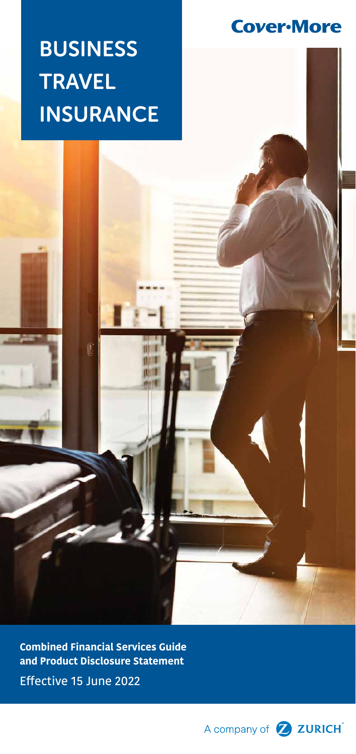Cover-More

# BUSINESS TRAVEL INSURANCE

**Combined Financial Services Guide and Product Disclosure Statement**

Effective 15 June 2022

A company of ZURICH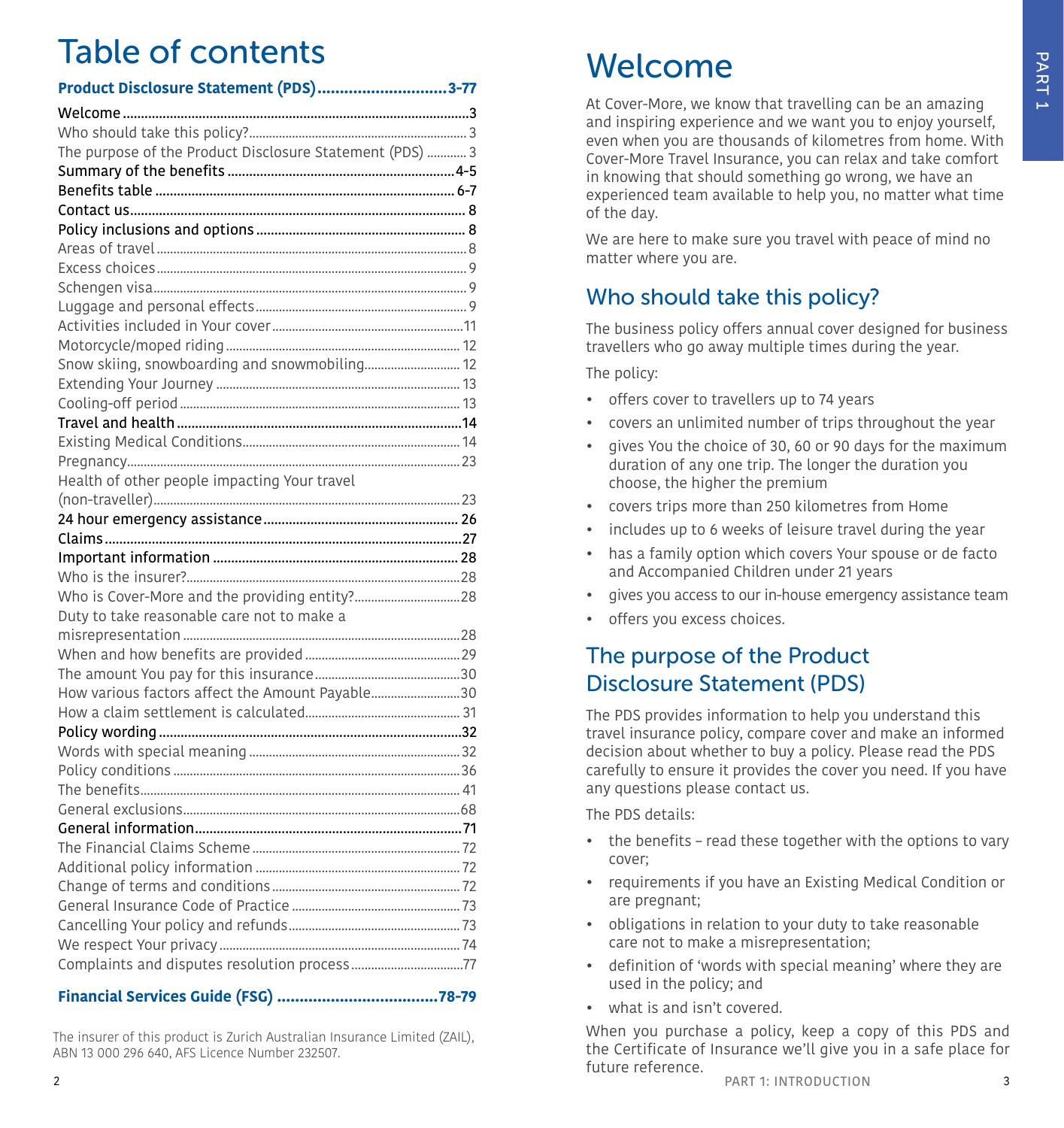# Table of contents

**Product Disclosure Statement (PDS) .............................3-77**

**Welcome ...................................................................................................3**

Who should take this policy? ............................................................... 3

The purpose of the Product Disclosure Statement (PDS) ............ 3

**Summary of the benefits ..............................................................4-5**

**Benefits table ...................................................................................... 6-7**

**Contact us ................................................................................................ 8**

**Policy inclusions and options .......................................................... 8**

Areas of travel ............................................................................................. 8

Excess choices ............................................................................................. 9

Schengen visa ............................................................................................... 9

Luggage and personal effects ................................................................ 9

Activities included in Your cover .........................................................11

Motorcycle/moped riding ...................................................................... 12

Snow skiing, snowboarding and snowmobiling ............................. 12

Extending Your Journey ......................................................................... 13

Cooling-off period ..................................................................................... 13

**Travel and health ...............................................................................14**

Existing Medical Conditions ................................................................. 14

Pregnancy .................................................................................................... 23

Health of other people impacting Your travel (non-traveller) ............................................................................................. 23

**24 hour emergency assistance ...................................................... 26**

**Claims ...................................................................................................27**

**Important information .................................................................... 28**

Who is the insurer? ..................................................................................28

Who is Cover-More and the providing entity? ................................28

Duty to take reasonable care not to make a misrepresentation ....................................................................................28

When and how benefits are provided ...............................................29

The amount You pay for this insurance ............................................30

How various factors affect the Amount Payable ...........................30

How a claim settlement is calculated ............................................... 31

**Policy wording .....................................................................................32**

Words with special meaning ................................................................32

Policy conditions .......................................................................................36

The benefits ................................................................................................ 41

General exclusions ....................................................................................68

**General information ...........................................................................71**

The Financial Claims Scheme ............................................................... 72

Additional policy information .............................................................. 72

Change of terms and conditions ......................................................... 72

General Insurance Code of Practice ................................................... 73

Cancelling Your policy and refunds .................................................... 73

We respect Your privacy ........................................................................ 74

Complaints and disputes resolution process ..................................77

**Financial Services Guide (FSG) ....................................78-79**

The insurer of this product is Zurich Australian Insurance Limited (ZAIL), ABN 13 000 296 640, AFS Licence Number 232507.

# Welcome

At Cover-More, we know that travelling can be an amazing and inspiring experience and we want you to enjoy yourself, even when you are thousands of kilometres from home. With Cover-More Travel Insurance, you can relax and take comfort in knowing that should something go wrong, we have an experienced team available to help you, no matter what time of the day.

We are here to make sure you travel with peace of mind no matter where you are.

## Who should take this policy?

The business policy offers annual cover designed for business travellers who go away multiple times during the year.

The policy:

- offers cover to travellers up to 74 years
- covers an unlimited number of trips throughout the year
- gives You the choice of 30, 60 or 90 days for the maximum duration of any one trip. The longer the duration you choose, the higher the premium
- covers trips more than 250 kilometres from Home
- includes up to 6 weeks of leisure travel during the year
- has a family option which covers Your spouse or de facto and Accompanied Children under 21 years
- gives you access to our in-house emergency assistance team
- offers you excess choices.

## The purpose of the Product Disclosure Statement (PDS)

The PDS provides information to help you understand this travel insurance policy, compare cover and make an informed decision about whether to buy a policy. Please read the PDS carefully to ensure it provides the cover you need. If you have any questions please contact us.

The PDS details:

- the benefits – read these together with the options to vary cover;
- requirements if you have an Existing Medical Condition or are pregnant;
- obligations in relation to your duty to take reasonable care not to make a misrepresentation;
- definition of 'words with special meaning' where they are used in the policy; and
- what is and isn't covered.

When you purchase a policy, keep a copy of this PDS and the Certificate of Insurance we'll give you in a safe place for future reference.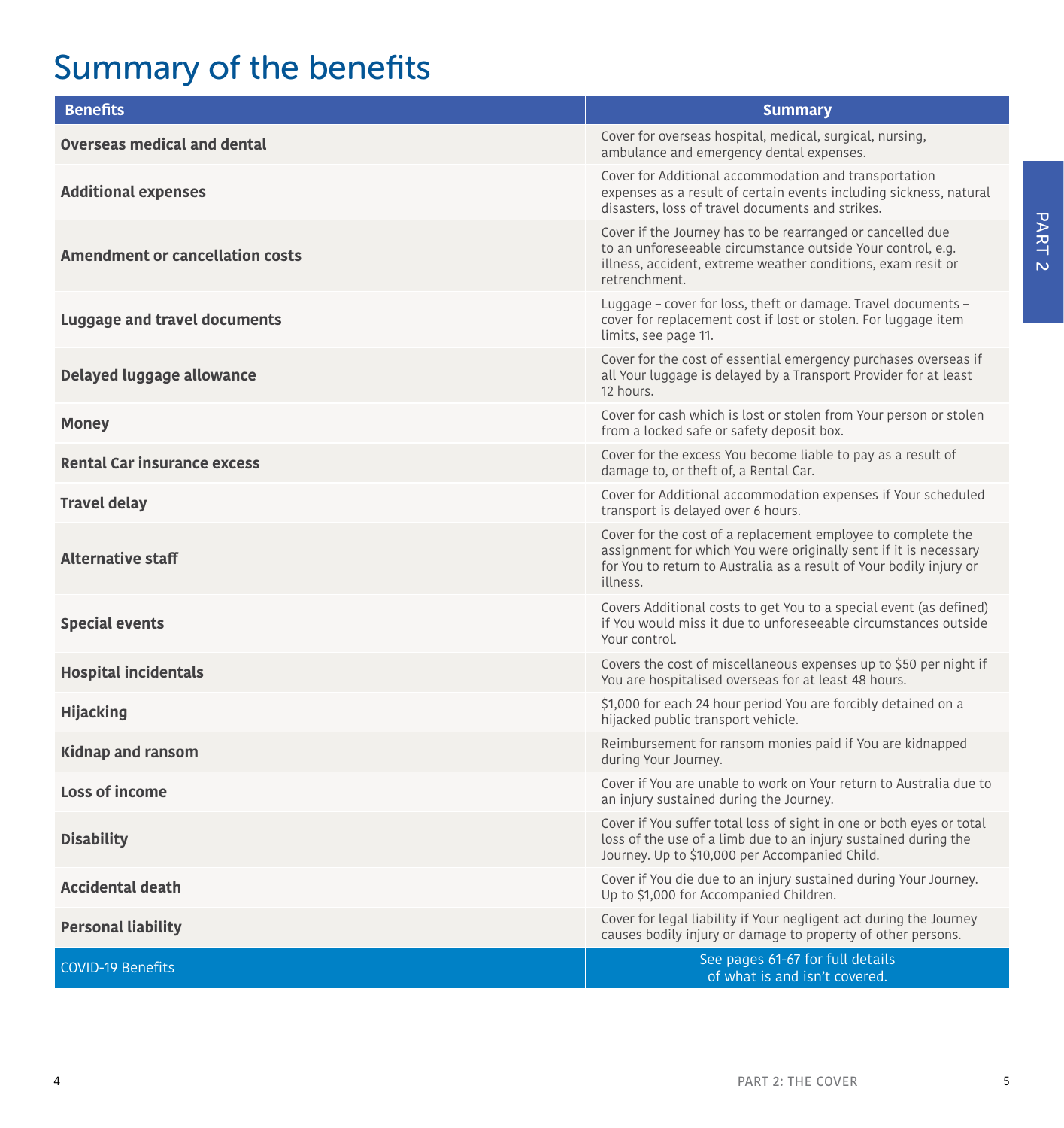# Summary of the benefits

| Benefits | Summary |
|---|---|
| **Overseas medical and dental** | Cover for overseas hospital, medical, surgical, nursing, ambulance and emergency dental expenses. |
| **Additional expenses** | Cover for Additional accommodation and transportation expenses as a result of certain events including sickness, natural disasters, loss of travel documents and strikes. |
| **Amendment or cancellation costs** | Cover if the Journey has to be rearranged or cancelled due to an unforeseeable circumstance outside Your control, e.g. illness, accident, extreme weather conditions, exam resit or retrenchment. |
| **Luggage and travel documents** | Luggage – cover for loss, theft or damage. Travel documents – cover for replacement cost if lost or stolen. For luggage item limits, see page 11. |
| **Delayed luggage allowance** | Cover for the cost of essential emergency purchases overseas if all Your luggage is delayed by a Transport Provider for at least 12 hours. |
| **Money** | Cover for cash which is lost or stolen from Your person or stolen from a locked safe or safety deposit box. |
| **Rental Car insurance excess** | Cover for the excess You become liable to pay as a result of damage to, or theft of, a Rental Car. |
| **Travel delay** | Cover for Additional accommodation expenses if Your scheduled transport is delayed over 6 hours. |
| **Alternative staff** | Cover for the cost of a replacement employee to complete the assignment for which You were originally sent if it is necessary for You to return to Australia as a result of Your bodily injury or illness. |
| **Special events** | Covers Additional costs to get You to a special event (as defined) if You would miss it due to unforeseeable circumstances outside Your control. |
| **Hospital incidentals** | Covers the cost of miscellaneous expenses up to $50 per night if You are hospitalised overseas for at least 48 hours. |
| **Hijacking** | $1,000 for each 24 hour period You are forcibly detained on a hijacked public transport vehicle. |
| **Kidnap and ransom** | Reimbursement for ransom monies paid if You are kidnapped during Your Journey. |
| **Loss of income** | Cover if You are unable to work on Your return to Australia due to an injury sustained during the Journey. |
| **Disability** | Cover if You suffer total loss of sight in one or both eyes or total loss of the use of a limb due to an injury sustained during the Journey. Up to $10,000 per Accompanied Child. |
| **Accidental death** | Cover if You die due to an injury sustained during Your Journey. Up to $1,000 for Accompanied Children. |
| **Personal liability** | Cover for legal liability if Your negligent act during the Journey causes bodily injury or damage to property of other persons. |
| COVID-19 Benefits | See pages 61-67 for full details of what is and isn't covered. |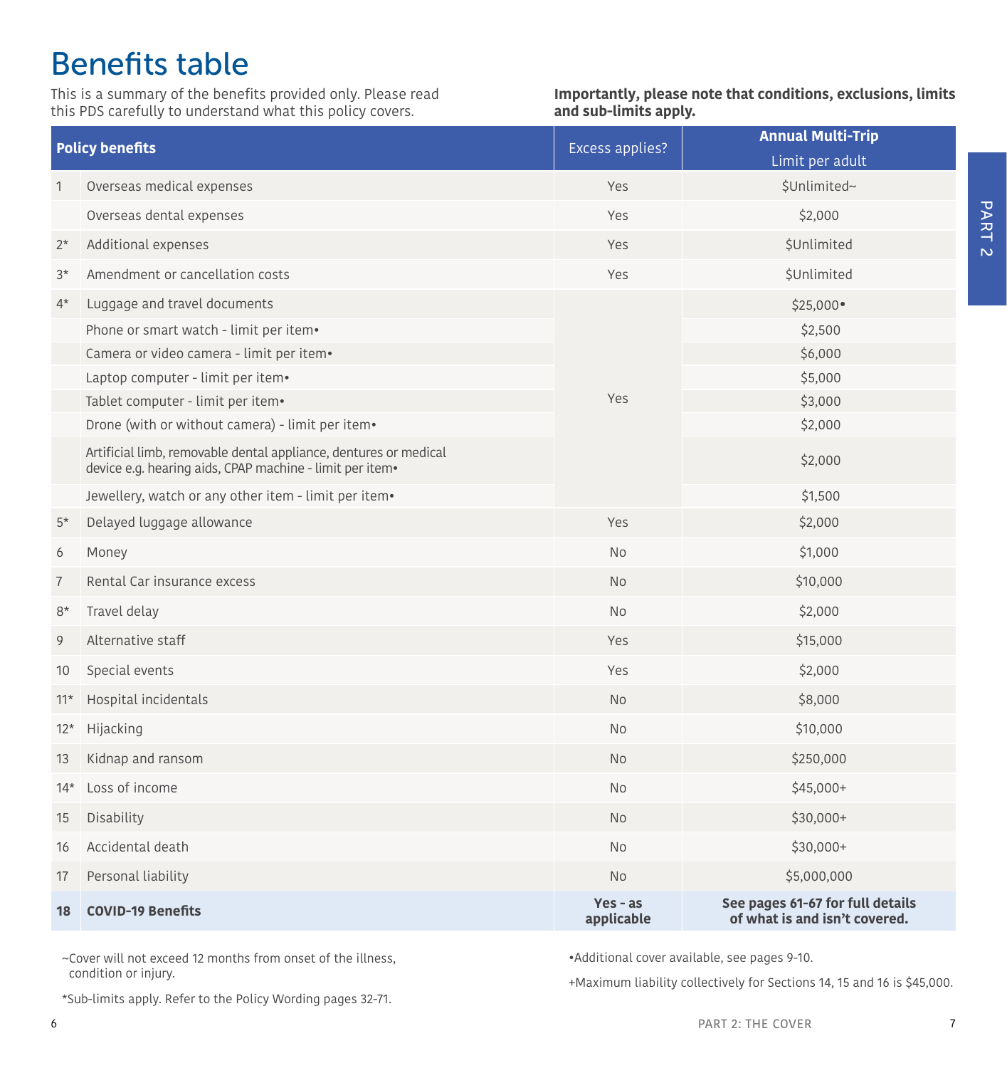# Benefits table

This is a summary of the benefits provided only. Please read this PDS carefully to understand what this policy covers.

**Importantly, please note that conditions, exclusions, limits and sub-limits apply.**

| | Policy benefits | Excess applies? | Annual Multi-Trip Limit per adult |
|---|---|---|---|
| 1 | Overseas medical expenses | Yes | $Unlimited~ |
| | Overseas dental expenses | Yes | $2,000 |
| 2* | Additional expenses | Yes | $Unlimited |
| 3* | Amendment or cancellation costs | Yes | $Unlimited |
| 4* | Luggage and travel documents | Yes | $25,000• |
| | Phone or smart watch - limit per item• | | $2,500 |
| | Camera or video camera - limit per item• | | $6,000 |
| | Laptop computer - limit per item• | | $5,000 |
| | Tablet computer - limit per item• | | $3,000 |
| | Drone (with or without camera) - limit per item• | | $2,000 |
| | Artificial limb, removable dental appliance, dentures or medical device e.g. hearing aids, CPAP machine - limit per item• | | $2,000 |
| | Jewellery, watch or any other item - limit per item• | | $1,500 |
| 5* | Delayed luggage allowance | Yes | $2,000 |
| 6 | Money | No | $1,000 |
| 7 | Rental Car insurance excess | No | $10,000 |
| 8* | Travel delay | No | $2,000 |
| 9 | Alternative staff | Yes | $15,000 |
| 10 | Special events | Yes | $2,000 |
| 11* | Hospital incidentals | No | $8,000 |
| 12* | Hijacking | No | $10,000 |
| 13 | Kidnap and ransom | No | $250,000 |
| 14* | Loss of income | No | $45,000+ |
| 15 | Disability | No | $30,000+ |
| 16 | Accidental death | No | $30,000+ |
| 17 | Personal liability | No | $5,000,000 |
| **18** | **COVID-19 Benefits** | **Yes - as applicable** | **See pages 61-67 for full details of what is and isn't covered.** |

~Cover will not exceed 12 months from onset of the illness, condition or injury.

*Sub-limits apply. Refer to the Policy Wording pages 32-71.

•Additional cover available, see pages 9-10.

+Maximum liability collectively for Sections 14, 15 and 16 is $45,000.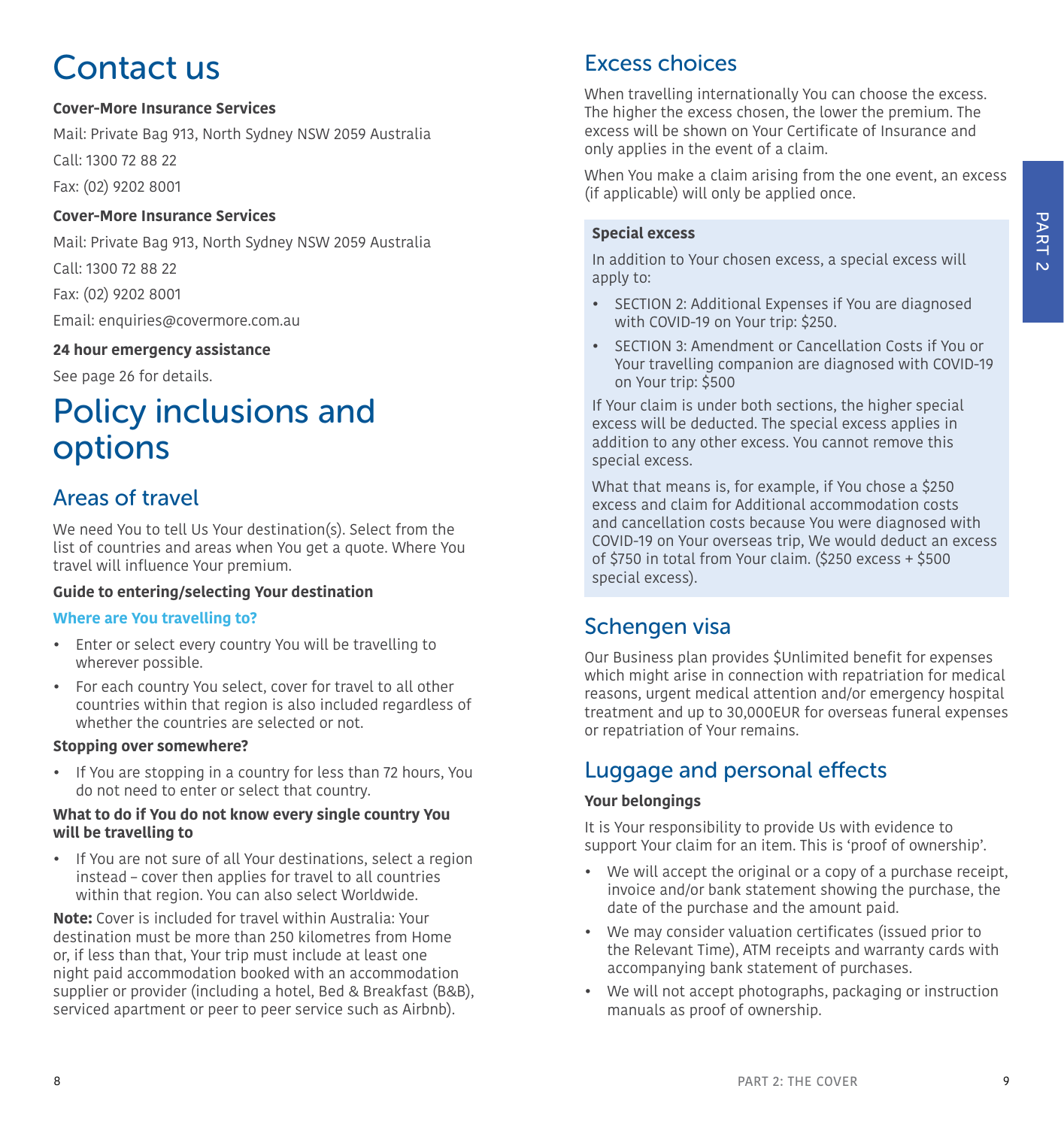# Contact us

**Cover-More Insurance Services**

Mail: Private Bag 913, North Sydney NSW 2059 Australia

Call: 1300 72 88 22

Fax: (02) 9202 8001

**Cover-More Insurance Services**

Mail: Private Bag 913, North Sydney NSW 2059 Australia

Call: 1300 72 88 22

Fax: (02) 9202 8001

Email: enquiries@covermore.com.au

**24 hour emergency assistance**

See page 26 for details.

# Policy inclusions and options

## Areas of travel

We need You to tell Us Your destination(s). Select from the list of countries and areas when You get a quote. Where You travel will influence Your premium.

**Guide to entering/selecting Your destination**

**Where are You travelling to?**

- Enter or select every country You will be travelling to wherever possible.
- For each country You select, cover for travel to all other countries within that region is also included regardless of whether the countries are selected or not.

**Stopping over somewhere?**

- If You are stopping in a country for less than 72 hours, You do not need to enter or select that country.

**What to do if You do not know every single country You will be travelling to**

- If You are not sure of all Your destinations, select a region instead – cover then applies for travel to all countries within that region. You can also select Worldwide.

**Note:** Cover is included for travel within Australia: Your destination must be more than 250 kilometres from Home or, if less than that, Your trip must include at least one night paid accommodation booked with an accommodation supplier or provider (including a hotel, Bed & Breakfast (B&B), serviced apartment or peer to peer service such as Airbnb).

## Excess choices

When travelling internationally You can choose the excess. The higher the excess chosen, the lower the premium. The excess will be shown on Your Certificate of Insurance and only applies in the event of a claim.

When You make a claim arising from the one event, an excess (if applicable) will only be applied once.

**Special excess**

In addition to Your chosen excess, a special excess will apply to:

- SECTION 2: Additional Expenses if You are diagnosed with COVID-19 on Your trip: $250.
- SECTION 3: Amendment or Cancellation Costs if You or Your travelling companion are diagnosed with COVID-19 on Your trip: $500

If Your claim is under both sections, the higher special excess will be deducted. The special excess applies in addition to any other excess. You cannot remove this special excess.

What that means is, for example, if You chose a $250 excess and claim for Additional accommodation costs and cancellation costs because You were diagnosed with COVID-19 on Your overseas trip, We would deduct an excess of $750 in total from Your claim. ($250 excess + $500 special excess).

## Schengen visa

Our Business plan provides $Unlimited benefit for expenses which might arise in connection with repatriation for medical reasons, urgent medical attention and/or emergency hospital treatment and up to 30,000EUR for overseas funeral expenses or repatriation of Your remains.

## Luggage and personal effects

**Your belongings**

It is Your responsibility to provide Us with evidence to support Your claim for an item. This is 'proof of ownership'.

- We will accept the original or a copy of a purchase receipt, invoice and/or bank statement showing the purchase, the date of the purchase and the amount paid.
- We may consider valuation certificates (issued prior to the Relevant Time), ATM receipts and warranty cards with accompanying bank statement of purchases.
- We will not accept photographs, packaging or instruction manuals as proof of ownership.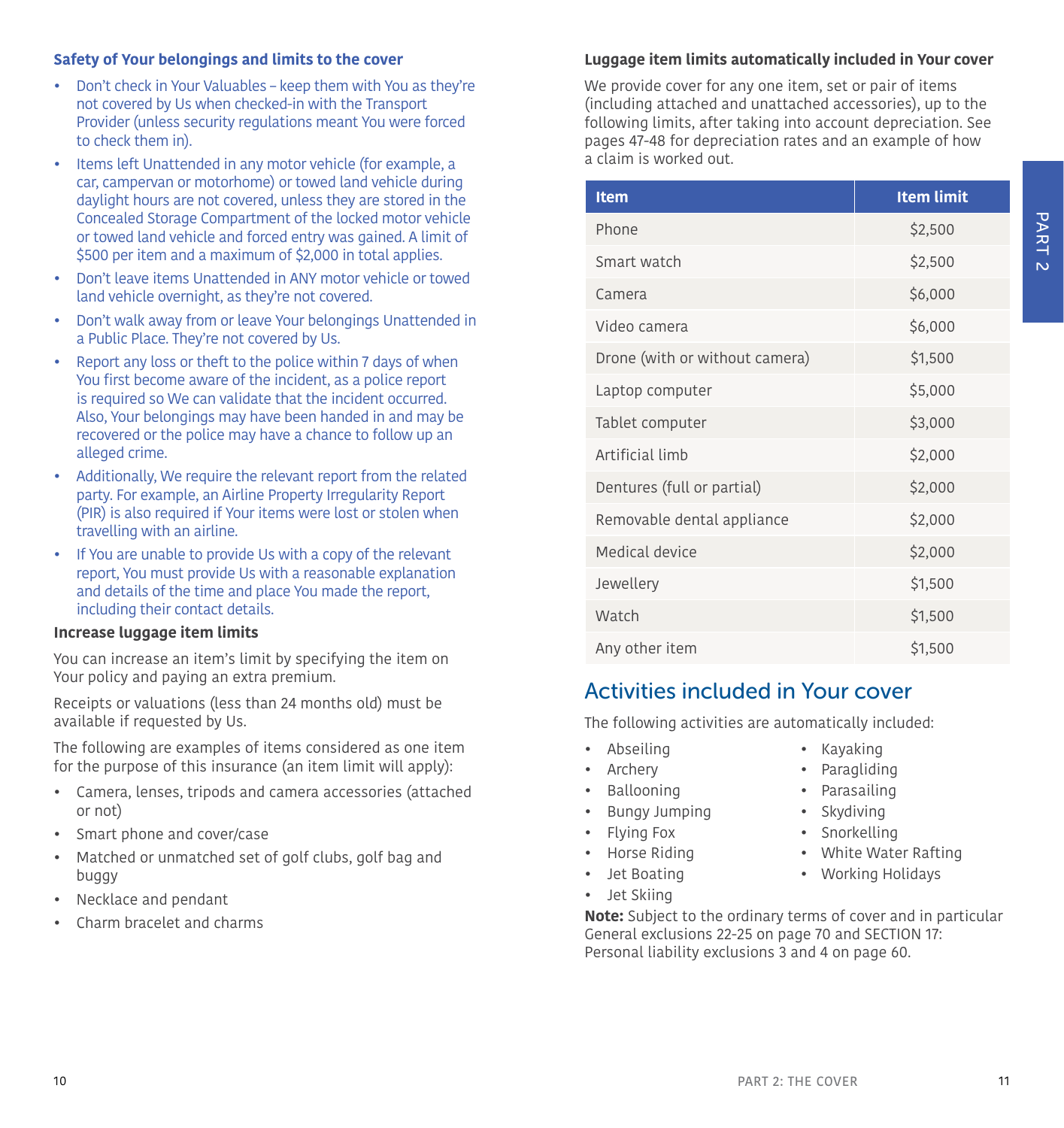### Safety of Your belongings and limits to the cover

- Don't check in Your Valuables – keep them with You as they're not covered by Us when checked-in with the Transport Provider (unless security regulations meant You were forced to check them in).
- Items left Unattended in any motor vehicle (for example, a car, campervan or motorhome) or towed land vehicle during daylight hours are not covered, unless they are stored in the Concealed Storage Compartment of the locked motor vehicle or towed land vehicle and forced entry was gained. A limit of $500 per item and a maximum of $2,000 in total applies.
- Don't leave items Unattended in ANY motor vehicle or towed land vehicle overnight, as they're not covered.
- Don't walk away from or leave Your belongings Unattended in a Public Place. They're not covered by Us.
- Report any loss or theft to the police within 7 days of when You first become aware of the incident, as a police report is required so We can validate that the incident occurred. Also, Your belongings may have been handed in and may be recovered or the police may have a chance to follow up an alleged crime.
- Additionally, We require the relevant report from the related party. For example, an Airline Property Irregularity Report (PIR) is also required if Your items were lost or stolen when travelling with an airline.
- If You are unable to provide Us with a copy of the relevant report, You must provide Us with a reasonable explanation and details of the time and place You made the report, including their contact details.

### Increase luggage item limits

You can increase an item's limit by specifying the item on Your policy and paying an extra premium.

Receipts or valuations (less than 24 months old) must be available if requested by Us.

The following are examples of items considered as one item for the purpose of this insurance (an item limit will apply):

- Camera, lenses, tripods and camera accessories (attached or not)
- Smart phone and cover/case
- Matched or unmatched set of golf clubs, golf bag and buggy
- Necklace and pendant
- Charm bracelet and charms

### Luggage item limits automatically included in Your cover

We provide cover for any one item, set or pair of items (including attached and unattached accessories), up to the following limits, after taking into account depreciation. See pages 47-48 for depreciation rates and an example of how a claim is worked out.

| Item | Item limit |
|---|---|
| Phone | $2,500 |
| Smart watch | $2,500 |
| Camera | $6,000 |
| Video camera | $6,000 |
| Drone (with or without camera) | $1,500 |
| Laptop computer | $5,000 |
| Tablet computer | $3,000 |
| Artificial limb | $2,000 |
| Dentures (full or partial) | $2,000 |
| Removable dental appliance | $2,000 |
| Medical device | $2,000 |
| Jewellery | $1,500 |
| Watch | $1,500 |
| Any other item | $1,500 |

## Activities included in Your cover

The following activities are automatically included:

- Abseiling
- Archery
- Ballooning
- Bungy Jumping
- Flying Fox
- Horse Riding
- Jet Boating
- Jet Skiing
- Kayaking
- Paragliding
- Parasailing
- Skydiving
- Snorkelling
- White Water Rafting
- Working Holidays

**Note:** Subject to the ordinary terms of cover and in particular General exclusions 22-25 on page 70 and SECTION 17: Personal liability exclusions 3 and 4 on page 60.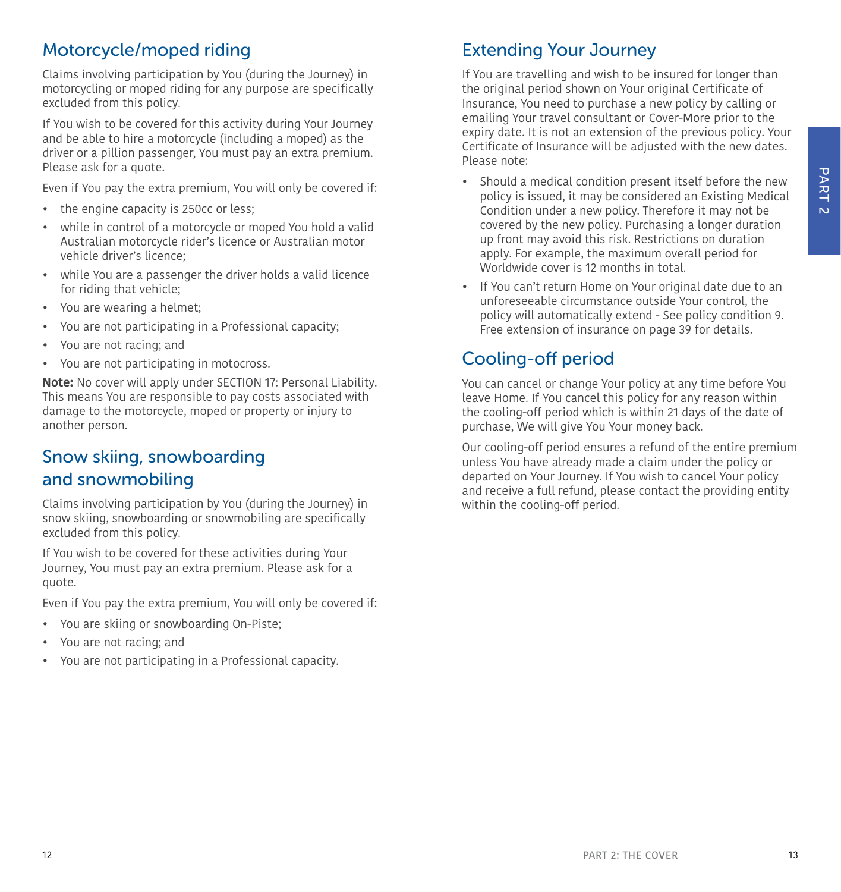## Motorcycle/moped riding

Claims involving participation by You (during the Journey) in motorcycling or moped riding for any purpose are specifically excluded from this policy.

If You wish to be covered for this activity during Your Journey and be able to hire a motorcycle (including a moped) as the driver or a pillion passenger, You must pay an extra premium. Please ask for a quote.

Even if You pay the extra premium, You will only be covered if:

- the engine capacity is 250cc or less;
- while in control of a motorcycle or moped You hold a valid Australian motorcycle rider's licence or Australian motor vehicle driver's licence;
- while You are a passenger the driver holds a valid licence for riding that vehicle;
- You are wearing a helmet;
- You are not participating in a Professional capacity;
- You are not racing; and
- You are not participating in motocross.

**Note:** No cover will apply under SECTION 17: Personal Liability. This means You are responsible to pay costs associated with damage to the motorcycle, moped or property or injury to another person.

## Snow skiing, snowboarding and snowmobiling

Claims involving participation by You (during the Journey) in snow skiing, snowboarding or snowmobiling are specifically excluded from this policy.

If You wish to be covered for these activities during Your Journey, You must pay an extra premium. Please ask for a quote.

Even if You pay the extra premium, You will only be covered if:

- You are skiing or snowboarding On-Piste;
- You are not racing; and
- You are not participating in a Professional capacity.

## Extending Your Journey

If You are travelling and wish to be insured for longer than the original period shown on Your original Certificate of Insurance, You need to purchase a new policy by calling or emailing Your travel consultant or Cover-More prior to the expiry date. It is not an extension of the previous policy. Your Certificate of Insurance will be adjusted with the new dates. Please note:

- Should a medical condition present itself before the new policy is issued, it may be considered an Existing Medical Condition under a new policy. Therefore it may not be covered by the new policy. Purchasing a longer duration up front may avoid this risk. Restrictions on duration apply. For example, the maximum overall period for Worldwide cover is 12 months in total.
- If You can't return Home on Your original date due to an unforeseeable circumstance outside Your control, the policy will automatically extend - See policy condition 9. Free extension of insurance on page 39 for details.

## Cooling-off period

You can cancel or change Your policy at any time before You leave Home. If You cancel this policy for any reason within the cooling-off period which is within 21 days of the date of purchase, We will give You Your money back.

Our cooling-off period ensures a refund of the entire premium unless You have already made a claim under the policy or departed on Your Journey. If You wish to cancel Your policy and receive a full refund, please contact the providing entity within the cooling-off period.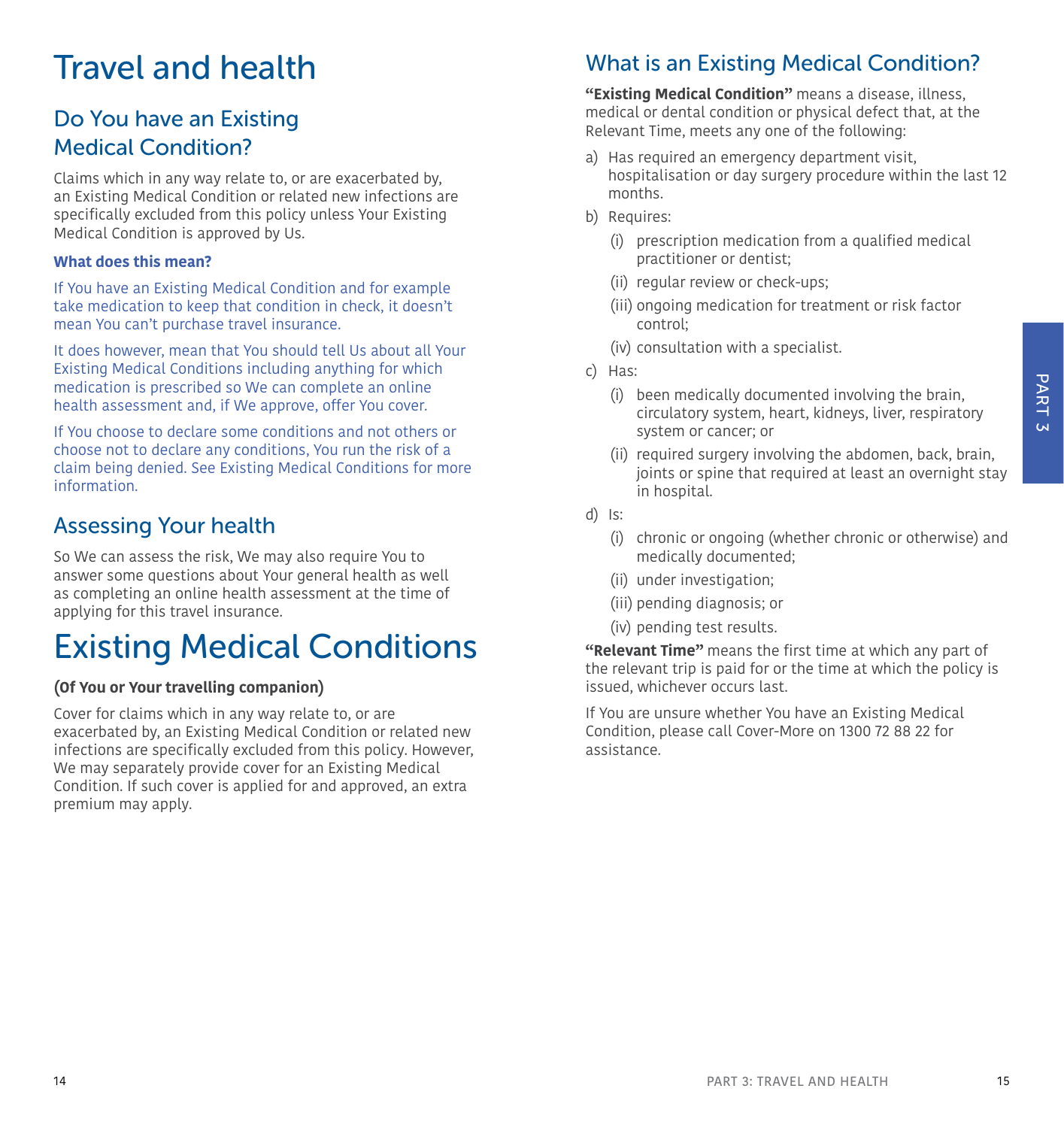# Travel and health

## Do You have an Existing Medical Condition?

Claims which in any way relate to, or are exacerbated by, an Existing Medical Condition or related new infections are specifically excluded from this policy unless Your Existing Medical Condition is approved by Us.

**What does this mean?**

If You have an Existing Medical Condition and for example take medication to keep that condition in check, it doesn't mean You can't purchase travel insurance.

It does however, mean that You should tell Us about all Your Existing Medical Conditions including anything for which medication is prescribed so We can complete an online health assessment and, if We approve, offer You cover.

If You choose to declare some conditions and not others or choose not to declare any conditions, You run the risk of a claim being denied. See Existing Medical Conditions for more information.

## Assessing Your health

So We can assess the risk, We may also require You to answer some questions about Your general health as well as completing an online health assessment at the time of applying for this travel insurance.

# Existing Medical Conditions

**(Of You or Your travelling companion)**

Cover for claims which in any way relate to, or are exacerbated by, an Existing Medical Condition or related new infections are specifically excluded from this policy. However, We may separately provide cover for an Existing Medical Condition. If such cover is applied for and approved, an extra premium may apply.

## What is an Existing Medical Condition?

**"Existing Medical Condition"** means a disease, illness, medical or dental condition or physical defect that, at the Relevant Time, meets any one of the following:

a) Has required an emergency department visit, hospitalisation or day surgery procedure within the last 12 months.

b) Requires:
   - (i) prescription medication from a qualified medical practitioner or dentist;
   - (ii) regular review or check-ups;
   - (iii) ongoing medication for treatment or risk factor control;
   - (iv) consultation with a specialist.

c) Has:
   - (i) been medically documented involving the brain, circulatory system, heart, kidneys, liver, respiratory system or cancer; or
   - (ii) required surgery involving the abdomen, back, brain, joints or spine that required at least an overnight stay in hospital.

d) Is:
   - (i) chronic or ongoing (whether chronic or otherwise) and medically documented;
   - (ii) under investigation;
   - (iii) pending diagnosis; or
   - (iv) pending test results.

**"Relevant Time"** means the first time at which any part of the relevant trip is paid for or the time at which the policy is issued, whichever occurs last.

If You are unsure whether You have an Existing Medical Condition, please call Cover-More on 1300 72 88 22 for assistance.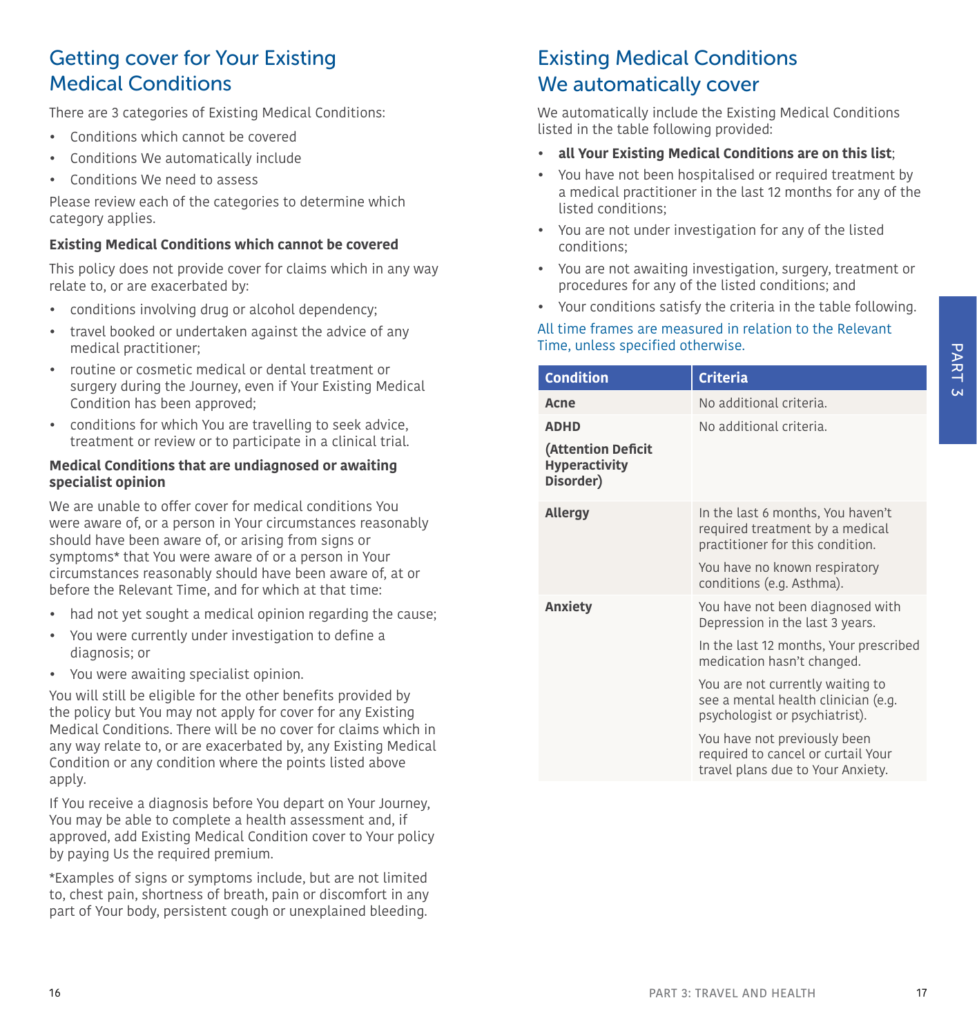## Getting cover for Your Existing Medical Conditions

There are 3 categories of Existing Medical Conditions:

- Conditions which cannot be covered
- Conditions We automatically include
- Conditions We need to assess

Please review each of the categories to determine which category applies.

**Existing Medical Conditions which cannot be covered**

This policy does not provide cover for claims which in any way relate to, or are exacerbated by:

- conditions involving drug or alcohol dependency;
- travel booked or undertaken against the advice of any medical practitioner;
- routine or cosmetic medical or dental treatment or surgery during the Journey, even if Your Existing Medical Condition has been approved;
- conditions for which You are travelling to seek advice, treatment or review or to participate in a clinical trial.

**Medical Conditions that are undiagnosed or awaiting specialist opinion**

We are unable to offer cover for medical conditions You were aware of, or a person in Your circumstances reasonably should have been aware of, or arising from signs or symptoms* that You were aware of or a person in Your circumstances reasonably should have been aware of, at or before the Relevant Time, and for which at that time:

- had not yet sought a medical opinion regarding the cause;
- You were currently under investigation to define a diagnosis; or
- You were awaiting specialist opinion.

You will still be eligible for the other benefits provided by the policy but You may not apply for cover for any Existing Medical Conditions. There will be no cover for claims which in any way relate to, or are exacerbated by, any Existing Medical Condition or any condition where the points listed above apply.

If You receive a diagnosis before You depart on Your Journey, You may be able to complete a health assessment and, if approved, add Existing Medical Condition cover to Your policy by paying Us the required premium.

*Examples of signs or symptoms include, but are not limited to, chest pain, shortness of breath, pain or discomfort in any part of Your body, persistent cough or unexplained bleeding.

## Existing Medical Conditions We automatically cover

We automatically include the Existing Medical Conditions listed in the table following provided:

- **all Your Existing Medical Conditions are on this list**;
- You have not been hospitalised or required treatment by a medical practitioner in the last 12 months for any of the listed conditions;
- You are not under investigation for any of the listed conditions;
- You are not awaiting investigation, surgery, treatment or procedures for any of the listed conditions; and
- Your conditions satisfy the criteria in the table following.

All time frames are measured in relation to the Relevant Time, unless specified otherwise.

| Condition | Criteria |
|---|---|
| **Acne** | No additional criteria. |
| **ADHD (Attention Deficit Hyperactivity Disorder)** | No additional criteria. |
| **Allergy** | In the last 6 months, You haven't required treatment by a medical practitioner for this condition. You have no known respiratory conditions (e.g. Asthma). |
| **Anxiety** | You have not been diagnosed with Depression in the last 3 years. In the last 12 months, Your prescribed medication hasn't changed. You are not currently waiting to see a mental health clinician (e.g. psychologist or psychiatrist). You have not previously been required to cancel or curtail Your travel plans due to Your Anxiety. |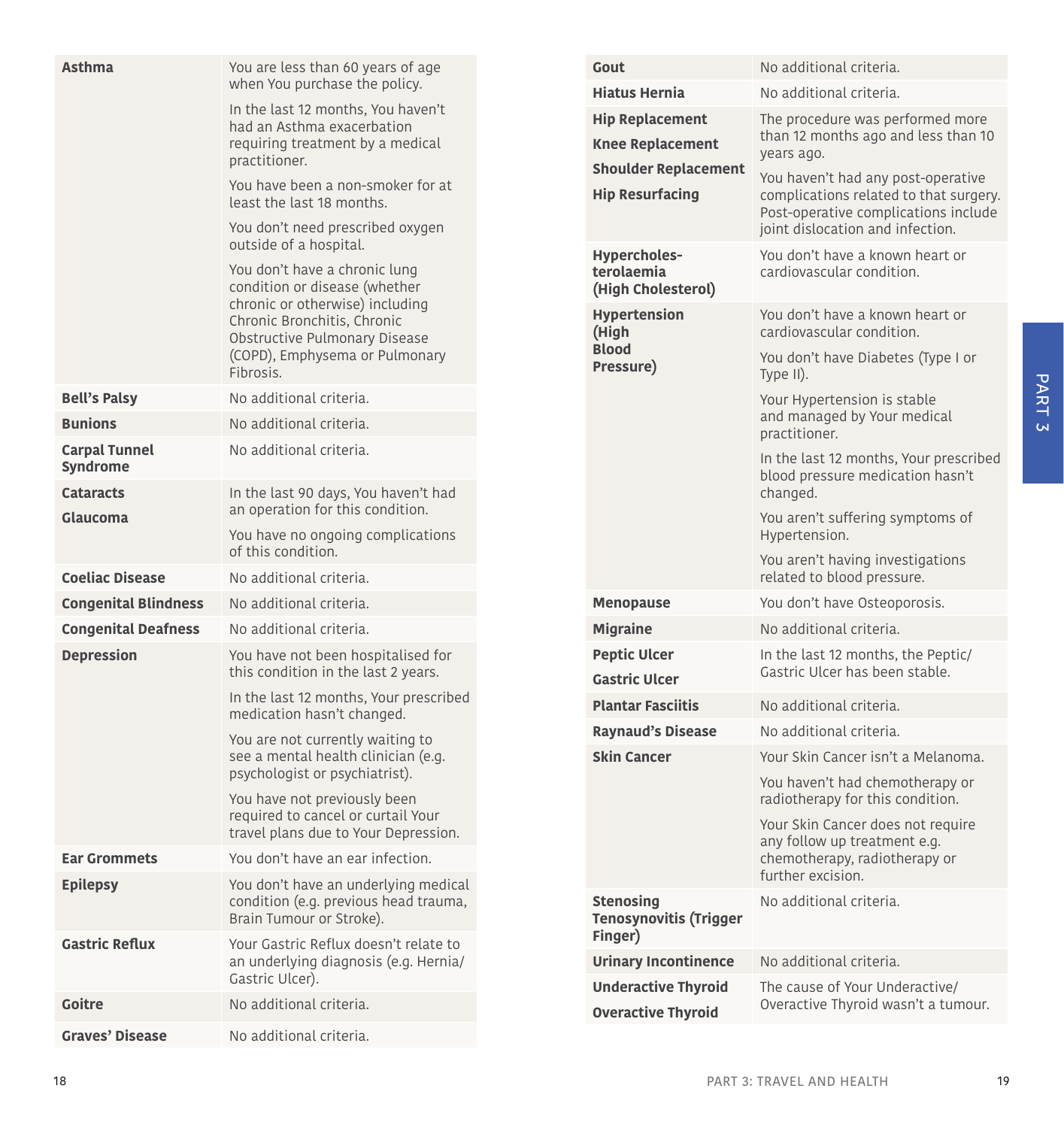| Condition | Additional criteria |
|---|---|
| **Asthma** | You are less than 60 years of age when You purchase the policy.<br>In the last 12 months, You haven't had an Asthma exacerbation requiring treatment by a medical practitioner.<br>You have been a non-smoker for at least the last 18 months.<br>You don't need prescribed oxygen outside of a hospital.<br>You don't have a chronic lung condition or disease (whether chronic or otherwise) including Chronic Bronchitis, Chronic Obstructive Pulmonary Disease (COPD), Emphysema or Pulmonary Fibrosis. |
| **Bell's Palsy** | No additional criteria. |
| **Bunions** | No additional criteria. |
| **Carpal Tunnel Syndrome** | No additional criteria. |
| **Cataracts**<br>**Glaucoma** | In the last 90 days, You haven't had an operation for this condition.<br>You have no ongoing complications of this condition. |
| **Coeliac Disease** | No additional criteria. |
| **Congenital Blindness** | No additional criteria. |
| **Congenital Deafness** | No additional criteria. |
| **Depression** | You have not been hospitalised for this condition in the last 2 years.<br>In the last 12 months, Your prescribed medication hasn't changed.<br>You are not currently waiting to see a mental health clinician (e.g. psychologist or psychiatrist).<br>You have not previously been required to cancel or curtail Your travel plans due to Your Depression. |
| **Ear Grommets** | You don't have an ear infection. |
| **Epilepsy** | You don't have an underlying medical condition (e.g. previous head trauma, Brain Tumour or Stroke). |
| **Gastric Reflux** | Your Gastric Reflux doesn't relate to an underlying diagnosis (e.g. Hernia/Gastric Ulcer). |
| **Goitre** | No additional criteria. |
| **Graves' Disease** | No additional criteria. |
| **Gout** | No additional criteria. |
| **Hiatus Hernia** | No additional criteria. |
| **Hip Replacement**<br>**Knee Replacement**<br>**Shoulder Replacement**<br>**Hip Resurfacing** | The procedure was performed more than 12 months ago and less than 10 years ago.<br>You haven't had any post-operative complications related to that surgery. Post-operative complications include joint dislocation and infection. |
| **Hypercholesterolaemia (High Cholesterol)** | You don't have a known heart or cardiovascular condition. |
| **Hypertension (High Blood Pressure)** | You don't have a known heart or cardiovascular condition.<br>You don't have Diabetes (Type I or Type II).<br>Your Hypertension is stable and managed by Your medical practitioner.<br>In the last 12 months, Your prescribed blood pressure medication hasn't changed.<br>You aren't suffering symptoms of Hypertension.<br>You aren't having investigations related to blood pressure. |
| **Menopause** | You don't have Osteoporosis. |
| **Migraine** | No additional criteria. |
| **Peptic Ulcer**<br>**Gastric Ulcer** | In the last 12 months, the Peptic/Gastric Ulcer has been stable. |
| **Plantar Fasciitis** | No additional criteria. |
| **Raynaud's Disease** | No additional criteria. |
| **Skin Cancer** | Your Skin Cancer isn't a Melanoma.<br>You haven't had chemotherapy or radiotherapy for this condition.<br>Your Skin Cancer does not require any follow up treatment e.g. chemotherapy, radiotherapy or further excision. |
| **Stenosing Tenosynovitis (Trigger Finger)** | No additional criteria. |
| **Urinary Incontinence** | No additional criteria. |
| **Underactive Thyroid**<br>**Overactive Thyroid** | The cause of Your Underactive/Overactive Thyroid wasn't a tumour. |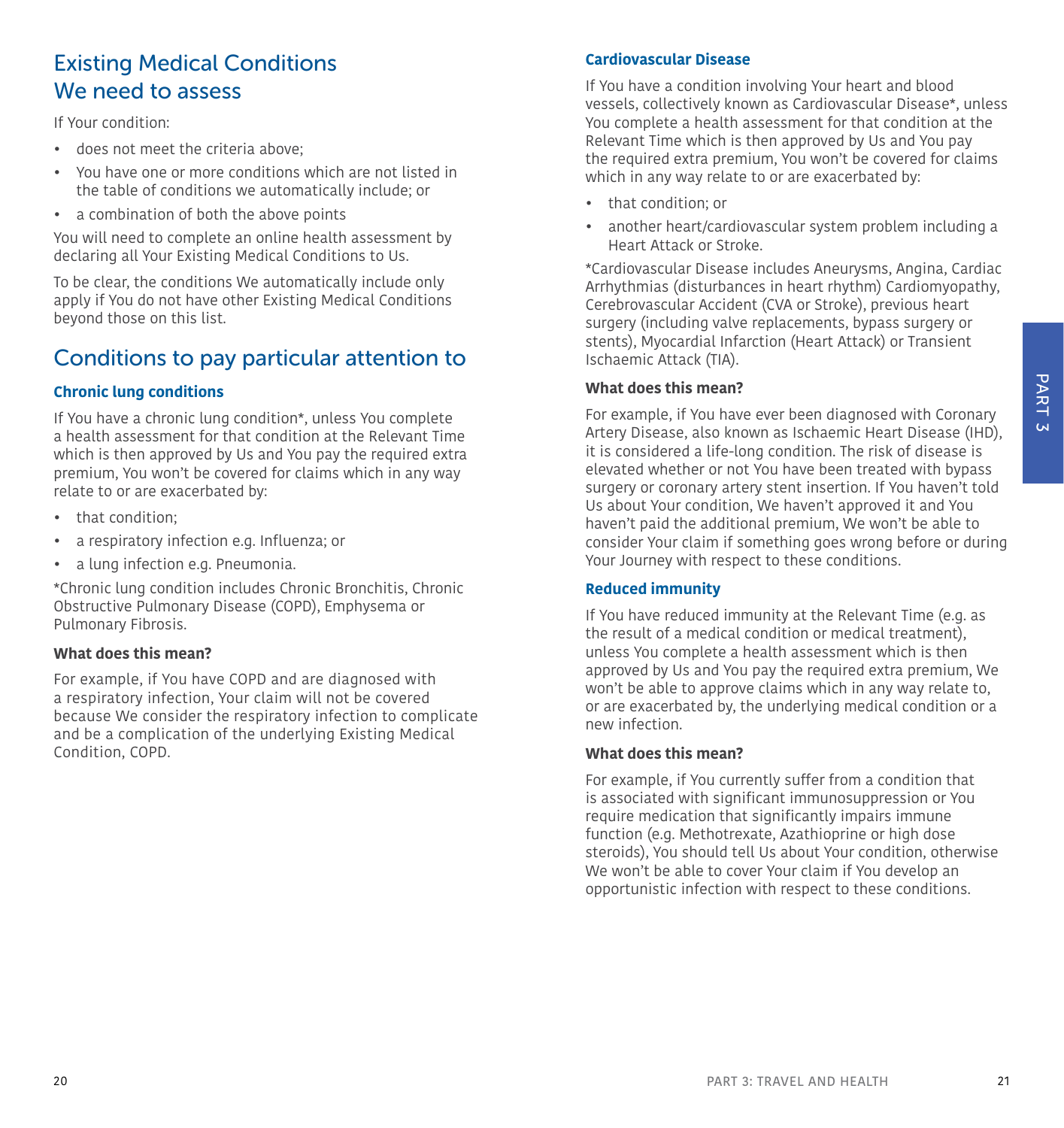## Existing Medical Conditions We need to assess

If Your condition:

- does not meet the criteria above;
- You have one or more conditions which are not listed in the table of conditions we automatically include; or
- a combination of both the above points

You will need to complete an online health assessment by declaring all Your Existing Medical Conditions to Us.

To be clear, the conditions We automatically include only apply if You do not have other Existing Medical Conditions beyond those on this list.

## Conditions to pay particular attention to

### Chronic lung conditions

If You have a chronic lung condition*, unless You complete a health assessment for that condition at the Relevant Time which is then approved by Us and You pay the required extra premium, You won't be covered for claims which in any way relate to or are exacerbated by:

- that condition;
- a respiratory infection e.g. Influenza; or
- a lung infection e.g. Pneumonia.

*Chronic lung condition includes Chronic Bronchitis, Chronic Obstructive Pulmonary Disease (COPD), Emphysema or Pulmonary Fibrosis.

**What does this mean?**

For example, if You have COPD and are diagnosed with a respiratory infection, Your claim will not be covered because We consider the respiratory infection to complicate and be a complication of the underlying Existing Medical Condition, COPD.

### Cardiovascular Disease

If You have a condition involving Your heart and blood vessels, collectively known as Cardiovascular Disease*, unless You complete a health assessment for that condition at the Relevant Time which is then approved by Us and You pay the required extra premium, You won't be covered for claims which in any way relate to or are exacerbated by:

- that condition; or
- another heart/cardiovascular system problem including a Heart Attack or Stroke.

*Cardiovascular Disease includes Aneurysms, Angina, Cardiac Arrhythmias (disturbances in heart rhythm) Cardiomyopathy, Cerebrovascular Accident (CVA or Stroke), previous heart surgery (including valve replacements, bypass surgery or stents), Myocardial Infarction (Heart Attack) or Transient Ischaemic Attack (TIA).

**What does this mean?**

For example, if You have ever been diagnosed with Coronary Artery Disease, also known as Ischaemic Heart Disease (IHD), it is considered a life-long condition. The risk of disease is elevated whether or not You have been treated with bypass surgery or coronary artery stent insertion. If You haven't told Us about Your condition, We haven't approved it and You haven't paid the additional premium, We won't be able to consider Your claim if something goes wrong before or during Your Journey with respect to these conditions.

### Reduced immunity

If You have reduced immunity at the Relevant Time (e.g. as the result of a medical condition or medical treatment), unless You complete a health assessment which is then approved by Us and You pay the required extra premium, We won't be able to approve claims which in any way relate to, or are exacerbated by, the underlying medical condition or a new infection.

**What does this mean?**

For example, if You currently suffer from a condition that is associated with significant immunosuppression or You require medication that significantly impairs immune function (e.g. Methotrexate, Azathioprine or high dose steroids), You should tell Us about Your condition, otherwise We won't be able to cover Your claim if You develop an opportunistic infection with respect to these conditions.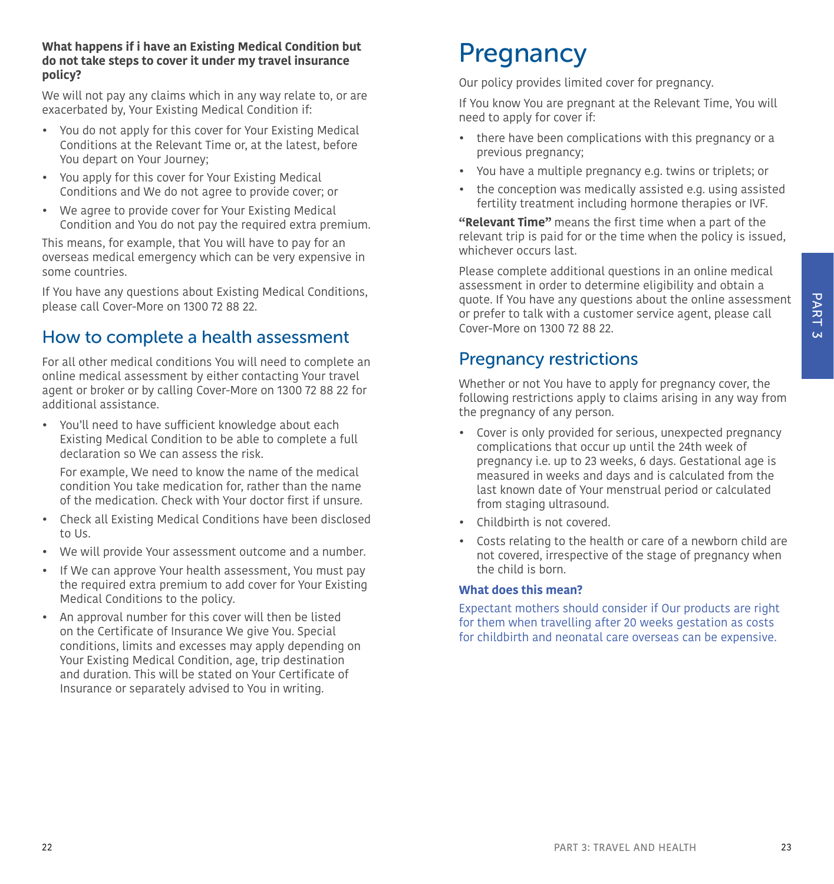**What happens if i have an Existing Medical Condition but do not take steps to cover it under my travel insurance policy?**

We will not pay any claims which in any way relate to, or are exacerbated by, Your Existing Medical Condition if:

- You do not apply for this cover for Your Existing Medical Conditions at the Relevant Time or, at the latest, before You depart on Your Journey;
- You apply for this cover for Your Existing Medical Conditions and We do not agree to provide cover; or
- We agree to provide cover for Your Existing Medical Condition and You do not pay the required extra premium.

This means, for example, that You will have to pay for an overseas medical emergency which can be very expensive in some countries.

If You have any questions about Existing Medical Conditions, please call Cover-More on 1300 72 88 22.

## How to complete a health assessment

For all other medical conditions You will need to complete an online medical assessment by either contacting Your travel agent or broker or by calling Cover-More on 1300 72 88 22 for additional assistance.

- You'll need to have sufficient knowledge about each Existing Medical Condition to be able to complete a full declaration so We can assess the risk.

  For example, We need to know the name of the medical condition You take medication for, rather than the name of the medication. Check with Your doctor first if unsure.
- Check all Existing Medical Conditions have been disclosed to Us.
- We will provide Your assessment outcome and a number.
- If We can approve Your health assessment, You must pay the required extra premium to add cover for Your Existing Medical Conditions to the policy.
- An approval number for this cover will then be listed on the Certificate of Insurance We give You. Special conditions, limits and excesses may apply depending on Your Existing Medical Condition, age, trip destination and duration. This will be stated on Your Certificate of Insurance or separately advised to You in writing.

# Pregnancy

Our policy provides limited cover for pregnancy.

If You know You are pregnant at the Relevant Time, You will need to apply for cover if:

- there have been complications with this pregnancy or a previous pregnancy;
- You have a multiple pregnancy e.g. twins or triplets; or
- the conception was medically assisted e.g. using assisted fertility treatment including hormone therapies or IVF.

**"Relevant Time"** means the first time when a part of the relevant trip is paid for or the time when the policy is issued, whichever occurs last.

Please complete additional questions in an online medical assessment in order to determine eligibility and obtain a quote. If You have any questions about the online assessment or prefer to talk with a customer service agent, please call Cover-More on 1300 72 88 22.

## Pregnancy restrictions

Whether or not You have to apply for pregnancy cover, the following restrictions apply to claims arising in any way from the pregnancy of any person.

- Cover is only provided for serious, unexpected pregnancy complications that occur up until the 24th week of pregnancy i.e. up to 23 weeks, 6 days. Gestational age is measured in weeks and days and is calculated from the last known date of Your menstrual period or calculated from staging ultrasound.
- Childbirth is not covered.
- Costs relating to the health or care of a newborn child are not covered, irrespective of the stage of pregnancy when the child is born.

**What does this mean?**

Expectant mothers should consider if Our products are right for them when travelling after 20 weeks gestation as costs for childbirth and neonatal care overseas can be expensive.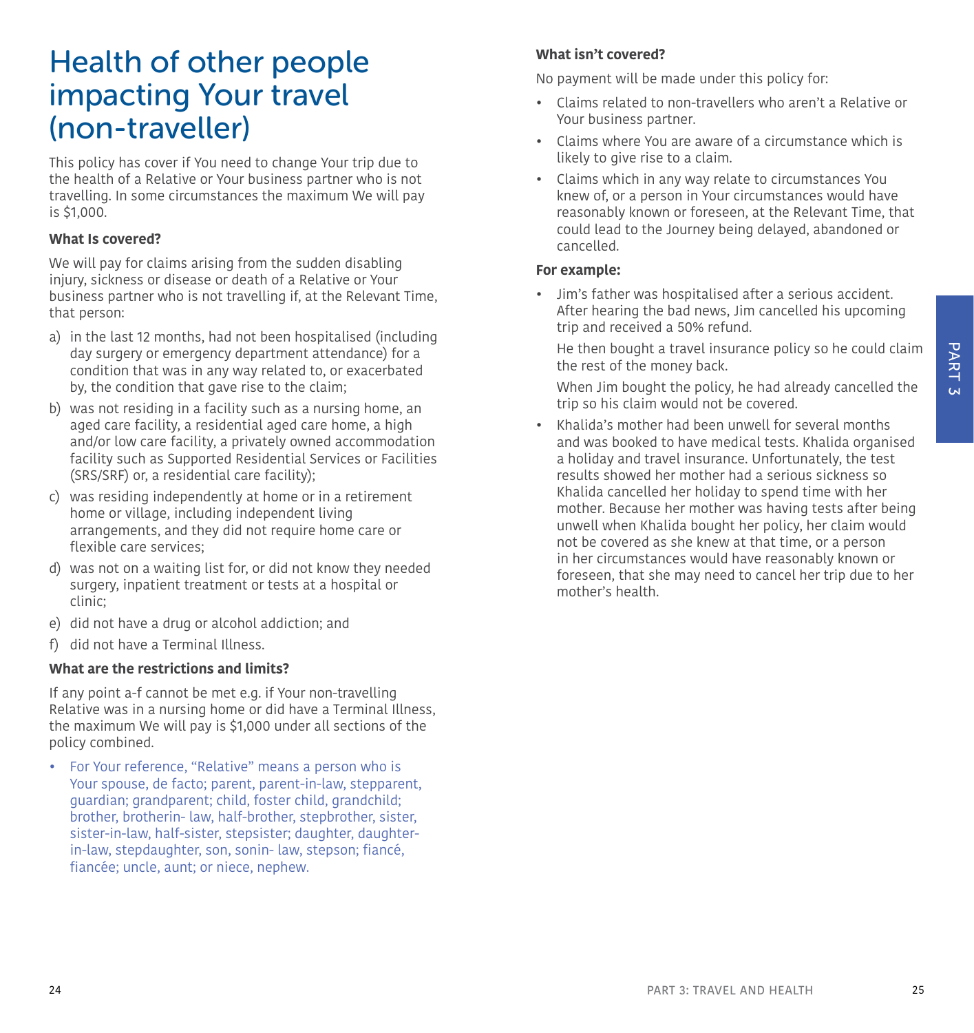# Health of other people impacting Your travel (non-traveller)

This policy has cover if You need to change Your trip due to the health of a Relative or Your business partner who is not travelling. In some circumstances the maximum We will pay is $1,000.

**What Is covered?**

We will pay for claims arising from the sudden disabling injury, sickness or disease or death of a Relative or Your business partner who is not travelling if, at the Relevant Time, that person:

a) in the last 12 months, had not been hospitalised (including day surgery or emergency department attendance) for a condition that was in any way related to, or exacerbated by, the condition that gave rise to the claim;

b) was not residing in a facility such as a nursing home, an aged care facility, a residential aged care home, a high and/or low care facility, a privately owned accommodation facility such as Supported Residential Services or Facilities (SRS/SRF) or, a residential care facility);

c) was residing independently at home or in a retirement home or village, including independent living arrangements, and they did not require home care or flexible care services;

d) was not on a waiting list for, or did not know they needed surgery, inpatient treatment or tests at a hospital or clinic;

e) did not have a drug or alcohol addiction; and

f) did not have a Terminal Illness.

**What are the restrictions and limits?**

If any point a-f cannot be met e.g. if Your non-travelling Relative was in a nursing home or did have a Terminal Illness, the maximum We will pay is $1,000 under all sections of the policy combined.

- For Your reference, “Relative” means a person who is Your spouse, de facto; parent, parent-in-law, stepparent, guardian; grandparent; child, foster child, grandchild; brother, brotherin- law, half-brother, stepbrother, sister, sister-in-law, half-sister, stepsister; daughter, daughter-in-law, stepdaughter, son, sonin- law, stepson; fiancé, fiancée; uncle, aunt; or niece, nephew.

**What isn’t covered?**

No payment will be made under this policy for:

- Claims related to non-travellers who aren’t a Relative or Your business partner.
- Claims where You are aware of a circumstance which is likely to give rise to a claim.
- Claims which in any way relate to circumstances You knew of, or a person in Your circumstances would have reasonably known or foreseen, at the Relevant Time, that could lead to the Journey being delayed, abandoned or cancelled.

**For example:**

- Jim’s father was hospitalised after a serious accident. After hearing the bad news, Jim cancelled his upcoming trip and received a 50% refund.

  He then bought a travel insurance policy so he could claim the rest of the money back.

  When Jim bought the policy, he had already cancelled the trip so his claim would not be covered.

- Khalida’s mother had been unwell for several months and was booked to have medical tests. Khalida organised a holiday and travel insurance. Unfortunately, the test results showed her mother had a serious sickness so Khalida cancelled her holiday to spend time with her mother. Because her mother was having tests after being unwell when Khalida bought her policy, her claim would not be covered as she knew at that time, or a person in her circumstances would have reasonably known or foreseen, that she may need to cancel her trip due to her mother’s health.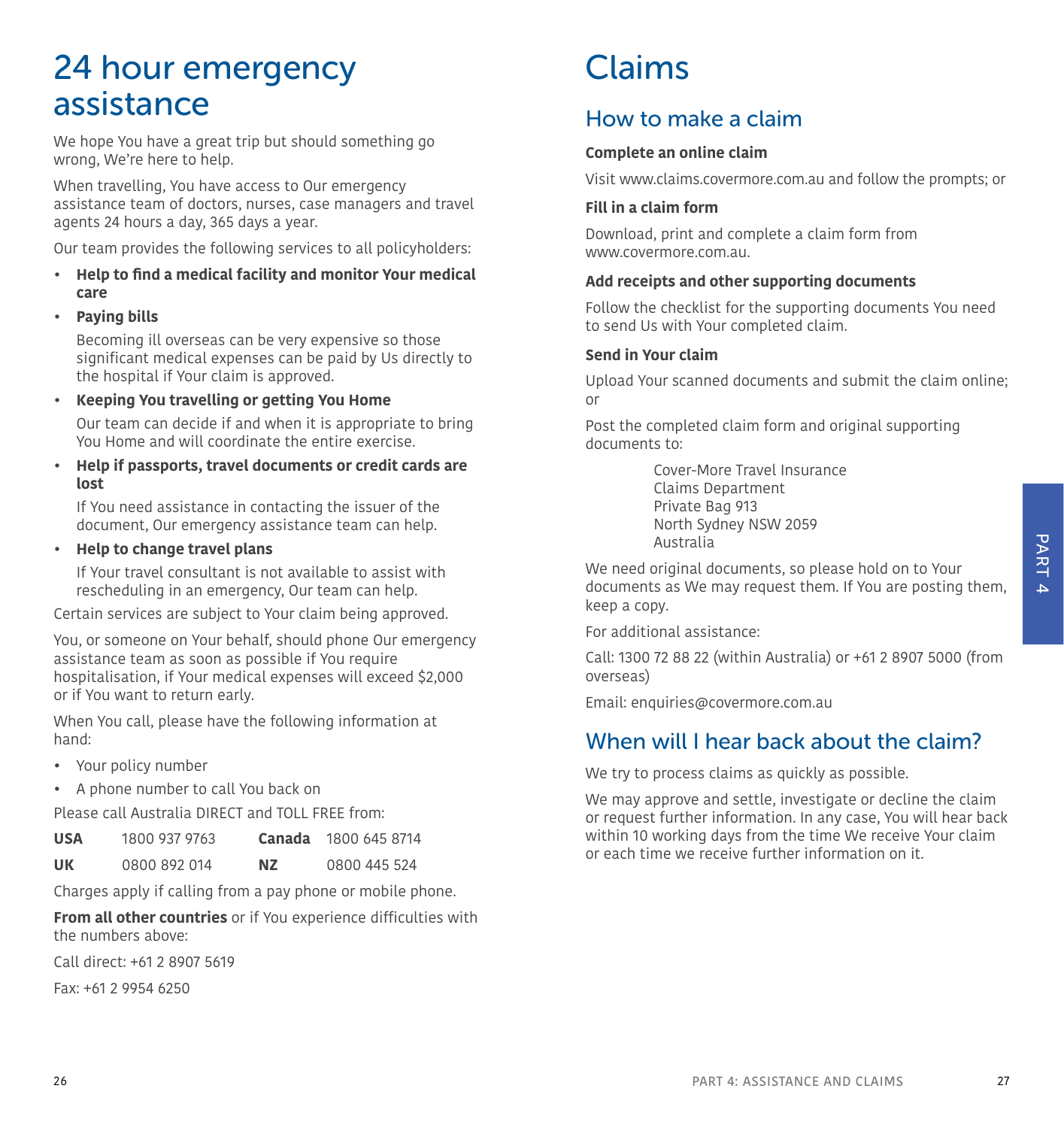# 24 hour emergency assistance

We hope You have a great trip but should something go wrong, We're here to help.

When travelling, You have access to Our emergency assistance team of doctors, nurses, case managers and travel agents 24 hours a day, 365 days a year.

Our team provides the following services to all policyholders:

- **Help to find a medical facility and monitor Your medical care**
- **Paying bills**

  Becoming ill overseas can be very expensive so those significant medical expenses can be paid by Us directly to the hospital if Your claim is approved.
- **Keeping You travelling or getting You Home**

  Our team can decide if and when it is appropriate to bring You Home and will coordinate the entire exercise.
- **Help if passports, travel documents or credit cards are lost**

  If You need assistance in contacting the issuer of the document, Our emergency assistance team can help.
- **Help to change travel plans**

  If Your travel consultant is not available to assist with rescheduling in an emergency, Our team can help.

Certain services are subject to Your claim being approved.

You, or someone on Your behalf, should phone Our emergency assistance team as soon as possible if You require hospitalisation, if Your medical expenses will exceed $2,000 or if You want to return early.

When You call, please have the following information at hand:

- Your policy number
- A phone number to call You back on

Please call Australia DIRECT and TOLL FREE from:

| | | | |
|---|---|---|---|
| **USA** | 1800 937 9763 | **Canada** | 1800 645 8714 |
| **UK** | 0800 892 014 | **NZ** | 0800 445 524 |

Charges apply if calling from a pay phone or mobile phone.

**From all other countries** or if You experience difficulties with the numbers above:

Call direct: +61 2 8907 5619

Fax: +61 2 9954 6250

# Claims

## How to make a claim

**Complete an online claim**

Visit www.claims.covermore.com.au and follow the prompts; or

**Fill in a claim form**

Download, print and complete a claim form from www.covermore.com.au.

**Add receipts and other supporting documents**

Follow the checklist for the supporting documents You need to send Us with Your completed claim.

**Send in Your claim**

Upload Your scanned documents and submit the claim online; or

Post the completed claim form and original supporting documents to:

Cover-More Travel Insurance
Claims Department
Private Bag 913
North Sydney NSW 2059
Australia

We need original documents, so please hold on to Your documents as We may request them. If You are posting them, keep a copy.

For additional assistance:

Call: 1300 72 88 22 (within Australia) or +61 2 8907 5000 (from overseas)

Email: enquiries@covermore.com.au

## When will I hear back about the claim?

We try to process claims as quickly as possible.

We may approve and settle, investigate or decline the claim or request further information. In any case, You will hear back within 10 working days from the time We receive Your claim or each time we receive further information on it.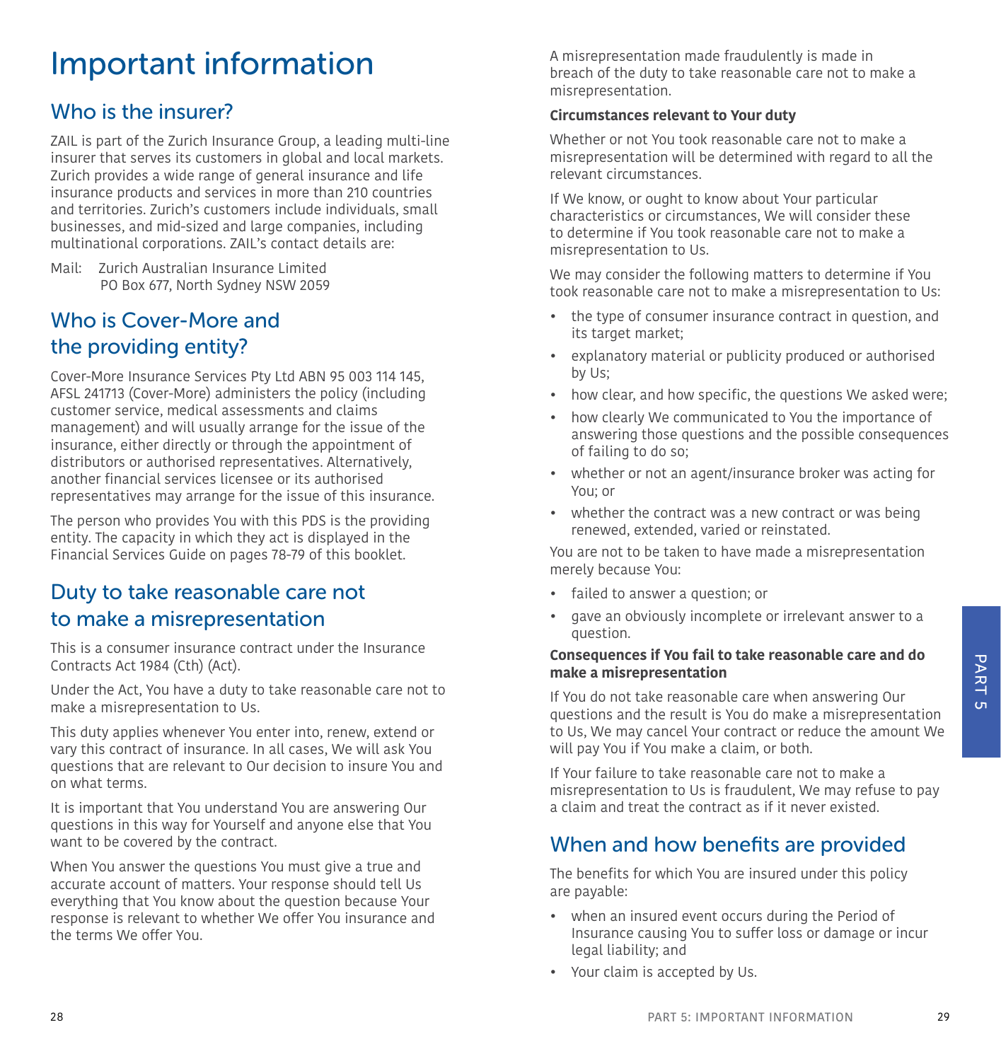# Important information

## Who is the insurer?

ZAIL is part of the Zurich Insurance Group, a leading multi-line insurer that serves its customers in global and local markets. Zurich provides a wide range of general insurance and life insurance products and services in more than 210 countries and territories. Zurich's customers include individuals, small businesses, and mid-sized and large companies, including multinational corporations. ZAIL's contact details are:

Mail: Zurich Australian Insurance Limited
PO Box 677, North Sydney NSW 2059

## Who is Cover-More and the providing entity?

Cover-More Insurance Services Pty Ltd ABN 95 003 114 145, AFSL 241713 (Cover-More) administers the policy (including customer service, medical assessments and claims management) and will usually arrange for the issue of the insurance, either directly or through the appointment of distributors or authorised representatives. Alternatively, another financial services licensee or its authorised representatives may arrange for the issue of this insurance.

The person who provides You with this PDS is the providing entity. The capacity in which they act is displayed in the Financial Services Guide on pages 78-79 of this booklet.

## Duty to take reasonable care not to make a misrepresentation

This is a consumer insurance contract under the Insurance Contracts Act 1984 (Cth) (Act).

Under the Act, You have a duty to take reasonable care not to make a misrepresentation to Us.

This duty applies whenever You enter into, renew, extend or vary this contract of insurance. In all cases, We will ask You questions that are relevant to Our decision to insure You and on what terms.

It is important that You understand You are answering Our questions in this way for Yourself and anyone else that You want to be covered by the contract.

When You answer the questions You must give a true and accurate account of matters. Your response should tell Us everything that You know about the question because Your response is relevant to whether We offer You insurance and the terms We offer You.

A misrepresentation made fraudulently is made in breach of the duty to take reasonable care not to make a misrepresentation.

**Circumstances relevant to Your duty**

Whether or not You took reasonable care not to make a misrepresentation will be determined with regard to all the relevant circumstances.

If We know, or ought to know about Your particular characteristics or circumstances, We will consider these to determine if You took reasonable care not to make a misrepresentation to Us.

We may consider the following matters to determine if You took reasonable care not to make a misrepresentation to Us:

- the type of consumer insurance contract in question, and its target market;
- explanatory material or publicity produced or authorised by Us;
- how clear, and how specific, the questions We asked were;
- how clearly We communicated to You the importance of answering those questions and the possible consequences of failing to do so;
- whether or not an agent/insurance broker was acting for You; or
- whether the contract was a new contract or was being renewed, extended, varied or reinstated.

You are not to be taken to have made a misrepresentation merely because You:

- failed to answer a question; or
- gave an obviously incomplete or irrelevant answer to a question.

**Consequences if You fail to take reasonable care and do make a misrepresentation**

If You do not take reasonable care when answering Our questions and the result is You do make a misrepresentation to Us, We may cancel Your contract or reduce the amount We will pay You if You make a claim, or both.

If Your failure to take reasonable care not to make a misrepresentation to Us is fraudulent, We may refuse to pay a claim and treat the contract as if it never existed.

## When and how benefits are provided

The benefits for which You are insured under this policy are payable:

- when an insured event occurs during the Period of Insurance causing You to suffer loss or damage or incur legal liability; and
- Your claim is accepted by Us.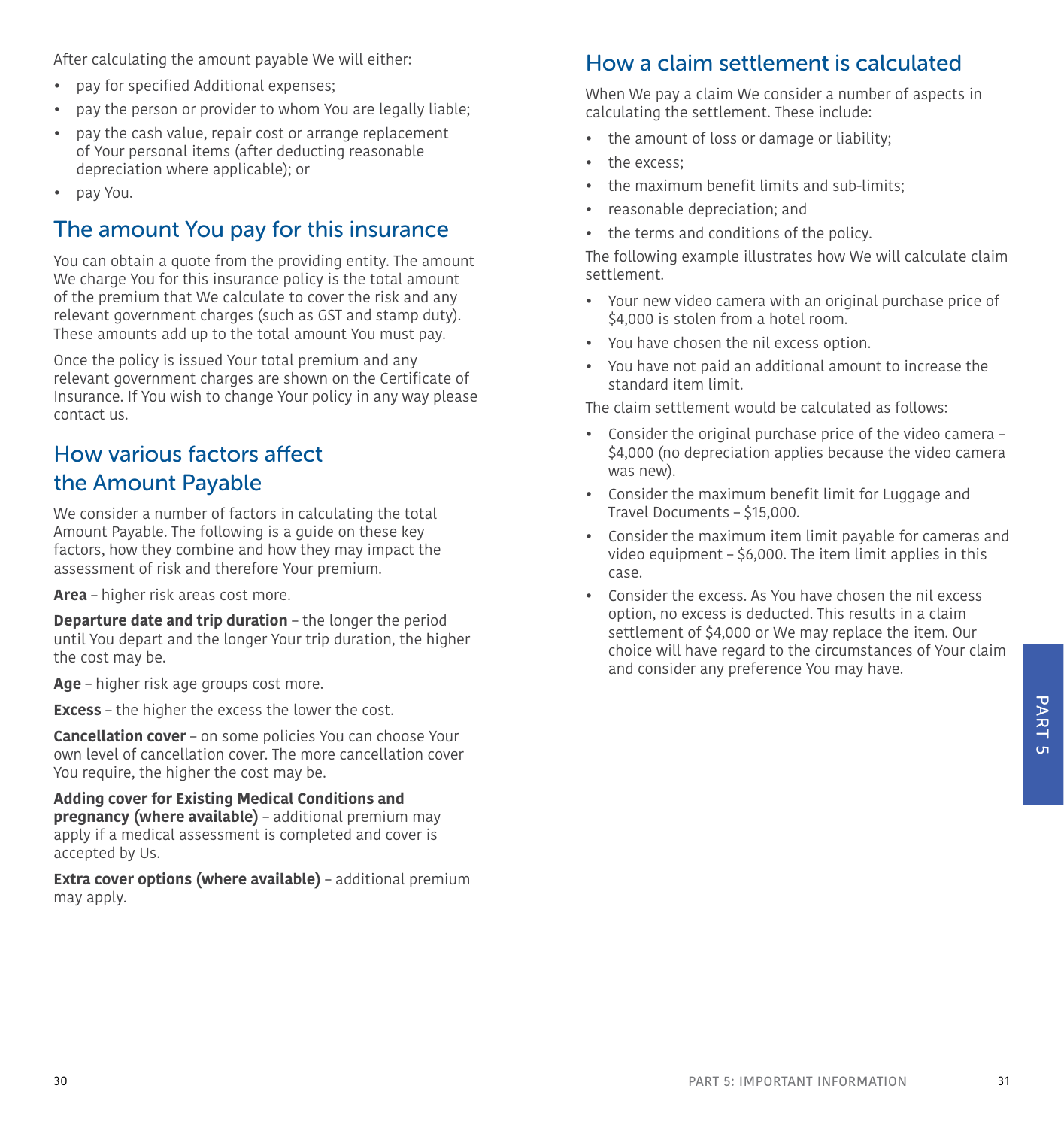After calculating the amount payable We will either:

- pay for specified Additional expenses;
- pay the person or provider to whom You are legally liable;
- pay the cash value, repair cost or arrange replacement of Your personal items (after deducting reasonable depreciation where applicable); or
- pay You.

## The amount You pay for this insurance

You can obtain a quote from the providing entity. The amount We charge You for this insurance policy is the total amount of the premium that We calculate to cover the risk and any relevant government charges (such as GST and stamp duty). These amounts add up to the total amount You must pay.

Once the policy is issued Your total premium and any relevant government charges are shown on the Certificate of Insurance. If You wish to change Your policy in any way please contact us.

## How various factors affect the Amount Payable

We consider a number of factors in calculating the total Amount Payable. The following is a guide on these key factors, how they combine and how they may impact the assessment of risk and therefore Your premium.

**Area** – higher risk areas cost more.

**Departure date and trip duration** – the longer the period until You depart and the longer Your trip duration, the higher the cost may be.

**Age** – higher risk age groups cost more.

**Excess** – the higher the excess the lower the cost.

**Cancellation cover** – on some policies You can choose Your own level of cancellation cover. The more cancellation cover You require, the higher the cost may be.

**Adding cover for Existing Medical Conditions and pregnancy (where available)** – additional premium may apply if a medical assessment is completed and cover is accepted by Us.

**Extra cover options (where available)** – additional premium may apply.

## How a claim settlement is calculated

When We pay a claim We consider a number of aspects in calculating the settlement. These include:

- the amount of loss or damage or liability;
- the excess;
- the maximum benefit limits and sub-limits;
- reasonable depreciation; and
- the terms and conditions of the policy.

The following example illustrates how We will calculate claim settlement.

- Your new video camera with an original purchase price of $4,000 is stolen from a hotel room.
- You have chosen the nil excess option.
- You have not paid an additional amount to increase the standard item limit.

The claim settlement would be calculated as follows:

- Consider the original purchase price of the video camera – $4,000 (no depreciation applies because the video camera was new).
- Consider the maximum benefit limit for Luggage and Travel Documents – $15,000.
- Consider the maximum item limit payable for cameras and video equipment – $6,000. The item limit applies in this case.
- Consider the excess. As You have chosen the nil excess option, no excess is deducted. This results in a claim settlement of $4,000 or We may replace the item. Our choice will have regard to the circumstances of Your claim and consider any preference You may have.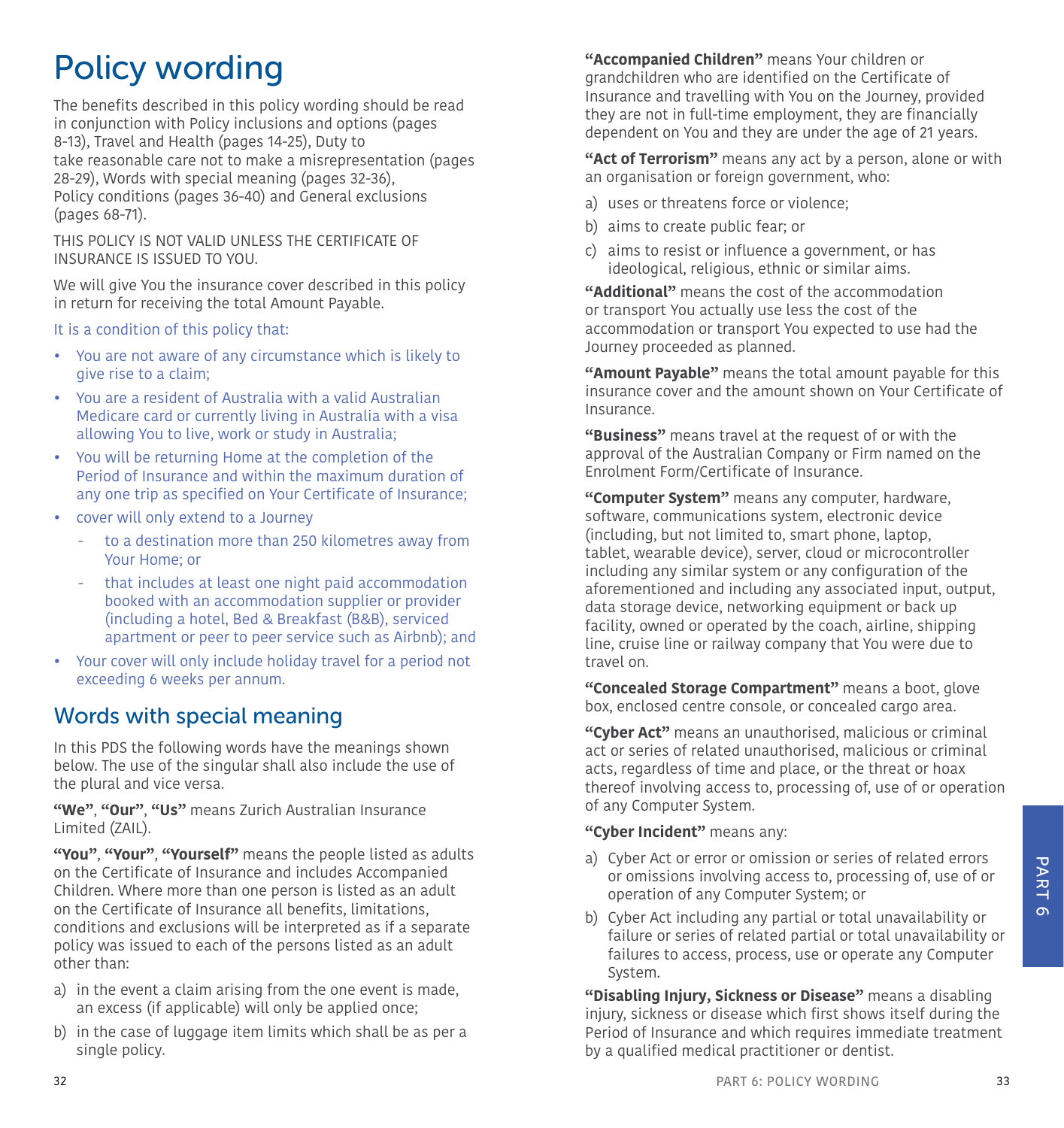# Policy wording

The benefits described in this policy wording should be read in conjunction with Policy inclusions and options (pages 8-13), Travel and Health (pages 14-25), Duty to take reasonable care not to make a misrepresentation (pages 28-29), Words with special meaning (pages 32-36), Policy conditions (pages 36-40) and General exclusions (pages 68-71).

THIS POLICY IS NOT VALID UNLESS THE CERTIFICATE OF INSURANCE IS ISSUED TO YOU.

We will give You the insurance cover described in this policy in return for receiving the total Amount Payable.

It is a condition of this policy that:

- You are not aware of any circumstance which is likely to give rise to a claim;
- You are a resident of Australia with a valid Australian Medicare card or currently living in Australia with a visa allowing You to live, work or study in Australia;
- You will be returning Home at the completion of the Period of Insurance and within the maximum duration of any one trip as specified on Your Certificate of Insurance;
- cover will only extend to a Journey
  - to a destination more than 250 kilometres away from Your Home; or
  - that includes at least one night paid accommodation booked with an accommodation supplier or provider (including a hotel, Bed & Breakfast (B&B), serviced apartment or peer to peer service such as Airbnb); and
- Your cover will only include holiday travel for a period not exceeding 6 weeks per annum.

## Words with special meaning

In this PDS the following words have the meanings shown below. The use of the singular shall also include the use of the plural and vice versa.

**"We"**, **"Our"**, **"Us"** means Zurich Australian Insurance Limited (ZAIL).

**"You"**, **"Your"**, **"Yourself"** means the people listed as adults on the Certificate of Insurance and includes Accompanied Children. Where more than one person is listed as an adult on the Certificate of Insurance all benefits, limitations, conditions and exclusions will be interpreted as if a separate policy was issued to each of the persons listed as an adult other than:

a) in the event a claim arising from the one event is made, an excess (if applicable) will only be applied once;

b) in the case of luggage item limits which shall be as per a single policy.

**"Accompanied Children"** means Your children or grandchildren who are identified on the Certificate of Insurance and travelling with You on the Journey, provided they are not in full-time employment, they are financially dependent on You and they are under the age of 21 years.

**"Act of Terrorism"** means any act by a person, alone or with an organisation or foreign government, who:

a) uses or threatens force or violence;

b) aims to create public fear; or

c) aims to resist or influence a government, or has ideological, religious, ethnic or similar aims.

**"Additional"** means the cost of the accommodation or transport You actually use less the cost of the accommodation or transport You expected to use had the Journey proceeded as planned.

**"Amount Payable"** means the total amount payable for this insurance cover and the amount shown on Your Certificate of Insurance.

**"Business"** means travel at the request of or with the approval of the Australian Company or Firm named on the Enrolment Form/Certificate of Insurance.

**"Computer System"** means any computer, hardware, software, communications system, electronic device (including, but not limited to, smart phone, laptop, tablet, wearable device), server, cloud or microcontroller including any similar system or any configuration of the aforementioned and including any associated input, output, data storage device, networking equipment or back up facility, owned or operated by the coach, airline, shipping line, cruise line or railway company that You were due to travel on.

**"Concealed Storage Compartment"** means a boot, glove box, enclosed centre console, or concealed cargo area.

**"Cyber Act"** means an unauthorised, malicious or criminal act or series of related unauthorised, malicious or criminal acts, regardless of time and place, or the threat or hoax thereof involving access to, processing of, use of or operation of any Computer System.

**"Cyber Incident"** means any:

a) Cyber Act or error or omission or series of related errors or omissions involving access to, processing of, use of or operation of any Computer System; or

b) Cyber Act including any partial or total unavailability or failure or series of related partial or total unavailability or failures to access, process, use or operate any Computer System.

**"Disabling Injury, Sickness or Disease"** means a disabling injury, sickness or disease which first shows itself during the Period of Insurance and which requires immediate treatment by a qualified medical practitioner or dentist.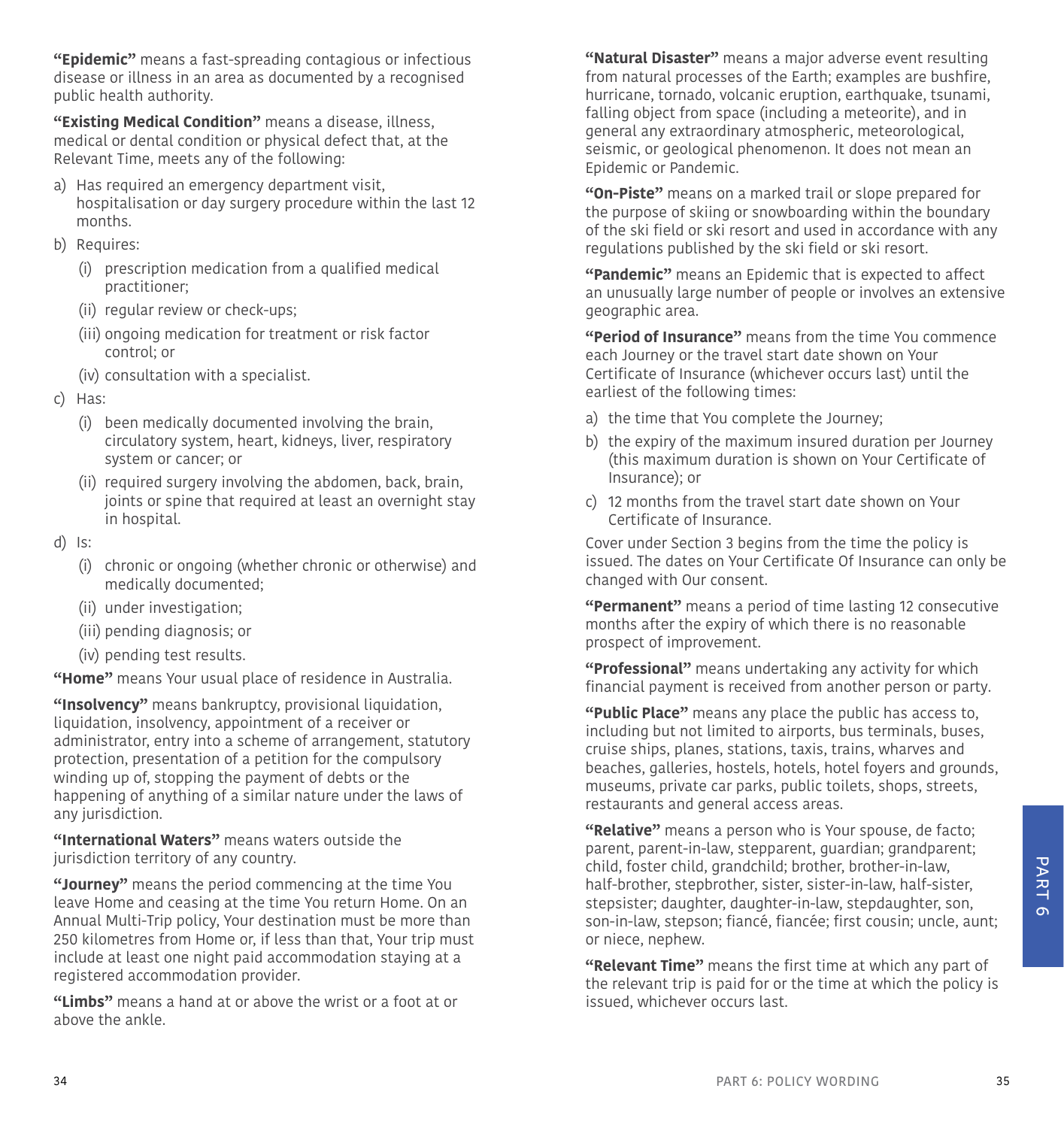**"Epidemic"** means a fast-spreading contagious or infectious disease or illness in an area as documented by a recognised public health authority.

**"Existing Medical Condition"** means a disease, illness, medical or dental condition or physical defect that, at the Relevant Time, meets any of the following:

a) Has required an emergency department visit, hospitalisation or day surgery procedure within the last 12 months.

b) Requires:
   (i) prescription medication from a qualified medical practitioner;
   (ii) regular review or check-ups;
   (iii) ongoing medication for treatment or risk factor control; or
   (iv) consultation with a specialist.

c) Has:
   (i) been medically documented involving the brain, circulatory system, heart, kidneys, liver, respiratory system or cancer; or
   (ii) required surgery involving the abdomen, back, brain, joints or spine that required at least an overnight stay in hospital.

d) Is:
   (i) chronic or ongoing (whether chronic or otherwise) and medically documented;
   (ii) under investigation;
   (iii) pending diagnosis; or
   (iv) pending test results.

**"Home"** means Your usual place of residence in Australia.

**"Insolvency"** means bankruptcy, provisional liquidation, liquidation, insolvency, appointment of a receiver or administrator, entry into a scheme of arrangement, statutory protection, presentation of a petition for the compulsory winding up of, stopping the payment of debts or the happening of anything of a similar nature under the laws of any jurisdiction.

**"International Waters"** means waters outside the jurisdiction territory of any country.

**"Journey"** means the period commencing at the time You leave Home and ceasing at the time You return Home. On an Annual Multi-Trip policy, Your destination must be more than 250 kilometres from Home or, if less than that, Your trip must include at least one night paid accommodation staying at a registered accommodation provider.

**"Limbs"** means a hand at or above the wrist or a foot at or above the ankle.

**"Natural Disaster"** means a major adverse event resulting from natural processes of the Earth; examples are bushfire, hurricane, tornado, volcanic eruption, earthquake, tsunami, falling object from space (including a meteorite), and in general any extraordinary atmospheric, meteorological, seismic, or geological phenomenon. It does not mean an Epidemic or Pandemic.

**"On-Piste"** means on a marked trail or slope prepared for the purpose of skiing or snowboarding within the boundary of the ski field or ski resort and used in accordance with any regulations published by the ski field or ski resort.

**"Pandemic"** means an Epidemic that is expected to affect an unusually large number of people or involves an extensive geographic area.

**"Period of Insurance"** means from the time You commence each Journey or the travel start date shown on Your Certificate of Insurance (whichever occurs last) until the earliest of the following times:

a) the time that You complete the Journey;

b) the expiry of the maximum insured duration per Journey (this maximum duration is shown on Your Certificate of Insurance); or

c) 12 months from the travel start date shown on Your Certificate of Insurance.

Cover under Section 3 begins from the time the policy is issued. The dates on Your Certificate Of Insurance can only be changed with Our consent.

**"Permanent"** means a period of time lasting 12 consecutive months after the expiry of which there is no reasonable prospect of improvement.

**"Professional"** means undertaking any activity for which financial payment is received from another person or party.

**"Public Place"** means any place the public has access to, including but not limited to airports, bus terminals, buses, cruise ships, planes, stations, taxis, trains, wharves and beaches, galleries, hostels, hotels, hotel foyers and grounds, museums, private car parks, public toilets, shops, streets, restaurants and general access areas.

**"Relative"** means a person who is Your spouse, de facto; parent, parent-in-law, stepparent, guardian; grandparent; child, foster child, grandchild; brother, brother-in-law, half-brother, stepbrother, sister, sister-in-law, half-sister, stepsister; daughter, daughter-in-law, stepdaughter, son, son-in-law, stepson; fiancé, fiancée; first cousin; uncle, aunt; or niece, nephew.

**"Relevant Time"** means the first time at which any part of the relevant trip is paid for or the time at which the policy is issued, whichever occurs last.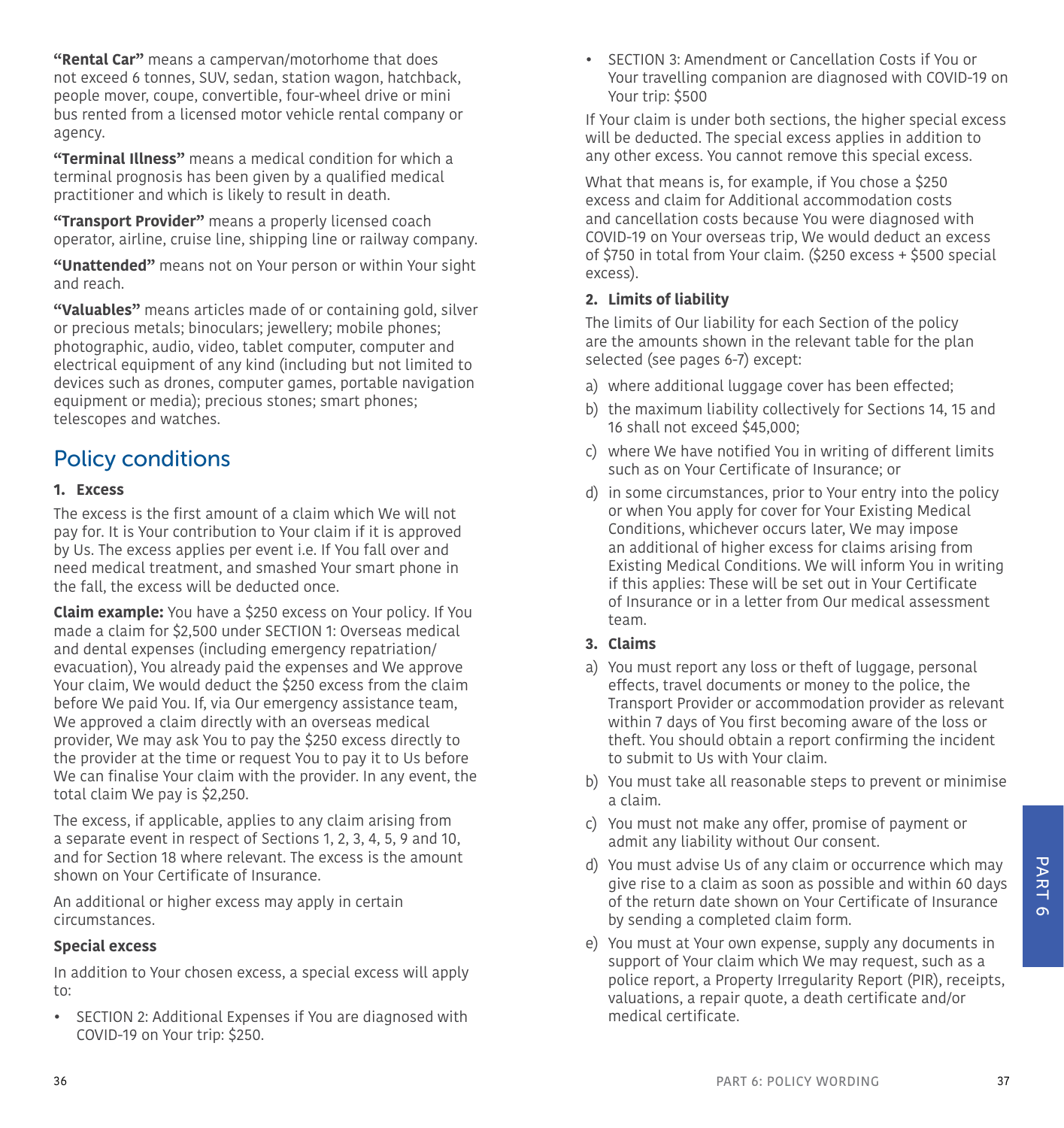**"Rental Car"** means a campervan/motorhome that does not exceed 6 tonnes, SUV, sedan, station wagon, hatchback, people mover, coupe, convertible, four-wheel drive or mini bus rented from a licensed motor vehicle rental company or agency.

**"Terminal Illness"** means a medical condition for which a terminal prognosis has been given by a qualified medical practitioner and which is likely to result in death.

**"Transport Provider"** means a properly licensed coach operator, airline, cruise line, shipping line or railway company.

**"Unattended"** means not on Your person or within Your sight and reach.

**"Valuables"** means articles made of or containing gold, silver or precious metals; binoculars; jewellery; mobile phones; photographic, audio, video, tablet computer, computer and electrical equipment of any kind (including but not limited to devices such as drones, computer games, portable navigation equipment or media); precious stones; smart phones; telescopes and watches.

## Policy conditions

### 1. Excess

The excess is the first amount of a claim which We will not pay for. It is Your contribution to Your claim if it is approved by Us. The excess applies per event i.e. If You fall over and need medical treatment, and smashed Your smart phone in the fall, the excess will be deducted once.

**Claim example:** You have a $250 excess on Your policy. If You made a claim for $2,500 under SECTION 1: Overseas medical and dental expenses (including emergency repatriation/evacuation), You already paid the expenses and We approve Your claim, We would deduct the $250 excess from the claim before We paid You. If, via Our emergency assistance team, We approved a claim directly with an overseas medical provider, We may ask You to pay the $250 excess directly to the provider at the time or request You to pay it to Us before We can finalise Your claim with the provider. In any event, the total claim We pay is $2,250.

The excess, if applicable, applies to any claim arising from a separate event in respect of Sections 1, 2, 3, 4, 5, 9 and 10, and for Section 18 where relevant. The excess is the amount shown on Your Certificate of Insurance.

An additional or higher excess may apply in certain circumstances.

**Special excess**

In addition to Your chosen excess, a special excess will apply to:

- SECTION 2: Additional Expenses if You are diagnosed with COVID-19 on Your trip: $250.
- SECTION 3: Amendment or Cancellation Costs if You or Your travelling companion are diagnosed with COVID-19 on Your trip: $500

If Your claim is under both sections, the higher special excess will be deducted. The special excess applies in addition to any other excess. You cannot remove this special excess.

What that means is, for example, if You chose a $250 excess and claim for Additional accommodation costs and cancellation costs because You were diagnosed with COVID-19 on Your overseas trip, We would deduct an excess of $750 in total from Your claim. ($250 excess + $500 special excess).

### 2. Limits of liability

The limits of Our liability for each Section of the policy are the amounts shown in the relevant table for the plan selected (see pages 6-7) except:

a) where additional luggage cover has been effected;

b) the maximum liability collectively for Sections 14, 15 and 16 shall not exceed $45,000;

c) where We have notified You in writing of different limits such as on Your Certificate of Insurance; or

d) in some circumstances, prior to Your entry into the policy or when You apply for cover for Your Existing Medical Conditions, whichever occurs later, We may impose an additional of higher excess for claims arising from Existing Medical Conditions. We will inform You in writing if this applies: These will be set out in Your Certificate of Insurance or in a letter from Our medical assessment team.

### 3. Claims

a) You must report any loss or theft of luggage, personal effects, travel documents or money to the police, the Transport Provider or accommodation provider as relevant within 7 days of You first becoming aware of the loss or theft. You should obtain a report confirming the incident to submit to Us with Your claim.

b) You must take all reasonable steps to prevent or minimise a claim.

c) You must not make any offer, promise of payment or admit any liability without Our consent.

d) You must advise Us of any claim or occurrence which may give rise to a claim as soon as possible and within 60 days of the return date shown on Your Certificate of Insurance by sending a completed claim form.

e) You must at Your own expense, supply any documents in support of Your claim which We may request, such as a police report, a Property Irregularity Report (PIR), receipts, valuations, a repair quote, a death certificate and/or medical certificate.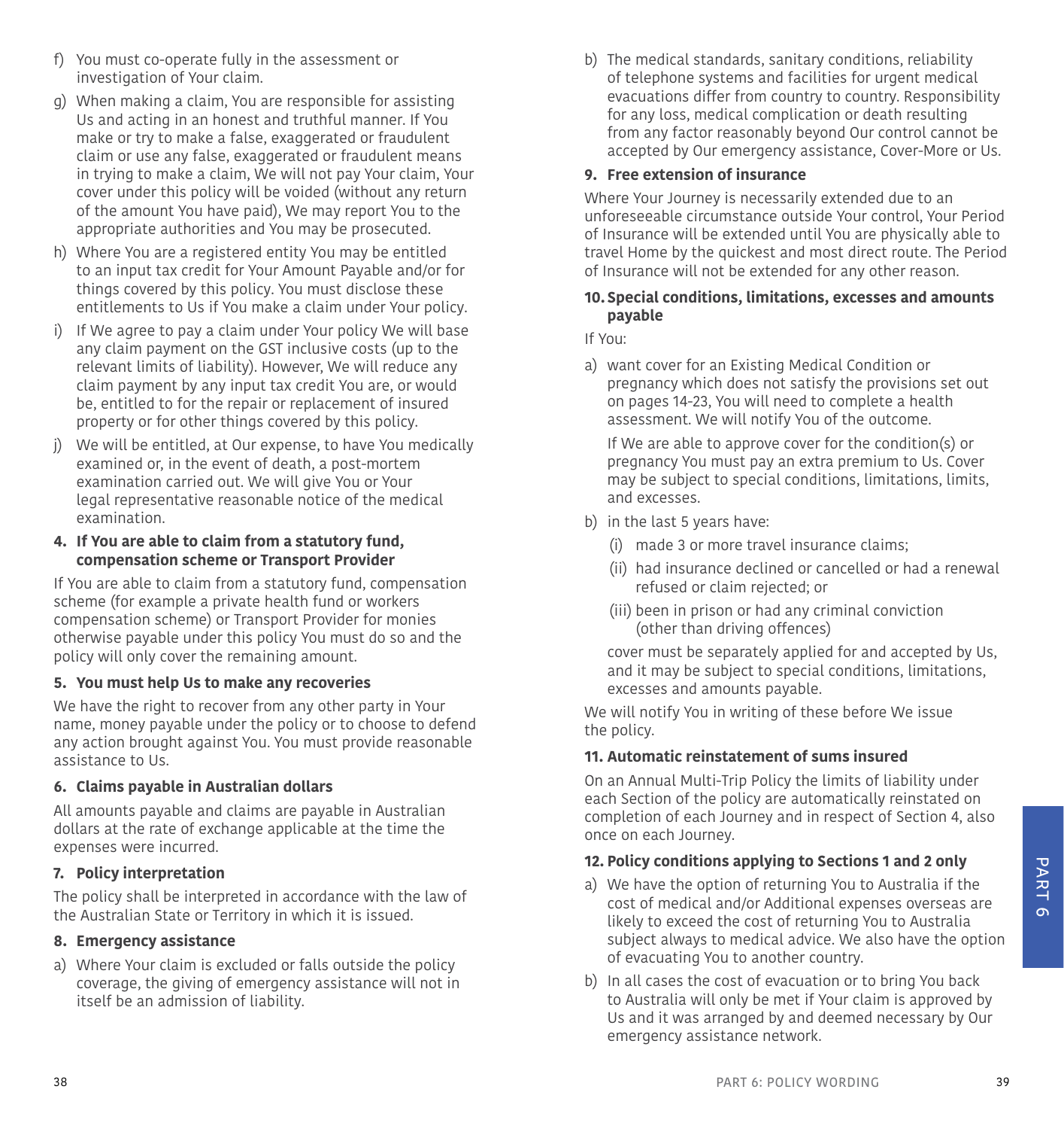f) You must co-operate fully in the assessment or investigation of Your claim.

g) When making a claim, You are responsible for assisting Us and acting in an honest and truthful manner. If You make or try to make a false, exaggerated or fraudulent claim or use any false, exaggerated or fraudulent means in trying to make a claim, We will not pay Your claim, Your cover under this policy will be voided (without any return of the amount You have paid), We may report You to the appropriate authorities and You may be prosecuted.

h) Where You are a registered entity You may be entitled to an input tax credit for Your Amount Payable and/or for things covered by this policy. You must disclose these entitlements to Us if You make a claim under Your policy.

i) If We agree to pay a claim under Your policy We will base any claim payment on the GST inclusive costs (up to the relevant limits of liability). However, We will reduce any claim payment by any input tax credit You are, or would be, entitled to for the repair or replacement of insured property or for other things covered by this policy.

j) We will be entitled, at Our expense, to have You medically examined or, in the event of death, a post-mortem examination carried out. We will give You or Your legal representative reasonable notice of the medical examination.

**4. If You are able to claim from a statutory fund, compensation scheme or Transport Provider**

If You are able to claim from a statutory fund, compensation scheme (for example a private health fund or workers compensation scheme) or Transport Provider for monies otherwise payable under this policy You must do so and the policy will only cover the remaining amount.

**5. You must help Us to make any recoveries**

We have the right to recover from any other party in Your name, money payable under the policy or to choose to defend any action brought against You. You must provide reasonable assistance to Us.

**6. Claims payable in Australian dollars**

All amounts payable and claims are payable in Australian dollars at the rate of exchange applicable at the time the expenses were incurred.

**7. Policy interpretation**

The policy shall be interpreted in accordance with the law of the Australian State or Territory in which it is issued.

**8. Emergency assistance**

a) Where Your claim is excluded or falls outside the policy coverage, the giving of emergency assistance will not in itself be an admission of liability.

b) The medical standards, sanitary conditions, reliability of telephone systems and facilities for urgent medical evacuations differ from country to country. Responsibility for any loss, medical complication or death resulting from any factor reasonably beyond Our control cannot be accepted by Our emergency assistance, Cover-More or Us.

**9. Free extension of insurance**

Where Your Journey is necessarily extended due to an unforeseeable circumstance outside Your control, Your Period of Insurance will be extended until You are physically able to travel Home by the quickest and most direct route. The Period of Insurance will not be extended for any other reason.

**10. Special conditions, limitations, excesses and amounts payable**

If You:

a) want cover for an Existing Medical Condition or pregnancy which does not satisfy the provisions set out on pages 14-23, You will need to complete a health assessment. We will notify You of the outcome.

   If We are able to approve cover for the condition(s) or pregnancy You must pay an extra premium to Us. Cover may be subject to special conditions, limitations, limits, and excesses.

b) in the last 5 years have:

   (i) made 3 or more travel insurance claims;

   (ii) had insurance declined or cancelled or had a renewal refused or claim rejected; or

   (iii) been in prison or had any criminal conviction (other than driving offences)

   cover must be separately applied for and accepted by Us, and it may be subject to special conditions, limitations, excesses and amounts payable.

We will notify You in writing of these before We issue the policy.

**11. Automatic reinstatement of sums insured**

On an Annual Multi-Trip Policy the limits of liability under each Section of the policy are automatically reinstated on completion of each Journey and in respect of Section 4, also once on each Journey.

**12. Policy conditions applying to Sections 1 and 2 only**

a) We have the option of returning You to Australia if the cost of medical and/or Additional expenses overseas are likely to exceed the cost of returning You to Australia subject always to medical advice. We also have the option of evacuating You to another country.

b) In all cases the cost of evacuation or to bring You back to Australia will only be met if Your claim is approved by Us and it was arranged by and deemed necessary by Our emergency assistance network.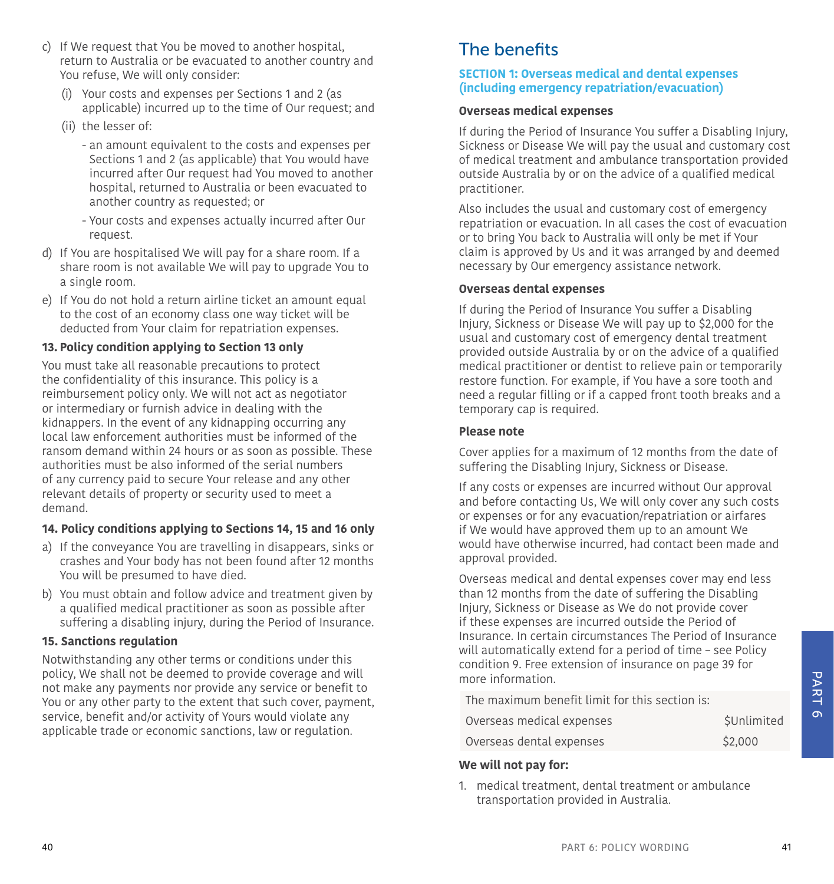c) If We request that You be moved to another hospital, return to Australia or be evacuated to another country and You refuse, We will only consider:

   (i) Your costs and expenses per Sections 1 and 2 (as applicable) incurred up to the time of Our request; and

   (ii) the lesser of:

   - an amount equivalent to the costs and expenses per Sections 1 and 2 (as applicable) that You would have incurred after Our request had You moved to another hospital, returned to Australia or been evacuated to another country as requested; or
   - Your costs and expenses actually incurred after Our request.

d) If You are hospitalised We will pay for a share room. If a share room is not available We will pay to upgrade You to a single room.

e) If You do not hold a return airline ticket an amount equal to the cost of an economy class one way ticket will be deducted from Your claim for repatriation expenses.

### 13. Policy condition applying to Section 13 only

You must take all reasonable precautions to protect the confidentiality of this insurance. This policy is a reimbursement policy only. We will not act as negotiator or intermediary or furnish advice in dealing with the kidnappers. In the event of any kidnapping occurring any local law enforcement authorities must be informed of the ransom demand within 24 hours or as soon as possible. These authorities must be also informed of the serial numbers of any currency paid to secure Your release and any other relevant details of property or security used to meet a demand.

### 14. Policy conditions applying to Sections 14, 15 and 16 only

a) If the conveyance You are travelling in disappears, sinks or crashes and Your body has not been found after 12 months You will be presumed to have died.

b) You must obtain and follow advice and treatment given by a qualified medical practitioner as soon as possible after suffering a disabling injury, during the Period of Insurance.

### 15. Sanctions regulation

Notwithstanding any other terms or conditions under this policy, We shall not be deemed to provide coverage and will not make any payments nor provide any service or benefit to You or any other party to the extent that such cover, payment, service, benefit and/or activity of Yours would violate any applicable trade or economic sanctions, law or regulation.

# The benefits

## SECTION 1: Overseas medical and dental expenses (including emergency repatriation/evacuation)

### Overseas medical expenses

If during the Period of Insurance You suffer a Disabling Injury, Sickness or Disease We will pay the usual and customary cost of medical treatment and ambulance transportation provided outside Australia by or on the advice of a qualified medical practitioner.

Also includes the usual and customary cost of emergency repatriation or evacuation. In all cases the cost of evacuation or to bring You back to Australia will only be met if Your claim is approved by Us and it was arranged by and deemed necessary by Our emergency assistance network.

### Overseas dental expenses

If during the Period of Insurance You suffer a Disabling Injury, Sickness or Disease We will pay up to $2,000 for the usual and customary cost of emergency dental treatment provided outside Australia by or on the advice of a qualified medical practitioner or dentist to relieve pain or temporarily restore function. For example, if You have a sore tooth and need a regular filling or if a capped front tooth breaks and a temporary cap is required.

### Please note

Cover applies for a maximum of 12 months from the date of suffering the Disabling Injury, Sickness or Disease.

If any costs or expenses are incurred without Our approval and before contacting Us, We will only cover any such costs or expenses or for any evacuation/repatriation or airfares if We would have approved them up to an amount We would have otherwise incurred, had contact been made and approval provided.

Overseas medical and dental expenses cover may end less than 12 months from the date of suffering the Disabling Injury, Sickness or Disease as We do not provide cover if these expenses are incurred outside the Period of Insurance. In certain circumstances The Period of Insurance will automatically extend for a period of time – see Policy condition 9. Free extension of insurance on page 39 for more information.

| The maximum benefit limit for this section is: | |
|---|---|
| Overseas medical expenses | $Unlimited |
| Overseas dental expenses | $2,000 |

### We will not pay for:

1. medical treatment, dental treatment or ambulance transportation provided in Australia.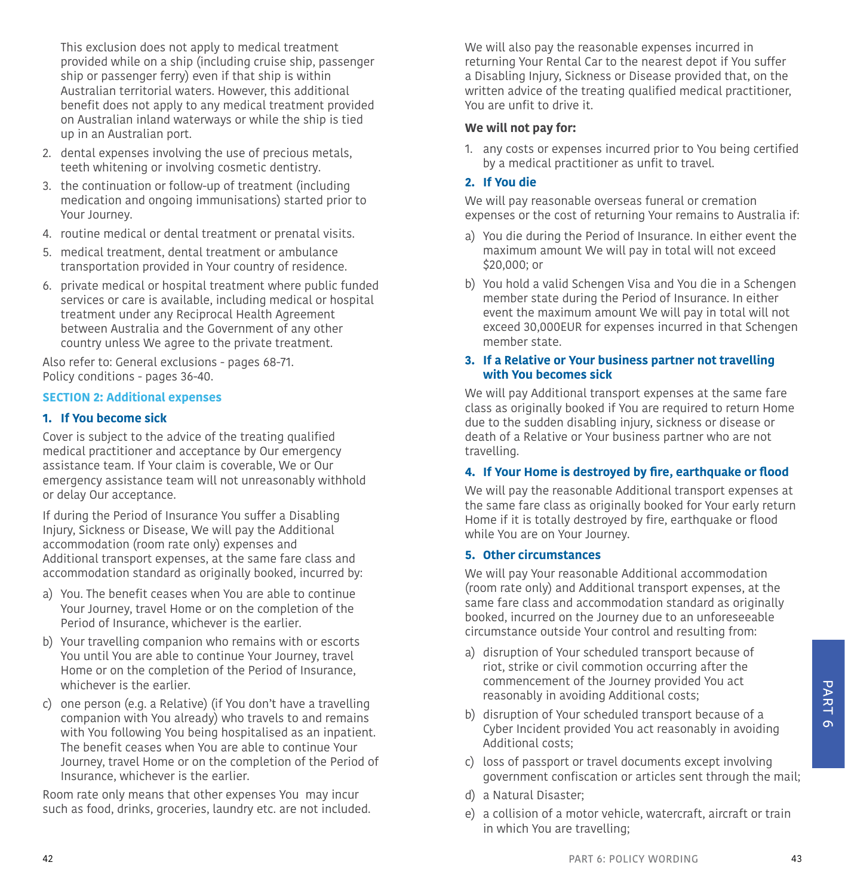This exclusion does not apply to medical treatment provided while on a ship (including cruise ship, passenger ship or passenger ferry) even if that ship is within Australian territorial waters. However, this additional benefit does not apply to any medical treatment provided on Australian inland waterways or while the ship is tied up in an Australian port.

2. dental expenses involving the use of precious metals, teeth whitening or involving cosmetic dentistry.
3. the continuation or follow-up of treatment (including medication and ongoing immunisations) started prior to Your Journey.
4. routine medical or dental treatment or prenatal visits.
5. medical treatment, dental treatment or ambulance transportation provided in Your country of residence.
6. private medical or hospital treatment where public funded services or care is available, including medical or hospital treatment under any Reciprocal Health Agreement between Australia and the Government of any other country unless We agree to the private treatment.

Also refer to: General exclusions - pages 68-71.
Policy conditions - pages 36-40.

## SECTION 2: Additional expenses

### 1. If You become sick

Cover is subject to the advice of the treating qualified medical practitioner and acceptance by Our emergency assistance team. If Your claim is coverable, We or Our emergency assistance team will not unreasonably withhold or delay Our acceptance.

If during the Period of Insurance You suffer a Disabling Injury, Sickness or Disease, We will pay the Additional accommodation (room rate only) expenses and Additional transport expenses, at the same fare class and accommodation standard as originally booked, incurred by:

a) You. The benefit ceases when You are able to continue Your Journey, travel Home or on the completion of the Period of Insurance, whichever is the earlier.
b) Your travelling companion who remains with or escorts You until You are able to continue Your Journey, travel Home or on the completion of the Period of Insurance, whichever is the earlier.
c) one person (e.g. a Relative) (if You don't have a travelling companion with You already) who travels to and remains with You following You being hospitalised as an inpatient. The benefit ceases when You are able to continue Your Journey, travel Home or on the completion of the Period of Insurance, whichever is the earlier.

Room rate only means that other expenses You may incur such as food, drinks, groceries, laundry etc. are not included.

We will also pay the reasonable expenses incurred in returning Your Rental Car to the nearest depot if You suffer a Disabling Injury, Sickness or Disease provided that, on the written advice of the treating qualified medical practitioner, You are unfit to drive it.

**We will not pay for:**

1. any costs or expenses incurred prior to You being certified by a medical practitioner as unfit to travel.

### 2. If You die

We will pay reasonable overseas funeral or cremation expenses or the cost of returning Your remains to Australia if:

a) You die during the Period of Insurance. In either event the maximum amount We will pay in total will not exceed $20,000; or
b) You hold a valid Schengen Visa and You die in a Schengen member state during the Period of Insurance. In either event the maximum amount We will pay in total will not exceed 30,000EUR for expenses incurred in that Schengen member state.

### 3. If a Relative or Your business partner not travelling with You becomes sick

We will pay Additional transport expenses at the same fare class as originally booked if You are required to return Home due to the sudden disabling injury, sickness or disease or death of a Relative or Your business partner who are not travelling.

### 4. If Your Home is destroyed by fire, earthquake or flood

We will pay the reasonable Additional transport expenses at the same fare class as originally booked for Your early return Home if it is totally destroyed by fire, earthquake or flood while You are on Your Journey.

### 5. Other circumstances

We will pay Your reasonable Additional accommodation (room rate only) and Additional transport expenses, at the same fare class and accommodation standard as originally booked, incurred on the Journey due to an unforeseeable circumstance outside Your control and resulting from:

a) disruption of Your scheduled transport because of riot, strike or civil commotion occurring after the commencement of the Journey provided You act reasonably in avoiding Additional costs;
b) disruption of Your scheduled transport because of a Cyber Incident provided You act reasonably in avoiding Additional costs;
c) loss of passport or travel documents except involving government confiscation or articles sent through the mail;
d) a Natural Disaster;
e) a collision of a motor vehicle, watercraft, aircraft or train in which You are travelling;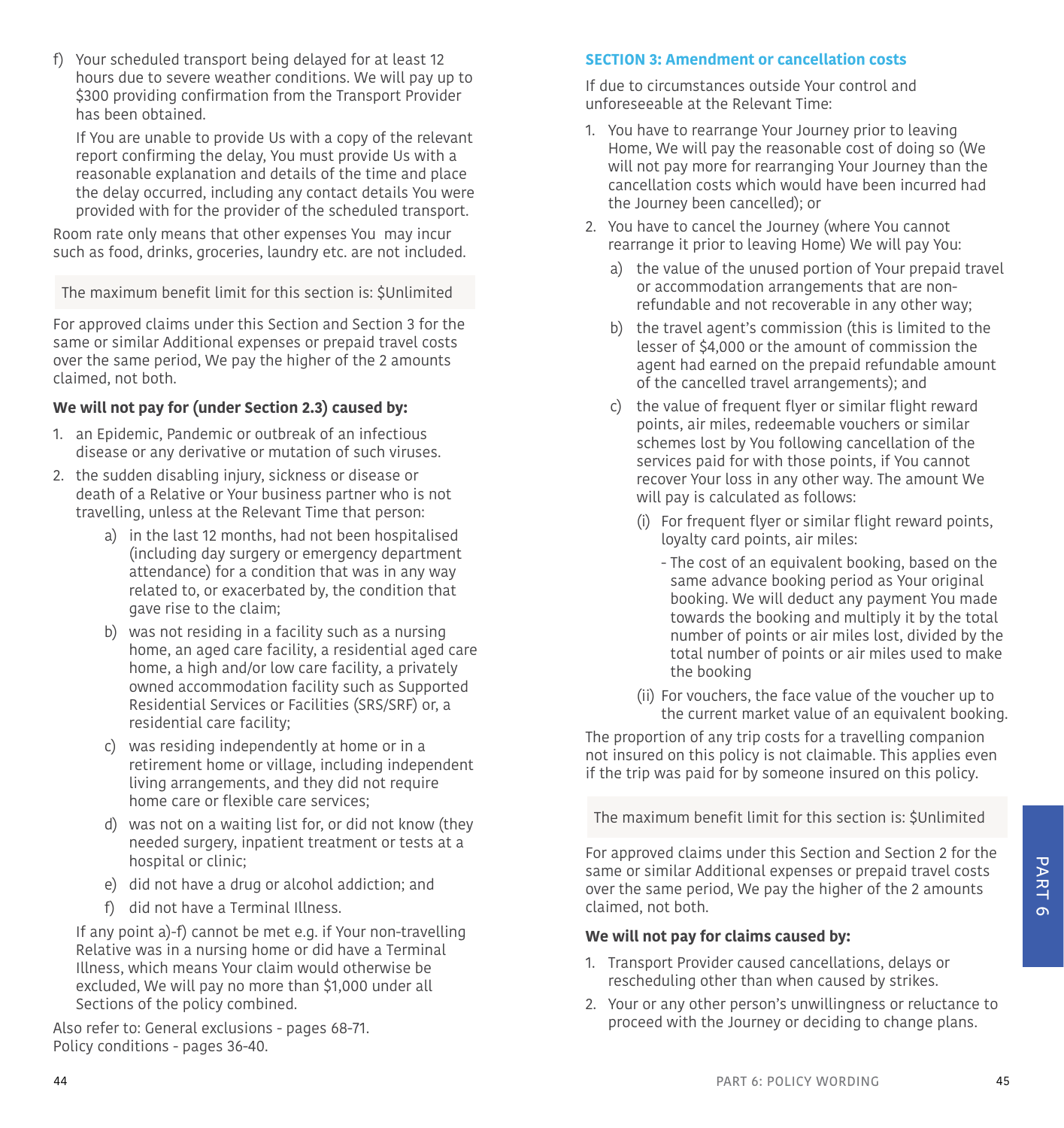f) Your scheduled transport being delayed for at least 12 hours due to severe weather conditions. We will pay up to $300 providing confirmation from the Transport Provider has been obtained.

   If You are unable to provide Us with a copy of the relevant report confirming the delay, You must provide Us with a reasonable explanation and details of the time and place the delay occurred, including any contact details You were provided with for the provider of the scheduled transport.

Room rate only means that other expenses You may incur such as food, drinks, groceries, laundry etc. are not included.

The maximum benefit limit for this section is: $Unlimited

For approved claims under this Section and Section 3 for the same or similar Additional expenses or prepaid travel costs over the same period, We pay the higher of the 2 amounts claimed, not both.

**We will not pay for (under Section 2.3) caused by:**

1. an Epidemic, Pandemic or outbreak of an infectious disease or any derivative or mutation of such viruses.
2. the sudden disabling injury, sickness or disease or death of a Relative or Your business partner who is not travelling, unless at the Relevant Time that person:
   a) in the last 12 months, had not been hospitalised (including day surgery or emergency department attendance) for a condition that was in any way related to, or exacerbated by, the condition that gave rise to the claim;
   b) was not residing in a facility such as a nursing home, an aged care facility, a residential aged care home, a high and/or low care facility, a privately owned accommodation facility such as Supported Residential Services or Facilities (SRS/SRF) or, a residential care facility;
   c) was residing independently at home or in a retirement home or village, including independent living arrangements, and they did not require home care or flexible care services;
   d) was not on a waiting list for, or did not know (they needed surgery, inpatient treatment or tests at a hospital or clinic;
   e) did not have a drug or alcohol addiction; and
   f) did not have a Terminal Illness.

   If any point a)-f) cannot be met e.g. if Your non-travelling Relative was in a nursing home or did have a Terminal Illness, which means Your claim would otherwise be excluded, We will pay no more than $1,000 under all Sections of the policy combined.

Also refer to: General exclusions - pages 68-71.
Policy conditions - pages 36-40.

### SECTION 3: Amendment or cancellation costs

If due to circumstances outside Your control and unforeseeable at the Relevant Time:

1. You have to rearrange Your Journey prior to leaving Home, We will pay the reasonable cost of doing so (We will not pay more for rearranging Your Journey than the cancellation costs which would have been incurred had the Journey been cancelled); or
2. You have to cancel the Journey (where You cannot rearrange it prior to leaving Home) We will pay You:
   a) the value of the unused portion of Your prepaid travel or accommodation arrangements that are non-refundable and not recoverable in any other way;
   b) the travel agent's commission (this is limited to the lesser of $4,000 or the amount of commission the agent had earned on the prepaid refundable amount of the cancelled travel arrangements); and
   c) the value of frequent flyer or similar flight reward points, air miles, redeemable vouchers or similar schemes lost by You following cancellation of the services paid for with those points, if You cannot recover Your loss in any other way. The amount We will pay is calculated as follows:
      (i) For frequent flyer or similar flight reward points, loyalty card points, air miles:
         - The cost of an equivalent booking, based on the same advance booking period as Your original booking. We will deduct any payment You made towards the booking and multiply it by the total number of points or air miles lost, divided by the total number of points or air miles used to make the booking
      (ii) For vouchers, the face value of the voucher up to the current market value of an equivalent booking.

The proportion of any trip costs for a travelling companion not insured on this policy is not claimable. This applies even if the trip was paid for by someone insured on this policy.

The maximum benefit limit for this section is: $Unlimited

For approved claims under this Section and Section 2 for the same or similar Additional expenses or prepaid travel costs over the same period, We pay the higher of the 2 amounts claimed, not both.

**We will not pay for claims caused by:**

1. Transport Provider caused cancellations, delays or rescheduling other than when caused by strikes.
2. Your or any other person's unwillingness or reluctance to proceed with the Journey or deciding to change plans.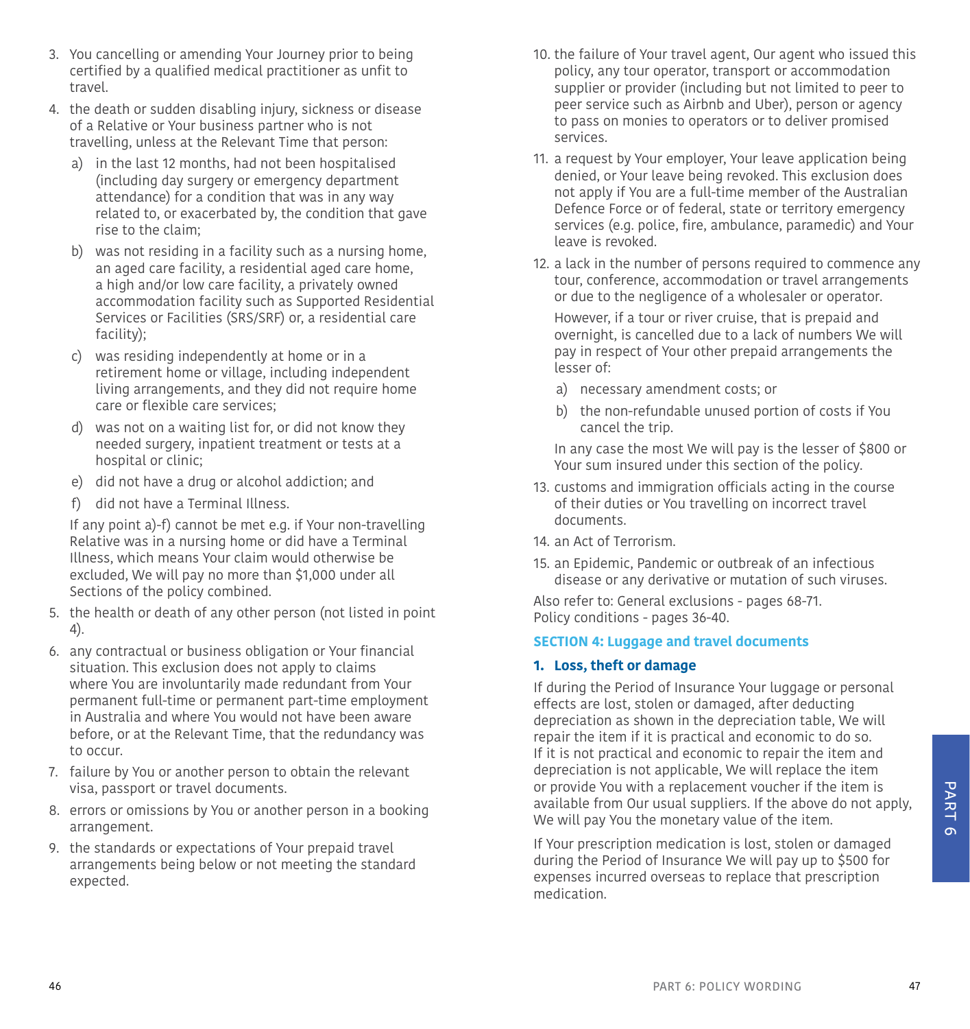3. You cancelling or amending Your Journey prior to being certified by a qualified medical practitioner as unfit to travel.
4. the death or sudden disabling injury, sickness or disease of a Relative or Your business partner who is not travelling, unless at the Relevant Time that person:
   a) in the last 12 months, had not been hospitalised (including day surgery or emergency department attendance) for a condition that was in any way related to, or exacerbated by, the condition that gave rise to the claim;
   b) was not residing in a facility such as a nursing home, an aged care facility, a residential aged care home, a high and/or low care facility, a privately owned accommodation facility such as Supported Residential Services or Facilities (SRS/SRF) or, a residential care facility);
   c) was residing independently at home or in a retirement home or village, including independent living arrangements, and they did not require home care or flexible care services;
   d) was not on a waiting list for, or did not know they needed surgery, inpatient treatment or tests at a hospital or clinic;
   e) did not have a drug or alcohol addiction; and
   f) did not have a Terminal Illness.

   If any point a)-f) cannot be met e.g. if Your non-travelling Relative was in a nursing home or did have a Terminal Illness, which means Your claim would otherwise be excluded, We will pay no more than $1,000 under all Sections of the policy combined.
5. the health or death of any other person (not listed in point 4).
6. any contractual or business obligation or Your financial situation. This exclusion does not apply to claims where You are involuntarily made redundant from Your permanent full-time or permanent part-time employment in Australia and where You would not have been aware before, or at the Relevant Time, that the redundancy was to occur.
7. failure by You or another person to obtain the relevant visa, passport or travel documents.
8. errors or omissions by You or another person in a booking arrangement.
9. the standards or expectations of Your prepaid travel arrangements being below or not meeting the standard expected.
10. the failure of Your travel agent, Our agent who issued this policy, any tour operator, transport or accommodation supplier or provider (including but not limited to peer to peer service such as Airbnb and Uber), person or agency to pass on monies to operators or to deliver promised services.
11. a request by Your employer, Your leave application being denied, or Your leave being revoked. This exclusion does not apply if You are a full-time member of the Australian Defence Force or of federal, state or territory emergency services (e.g. police, fire, ambulance, paramedic) and Your leave is revoked.
12. a lack in the number of persons required to commence any tour, conference, accommodation or travel arrangements or due to the negligence of a wholesaler or operator.

    However, if a tour or river cruise, that is prepaid and overnight, is cancelled due to a lack of numbers We will pay in respect of Your other prepaid arrangements the lesser of:
    a) necessary amendment costs; or
    b) the non-refundable unused portion of costs if You cancel the trip.

    In any case the most We will pay is the lesser of $800 or Your sum insured under this section of the policy.
13. customs and immigration officials acting in the course of their duties or You travelling on incorrect travel documents.
14. an Act of Terrorism.
15. an Epidemic, Pandemic or outbreak of an infectious disease or any derivative or mutation of such viruses.

Also refer to: General exclusions - pages 68-71.
Policy conditions - pages 36-40.

## SECTION 4: Luggage and travel documents

### 1. Loss, theft or damage

If during the Period of Insurance Your luggage or personal effects are lost, stolen or damaged, after deducting depreciation as shown in the depreciation table, We will repair the item if it is practical and economic to do so. If it is not practical and economic to repair the item and depreciation is not applicable, We will replace the item or provide You with a replacement voucher if the item is available from Our usual suppliers. If the above do not apply, We will pay You the monetary value of the item.

If Your prescription medication is lost, stolen or damaged during the Period of Insurance We will pay up to $500 for expenses incurred overseas to replace that prescription medication.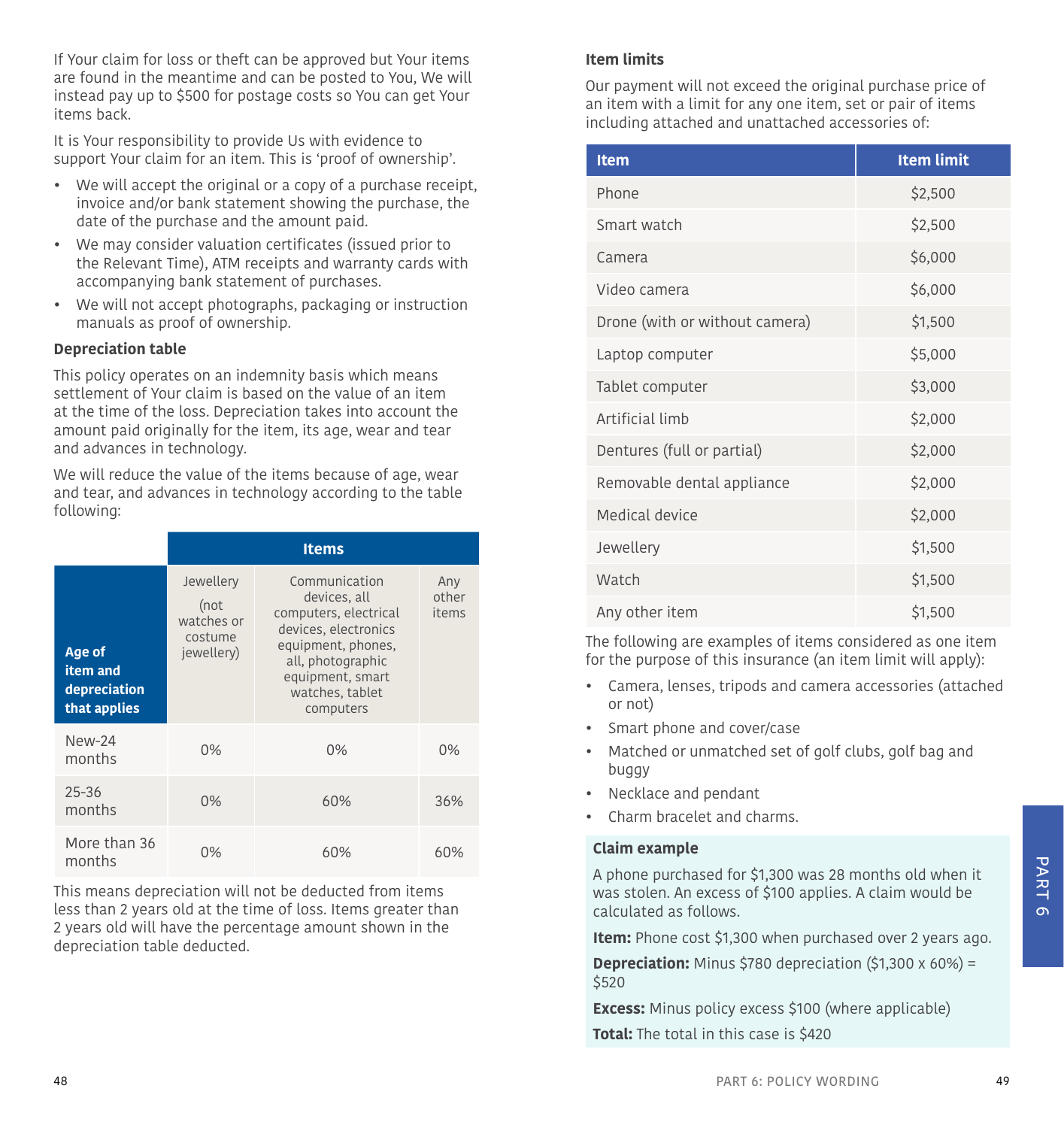If Your claim for loss or theft can be approved but Your items are found in the meantime and can be posted to You, We will instead pay up to $500 for postage costs so You can get Your items back.

It is Your responsibility to provide Us with evidence to support Your claim for an item. This is 'proof of ownership'.

- We will accept the original or a copy of a purchase receipt, invoice and/or bank statement showing the purchase, the date of the purchase and the amount paid.
- We may consider valuation certificates (issued prior to the Relevant Time), ATM receipts and warranty cards with accompanying bank statement of purchases.
- We will not accept photographs, packaging or instruction manuals as proof of ownership.

### Depreciation table

This policy operates on an indemnity basis which means settlement of Your claim is based on the value of an item at the time of the loss. Depreciation takes into account the amount paid originally for the item, its age, wear and tear and advances in technology.

We will reduce the value of the items because of age, wear and tear, and advances in technology according to the table following:

| | Items | | |
|---|---|---|---|
| **Age of item and depreciation that applies** | Jewellery (not watches or costume jewellery) | Communication devices, all computers, electrical devices, electronics equipment, phones, all, photographic equipment, smart watches, tablet computers | Any other items |
| New-24 months | 0% | 0% | 0% |
| 25-36 months | 0% | 60% | 36% |
| More than 36 months | 0% | 60% | 60% |

This means depreciation will not be deducted from items less than 2 years old at the time of loss. Items greater than 2 years old will have the percentage amount shown in the depreciation table deducted.

### Item limits

Our payment will not exceed the original purchase price of an item with a limit for any one item, set or pair of items including attached and unattached accessories of:

| Item | Item limit |
|---|---|
| Phone | $2,500 |
| Smart watch | $2,500 |
| Camera | $6,000 |
| Video camera | $6,000 |
| Drone (with or without camera) | $1,500 |
| Laptop computer | $5,000 |
| Tablet computer | $3,000 |
| Artificial limb | $2,000 |
| Dentures (full or partial) | $2,000 |
| Removable dental appliance | $2,000 |
| Medical device | $2,000 |
| Jewellery | $1,500 |
| Watch | $1,500 |
| Any other item | $1,500 |

The following are examples of items considered as one item for the purpose of this insurance (an item limit will apply):

- Camera, lenses, tripods and camera accessories (attached or not)
- Smart phone and cover/case
- Matched or unmatched set of golf clubs, golf bag and buggy
- Necklace and pendant
- Charm bracelet and charms.

**Claim example**

A phone purchased for $1,300 was 28 months old when it was stolen. An excess of $100 applies. A claim would be calculated as follows.

**Item:** Phone cost $1,300 when purchased over 2 years ago.

**Depreciation:** Minus $780 depreciation ($1,300 x 60%) = $520

**Excess:** Minus policy excess $100 (where applicable)

**Total:** The total in this case is $420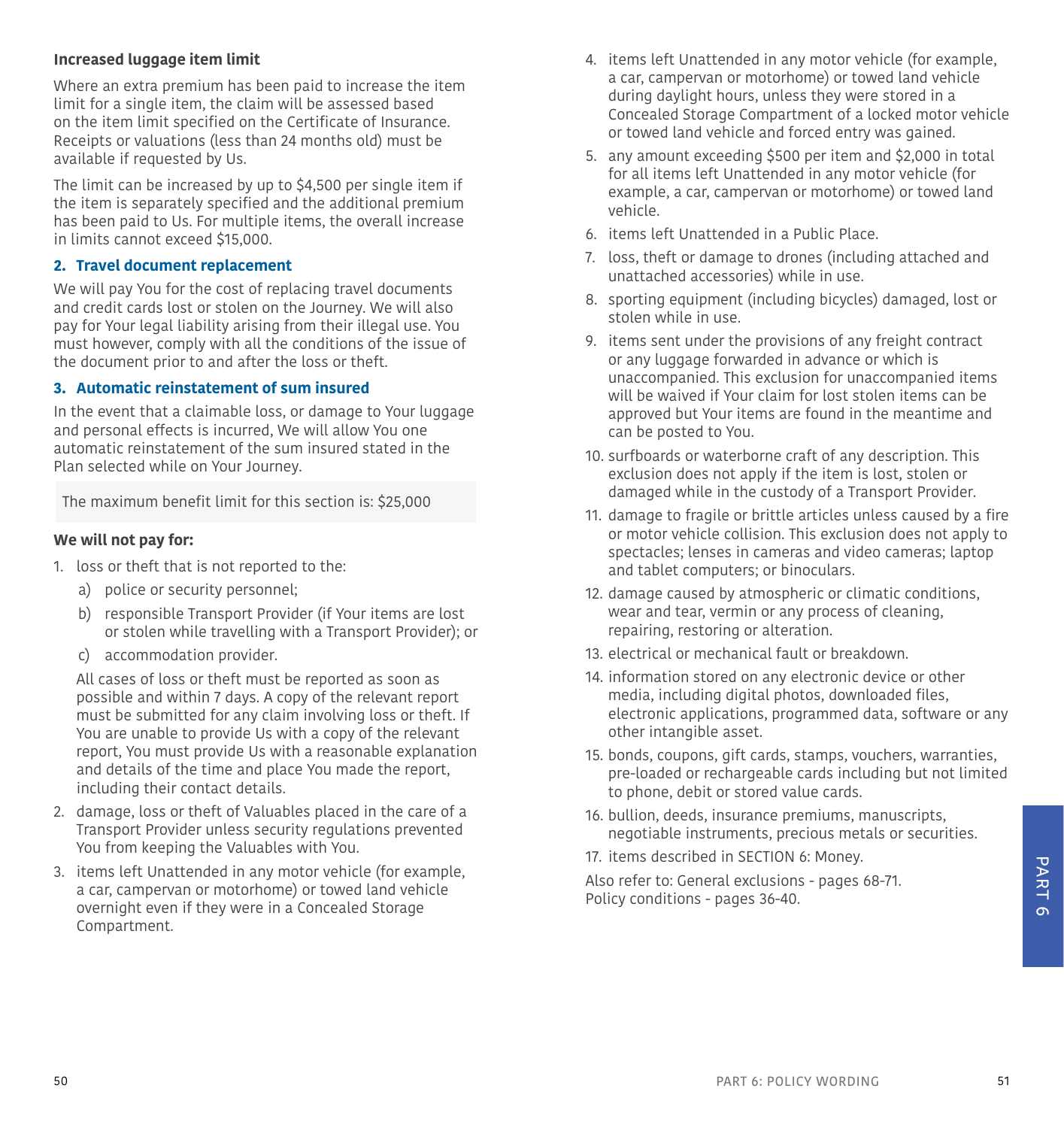**Increased luggage item limit**

Where an extra premium has been paid to increase the item limit for a single item, the claim will be assessed based on the item limit specified on the Certificate of Insurance. Receipts or valuations (less than 24 months old) must be available if requested by Us.

The limit can be increased by up to $4,500 per single item if the item is separately specified and the additional premium has been paid to Us. For multiple items, the overall increase in limits cannot exceed $15,000.

### 2. Travel document replacement

We will pay You for the cost of replacing travel documents and credit cards lost or stolen on the Journey. We will also pay for Your legal liability arising from their illegal use. You must however, comply with all the conditions of the issue of the document prior to and after the loss or theft.

### 3. Automatic reinstatement of sum insured

In the event that a claimable loss, or damage to Your luggage and personal effects is incurred, We will allow You one automatic reinstatement of the sum insured stated in the Plan selected while on Your Journey.

The maximum benefit limit for this section is: $25,000

**We will not pay for:**

1. loss or theft that is not reported to the:
   a) police or security personnel;
   b) responsible Transport Provider (if Your items are lost or stolen while travelling with a Transport Provider); or
   c) accommodation provider.

   All cases of loss or theft must be reported as soon as possible and within 7 days. A copy of the relevant report must be submitted for any claim involving loss or theft. If You are unable to provide Us with a copy of the relevant report, You must provide Us with a reasonable explanation and details of the time and place You made the report, including their contact details.
2. damage, loss or theft of Valuables placed in the care of a Transport Provider unless security regulations prevented You from keeping the Valuables with You.
3. items left Unattended in any motor vehicle (for example, a car, campervan or motorhome) or towed land vehicle overnight even if they were in a Concealed Storage Compartment.
4. items left Unattended in any motor vehicle (for example, a car, campervan or motorhome) or towed land vehicle during daylight hours, unless they were stored in a Concealed Storage Compartment of a locked motor vehicle or towed land vehicle and forced entry was gained.
5. any amount exceeding $500 per item and $2,000 in total for all items left Unattended in any motor vehicle (for example, a car, campervan or motorhome) or towed land vehicle.
6. items left Unattended in a Public Place.
7. loss, theft or damage to drones (including attached and unattached accessories) while in use.
8. sporting equipment (including bicycles) damaged, lost or stolen while in use.
9. items sent under the provisions of any freight contract or any luggage forwarded in advance or which is unaccompanied. This exclusion for unaccompanied items will be waived if Your claim for lost stolen items can be approved but Your items are found in the meantime and can be posted to You.
10. surfboards or waterborne craft of any description. This exclusion does not apply if the item is lost, stolen or damaged while in the custody of a Transport Provider.
11. damage to fragile or brittle articles unless caused by a fire or motor vehicle collision. This exclusion does not apply to spectacles; lenses in cameras and video cameras; laptop and tablet computers; or binoculars.
12. damage caused by atmospheric or climatic conditions, wear and tear, vermin or any process of cleaning, repairing, restoring or alteration.
13. electrical or mechanical fault or breakdown.
14. information stored on any electronic device or other media, including digital photos, downloaded files, electronic applications, programmed data, software or any other intangible asset.
15. bonds, coupons, gift cards, stamps, vouchers, warranties, pre-loaded or rechargeable cards including but not limited to phone, debit or stored value cards.
16. bullion, deeds, insurance premiums, manuscripts, negotiable instruments, precious metals or securities.
17. items described in SECTION 6: Money.

Also refer to: General exclusions - pages 68-71.
Policy conditions - pages 36-40.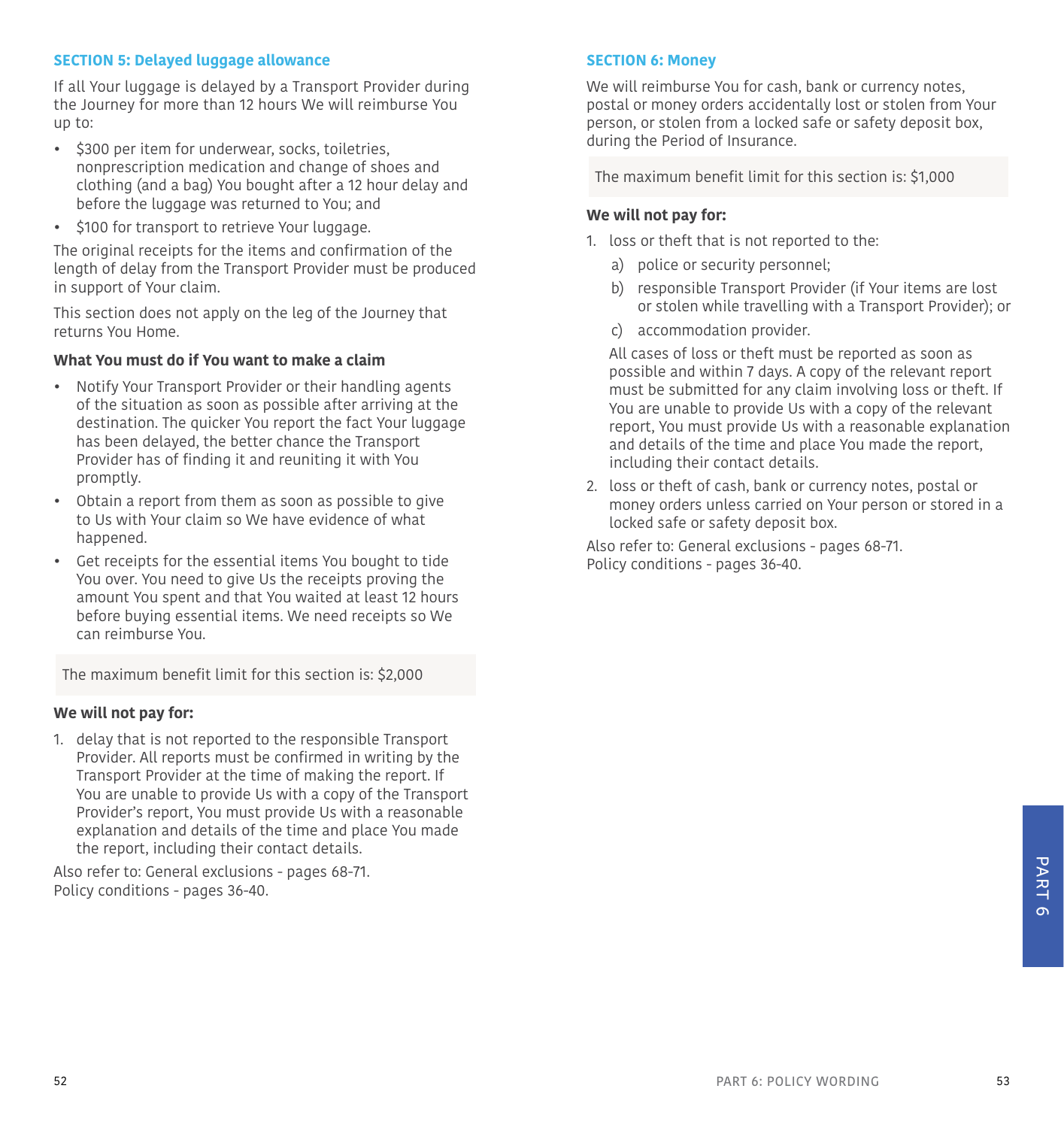## SECTION 5: Delayed luggage allowance

If all Your luggage is delayed by a Transport Provider during the Journey for more than 12 hours We will reimburse You up to:

- $300 per item for underwear, socks, toiletries, nonprescription medication and change of shoes and clothing (and a bag) You bought after a 12 hour delay and before the luggage was returned to You; and
- $100 for transport to retrieve Your luggage.

The original receipts for the items and confirmation of the length of delay from the Transport Provider must be produced in support of Your claim.

This section does not apply on the leg of the Journey that returns You Home.

**What You must do if You want to make a claim**

- Notify Your Transport Provider or their handling agents of the situation as soon as possible after arriving at the destination. The quicker You report the fact Your luggage has been delayed, the better chance the Transport Provider has of finding it and reuniting it with You promptly.
- Obtain a report from them as soon as possible to give to Us with Your claim so We have evidence of what happened.
- Get receipts for the essential items You bought to tide You over. You need to give Us the receipts proving the amount You spent and that You waited at least 12 hours before buying essential items. We need receipts so We can reimburse You.

The maximum benefit limit for this section is: $2,000

**We will not pay for:**

1. delay that is not reported to the responsible Transport Provider. All reports must be confirmed in writing by the Transport Provider at the time of making the report. If You are unable to provide Us with a copy of the Transport Provider's report, You must provide Us with a reasonable explanation and details of the time and place You made the report, including their contact details.

Also refer to: General exclusions - pages 68-71.
Policy conditions - pages 36-40.

## SECTION 6: Money

We will reimburse You for cash, bank or currency notes, postal or money orders accidentally lost or stolen from Your person, or stolen from a locked safe or safety deposit box, during the Period of Insurance.

The maximum benefit limit for this section is: $1,000

**We will not pay for:**

1. loss or theft that is not reported to the:
   a) police or security personnel;
   b) responsible Transport Provider (if Your items are lost or stolen while travelling with a Transport Provider); or
   c) accommodation provider.

   All cases of loss or theft must be reported as soon as possible and within 7 days. A copy of the relevant report must be submitted for any claim involving loss or theft. If You are unable to provide Us with a copy of the relevant report, You must provide Us with a reasonable explanation and details of the time and place You made the report, including their contact details.
2. loss or theft of cash, bank or currency notes, postal or money orders unless carried on Your person or stored in a locked safe or safety deposit box.

Also refer to: General exclusions - pages 68-71.
Policy conditions - pages 36-40.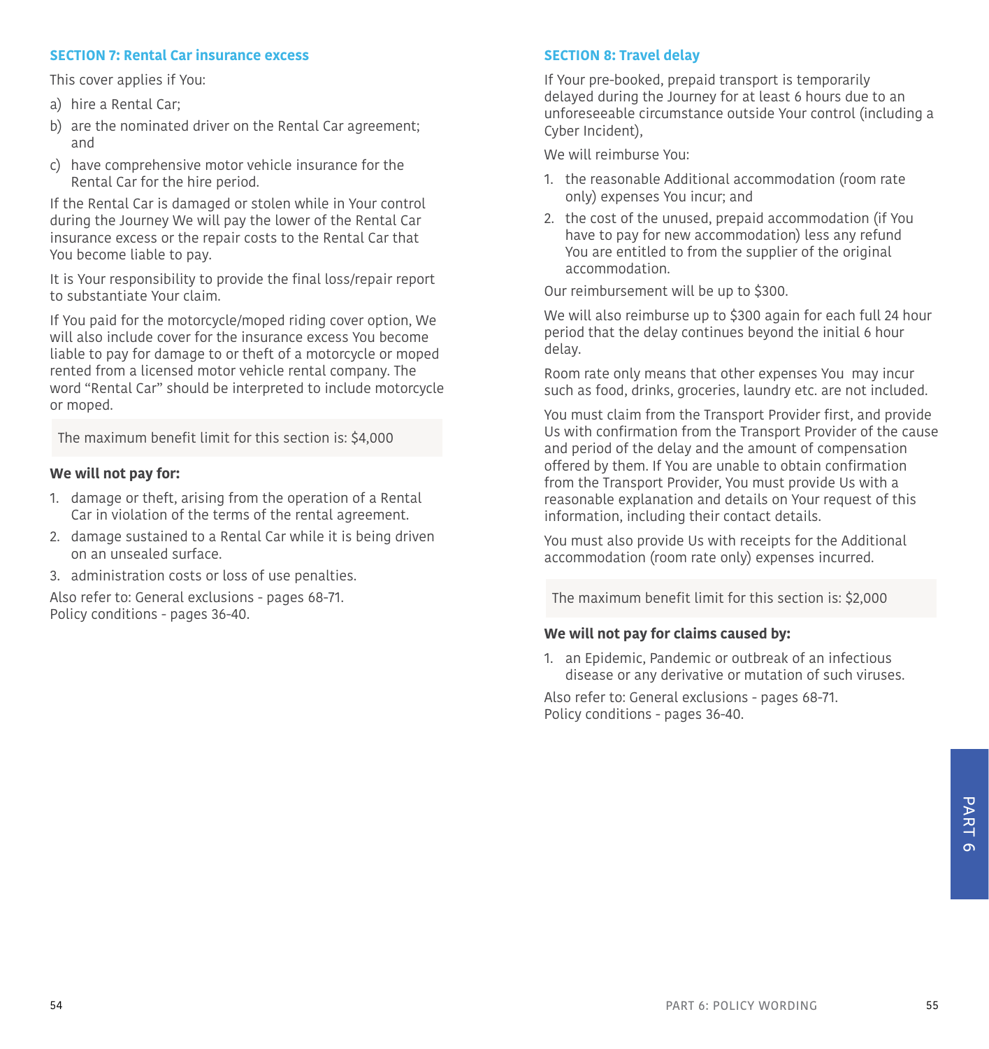## SECTION 7: Rental Car insurance excess

This cover applies if You:

a) hire a Rental Car;
b) are the nominated driver on the Rental Car agreement; and
c) have comprehensive motor vehicle insurance for the Rental Car for the hire period.

If the Rental Car is damaged or stolen while in Your control during the Journey We will pay the lower of the Rental Car insurance excess or the repair costs to the Rental Car that You become liable to pay.

It is Your responsibility to provide the final loss/repair report to substantiate Your claim.

If You paid for the motorcycle/moped riding cover option, We will also include cover for the insurance excess You become liable to pay for damage to or theft of a motorcycle or moped rented from a licensed motor vehicle rental company. The word "Rental Car" should be interpreted to include motorcycle or moped.

The maximum benefit limit for this section is: $4,000

**We will not pay for:**

1. damage or theft, arising from the operation of a Rental Car in violation of the terms of the rental agreement.
2. damage sustained to a Rental Car while it is being driven on an unsealed surface.
3. administration costs or loss of use penalties.

Also refer to: General exclusions - pages 68-71.
Policy conditions - pages 36-40.

## SECTION 8: Travel delay

If Your pre-booked, prepaid transport is temporarily delayed during the Journey for at least 6 hours due to an unforeseeable circumstance outside Your control (including a Cyber Incident),

We will reimburse You:

1. the reasonable Additional accommodation (room rate only) expenses You incur; and
2. the cost of the unused, prepaid accommodation (if You have to pay for new accommodation) less any refund You are entitled to from the supplier of the original accommodation.

Our reimbursement will be up to $300.

We will also reimburse up to $300 again for each full 24 hour period that the delay continues beyond the initial 6 hour delay.

Room rate only means that other expenses You may incur such as food, drinks, groceries, laundry etc. are not included.

You must claim from the Transport Provider first, and provide Us with confirmation from the Transport Provider of the cause and period of the delay and the amount of compensation offered by them. If You are unable to obtain confirmation from the Transport Provider, You must provide Us with a reasonable explanation and details on Your request of this information, including their contact details.

You must also provide Us with receipts for the Additional accommodation (room rate only) expenses incurred.

The maximum benefit limit for this section is: $2,000

**We will not pay for claims caused by:**

1. an Epidemic, Pandemic or outbreak of an infectious disease or any derivative or mutation of such viruses.

Also refer to: General exclusions - pages 68-71.
Policy conditions - pages 36-40.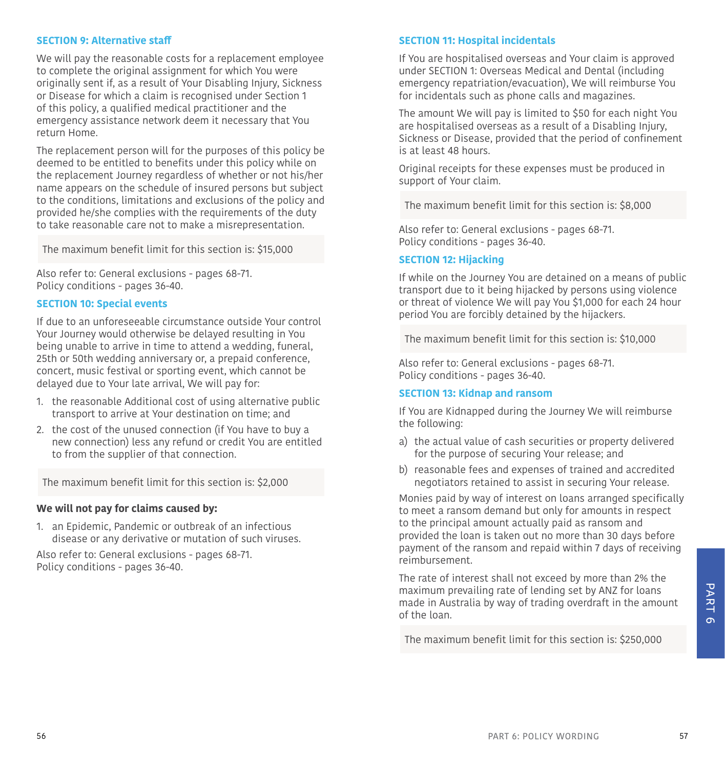### SECTION 9: Alternative staff

We will pay the reasonable costs for a replacement employee to complete the original assignment for which You were originally sent if, as a result of Your Disabling Injury, Sickness or Disease for which a claim is recognised under Section 1 of this policy, a qualified medical practitioner and the emergency assistance network deem it necessary that You return Home.

The replacement person will for the purposes of this policy be deemed to be entitled to benefits under this policy while on the replacement Journey regardless of whether or not his/her name appears on the schedule of insured persons but subject to the conditions, limitations and exclusions of the policy and provided he/she complies with the requirements of the duty to take reasonable care not to make a misrepresentation.

The maximum benefit limit for this section is: $15,000

Also refer to: General exclusions - pages 68-71.
Policy conditions - pages 36-40.

### SECTION 10: Special events

If due to an unforeseeable circumstance outside Your control Your Journey would otherwise be delayed resulting in You being unable to arrive in time to attend a wedding, funeral, 25th or 50th wedding anniversary or, a prepaid conference, concert, music festival or sporting event, which cannot be delayed due to Your late arrival, We will pay for:

1. the reasonable Additional cost of using alternative public transport to arrive at Your destination on time; and
2. the cost of the unused connection (if You have to buy a new connection) less any refund or credit You are entitled to from the supplier of that connection.

The maximum benefit limit for this section is: $2,000

**We will not pay for claims caused by:**

1. an Epidemic, Pandemic or outbreak of an infectious disease or any derivative or mutation of such viruses.

Also refer to: General exclusions - pages 68-71.
Policy conditions - pages 36-40.

### SECTION 11: Hospital incidentals

If You are hospitalised overseas and Your claim is approved under SECTION 1: Overseas Medical and Dental (including emergency repatriation/evacuation), We will reimburse You for incidentals such as phone calls and magazines.

The amount We will pay is limited to $50 for each night You are hospitalised overseas as a result of a Disabling Injury, Sickness or Disease, provided that the period of confinement is at least 48 hours.

Original receipts for these expenses must be produced in support of Your claim.

The maximum benefit limit for this section is: $8,000

Also refer to: General exclusions - pages 68-71.
Policy conditions - pages 36-40.

### SECTION 12: Hijacking

If while on the Journey You are detained on a means of public transport due to it being hijacked by persons using violence or threat of violence We will pay You $1,000 for each 24 hour period You are forcibly detained by the hijackers.

The maximum benefit limit for this section is: $10,000

Also refer to: General exclusions - pages 68-71.
Policy conditions - pages 36-40.

### SECTION 13: Kidnap and ransom

If You are Kidnapped during the Journey We will reimburse the following:

a) the actual value of cash securities or property delivered for the purpose of securing Your release; and
b) reasonable fees and expenses of trained and accredited negotiators retained to assist in securing Your release.

Monies paid by way of interest on loans arranged specifically to meet a ransom demand but only for amounts in respect to the principal amount actually paid as ransom and provided the loan is taken out no more than 30 days before payment of the ransom and repaid within 7 days of receiving reimbursement.

The rate of interest shall not exceed by more than 2% the maximum prevailing rate of lending set by ANZ for loans made in Australia by way of trading overdraft in the amount of the loan.

The maximum benefit limit for this section is: $250,000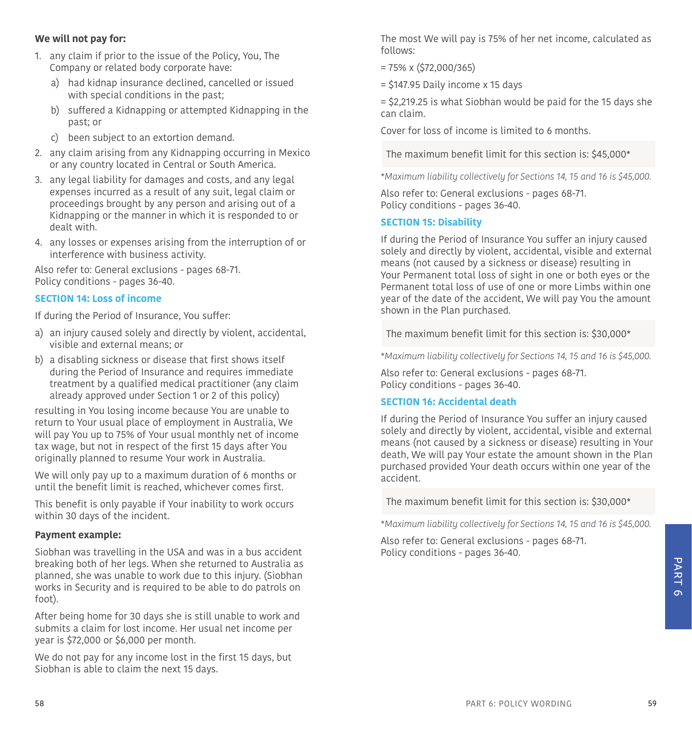**We will not pay for:**

1. any claim if prior to the issue of the Policy, You, The Company or related body corporate have:
   a) had kidnap insurance declined, cancelled or issued with special conditions in the past;
   b) suffered a Kidnapping or attempted Kidnapping in the past; or
   c) been subject to an extortion demand.
2. any claim arising from any Kidnapping occurring in Mexico or any country located in Central or South America.
3. any legal liability for damages and costs, and any legal expenses incurred as a result of any suit, legal claim or proceedings brought by any person and arising out of a Kidnapping or the manner in which it is responded to or dealt with.
4. any losses or expenses arising from the interruption of or interference with business activity.

Also refer to: General exclusions - pages 68-71.
Policy conditions - pages 36-40.

## SECTION 14: Loss of income

If during the Period of Insurance, You suffer:

a) an injury caused solely and directly by violent, accidental, visible and external means; or
b) a disabling sickness or disease that first shows itself during the Period of Insurance and requires immediate treatment by a qualified medical practitioner (any claim already approved under Section 1 or 2 of this policy)

resulting in You losing income because You are unable to return to Your usual place of employment in Australia, We will pay You up to 75% of Your usual monthly net of income tax wage, but not in respect of the first 15 days after You originally planned to resume Your work in Australia.

We will only pay up to a maximum duration of 6 months or until the benefit limit is reached, whichever comes first.

This benefit is only payable if Your inability to work occurs within 30 days of the incident.

**Payment example:**

Siobhan was travelling in the USA and was in a bus accident breaking both of her legs. When she returned to Australia as planned, she was unable to work due to this injury. (Siobhan works in Security and is required to be able to do patrols on foot).

After being home for 30 days she is still unable to work and submits a claim for lost income. Her usual net income per year is $72,000 or $6,000 per month.

We do not pay for any income lost in the first 15 days, but Siobhan is able to claim the next 15 days.

The most We will pay is 75% of her net income, calculated as follows:

= 75% x ($72,000/365)

= $147.95 Daily income x 15 days

= $2,219.25 is what Siobhan would be paid for the 15 days she can claim.

Cover for loss of income is limited to 6 months.

The maximum benefit limit for this section is: $45,000*

*\*Maximum liability collectively for Sections 14, 15 and 16 is $45,000.*

Also refer to: General exclusions - pages 68-71.
Policy conditions - pages 36-40.

## SECTION 15: Disability

If during the Period of Insurance You suffer an injury caused solely and directly by violent, accidental, visible and external means (not caused by a sickness or disease) resulting in Your Permanent total loss of sight in one or both eyes or the Permanent total loss of use of one or more Limbs within one year of the date of the accident, We will pay You the amount shown in the Plan purchased.

The maximum benefit limit for this section is: $30,000*

*\*Maximum liability collectively for Sections 14, 15 and 16 is $45,000.*

Also refer to: General exclusions - pages 68-71.
Policy conditions - pages 36-40.

## SECTION 16: Accidental death

If during the Period of Insurance You suffer an injury caused solely and directly by violent, accidental, visible and external means (not caused by a sickness or disease) resulting in Your death, We will pay Your estate the amount shown in the Plan purchased provided Your death occurs within one year of the accident.

The maximum benefit limit for this section is: $30,000*

*\*Maximum liability collectively for Sections 14, 15 and 16 is $45,000.*

Also refer to: General exclusions - pages 68-71.
Policy conditions - pages 36-40.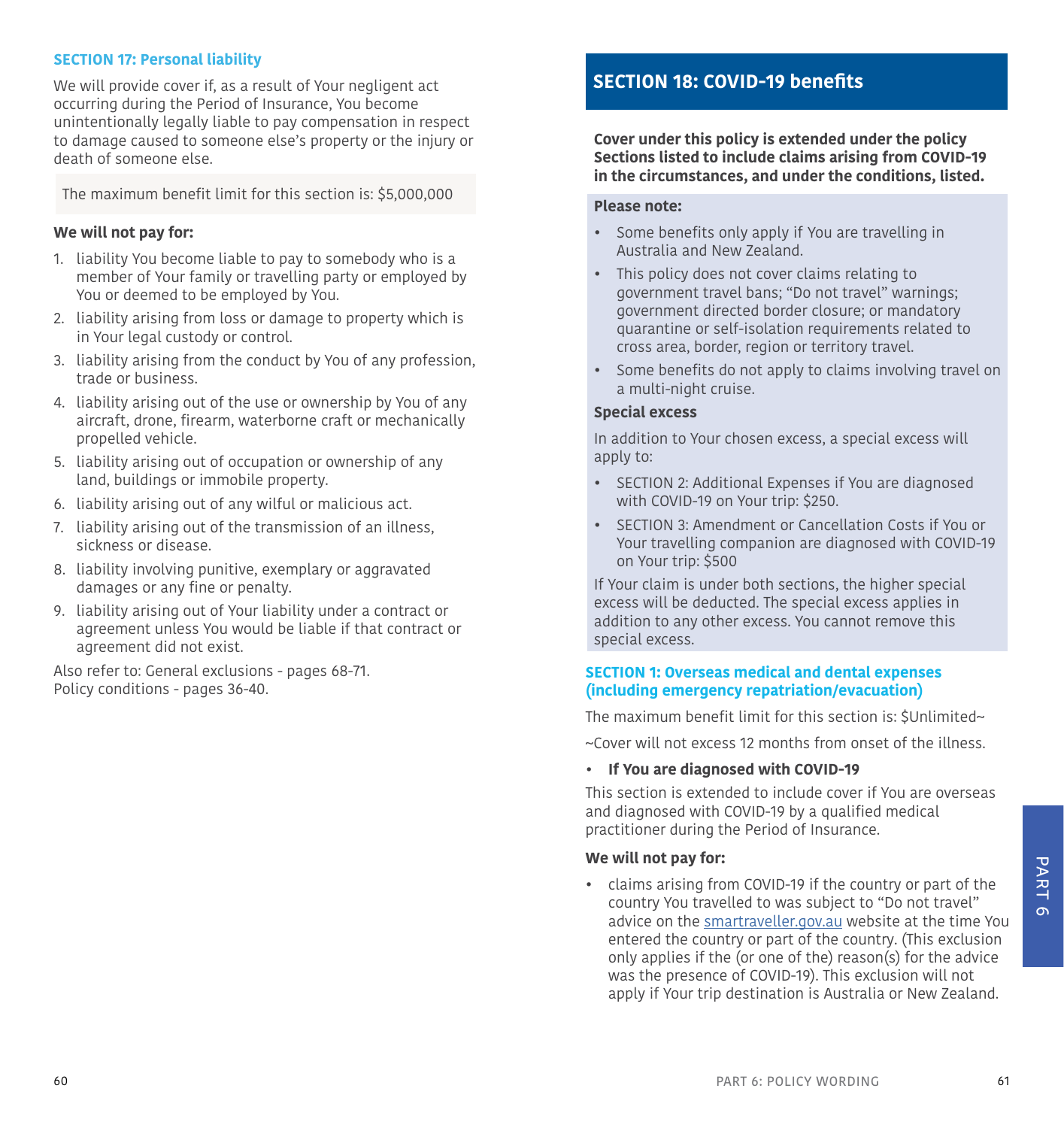### SECTION 17: Personal liability

We will provide cover if, as a result of Your negligent act occurring during the Period of Insurance, You become unintentionally legally liable to pay compensation in respect to damage caused to someone else's property or the injury or death of someone else.

The maximum benefit limit for this section is: $5,000,000

**We will not pay for:**

1. liability You become liable to pay to somebody who is a member of Your family or travelling party or employed by You or deemed to be employed by You.
2. liability arising from loss or damage to property which is in Your legal custody or control.
3. liability arising from the conduct by You of any profession, trade or business.
4. liability arising out of the use or ownership by You of any aircraft, drone, firearm, waterborne craft or mechanically propelled vehicle.
5. liability arising out of occupation or ownership of any land, buildings or immobile property.
6. liability arising out of any wilful or malicious act.
7. liability arising out of the transmission of an illness, sickness or disease.
8. liability involving punitive, exemplary or aggravated damages or any fine or penalty.
9. liability arising out of Your liability under a contract or agreement unless You would be liable if that contract or agreement did not exist.

Also refer to: General exclusions - pages 68-71.
Policy conditions - pages 36-40.

## SECTION 18: COVID-19 benefits

**Cover under this policy is extended under the policy Sections listed to include claims arising from COVID-19 in the circumstances, and under the conditions, listed.**

**Please note:**

- Some benefits only apply if You are travelling in Australia and New Zealand.
- This policy does not cover claims relating to government travel bans; "Do not travel" warnings; government directed border closure; or mandatory quarantine or self-isolation requirements related to cross area, border, region or territory travel.
- Some benefits do not apply to claims involving travel on a multi-night cruise.

**Special excess**

In addition to Your chosen excess, a special excess will apply to:

- SECTION 2: Additional Expenses if You are diagnosed with COVID-19 on Your trip: $250.
- SECTION 3: Amendment or Cancellation Costs if You or Your travelling companion are diagnosed with COVID-19 on Your trip: $500

If Your claim is under both sections, the higher special excess will be deducted. The special excess applies in addition to any other excess. You cannot remove this special excess.

### SECTION 1: Overseas medical and dental expenses (including emergency repatriation/evacuation)

The maximum benefit limit for this section is: $Unlimited~

~Cover will not excess 12 months from onset of the illness.

- **If You are diagnosed with COVID-19**

This section is extended to include cover if You are overseas and diagnosed with COVID-19 by a qualified medical practitioner during the Period of Insurance.

**We will not pay for:**

- claims arising from COVID-19 if the country or part of the country You travelled to was subject to "Do not travel" advice on the smartraveller.gov.au website at the time You entered the country or part of the country. (This exclusion only applies if the (or one of the) reason(s) for the advice was the presence of COVID-19). This exclusion will not apply if Your trip destination is Australia or New Zealand.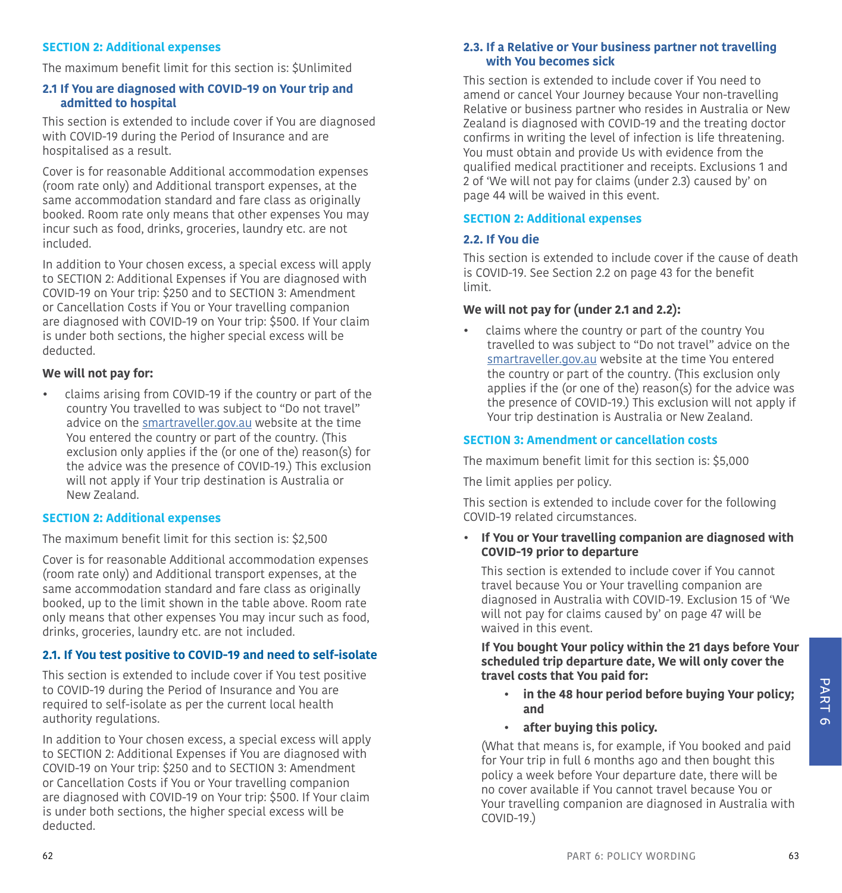### SECTION 2: Additional expenses

The maximum benefit limit for this section is: $Unlimited

#### 2.1 If You are diagnosed with COVID-19 on Your trip and admitted to hospital

This section is extended to include cover if You are diagnosed with COVID-19 during the Period of Insurance and are hospitalised as a result.

Cover is for reasonable Additional accommodation expenses (room rate only) and Additional transport expenses, at the same accommodation standard and fare class as originally booked. Room rate only means that other expenses You may incur such as food, drinks, groceries, laundry etc. are not included.

In addition to Your chosen excess, a special excess will apply to SECTION 2: Additional Expenses if You are diagnosed with COVID-19 on Your trip: $250 and to SECTION 3: Amendment or Cancellation Costs if You or Your travelling companion are diagnosed with COVID-19 on Your trip: $500. If Your claim is under both sections, the higher special excess will be deducted.

**We will not pay for:**

- claims arising from COVID-19 if the country or part of the country You travelled to was subject to "Do not travel" advice on the smartraveller.gov.au website at the time You entered the country or part of the country. (This exclusion only applies if the (or one of the) reason(s) for the advice was the presence of COVID-19.) This exclusion will not apply if Your trip destination is Australia or New Zealand.

### SECTION 2: Additional expenses

The maximum benefit limit for this section is: $2,500

Cover is for reasonable Additional accommodation expenses (room rate only) and Additional transport expenses, at the same accommodation standard and fare class as originally booked, up to the limit shown in the table above. Room rate only means that other expenses You may incur such as food, drinks, groceries, laundry etc. are not included.

#### 2.1. If You test positive to COVID-19 and need to self-isolate

This section is extended to include cover if You test positive to COVID-19 during the Period of Insurance and You are required to self-isolate as per the current local health authority regulations.

In addition to Your chosen excess, a special excess will apply to SECTION 2: Additional Expenses if You are diagnosed with COVID-19 on Your trip: $250 and to SECTION 3: Amendment or Cancellation Costs if You or Your travelling companion are diagnosed with COVID-19 on Your trip: $500. If Your claim is under both sections, the higher special excess will be deducted.

#### 2.3. If a Relative or Your business partner not travelling with You becomes sick

This section is extended to include cover if You need to amend or cancel Your Journey because Your non-travelling Relative or business partner who resides in Australia or New Zealand is diagnosed with COVID-19 and the treating doctor confirms in writing the level of infection is life threatening. You must obtain and provide Us with evidence from the qualified medical practitioner and receipts. Exclusions 1 and 2 of 'We will not pay for claims (under 2.3) caused by' on page 44 will be waived in this event.

### SECTION 2: Additional expenses

#### 2.2. If You die

This section is extended to include cover if the cause of death is COVID-19. See Section 2.2 on page 43 for the benefit limit.

**We will not pay for (under 2.1 and 2.2):**

- claims where the country or part of the country You travelled to was subject to "Do not travel" advice on the smartraveller.gov.au website at the time You entered the country or part of the country. (This exclusion only applies if the (or one of the) reason(s) for the advice was the presence of COVID-19.) This exclusion will not apply if Your trip destination is Australia or New Zealand.

### SECTION 3: Amendment or cancellation costs

The maximum benefit limit for this section is: $5,000

The limit applies per policy.

This section is extended to include cover for the following COVID-19 related circumstances.

- **If You or Your travelling companion are diagnosed with COVID-19 prior to departure**

  This section is extended to include cover if You cannot travel because You or Your travelling companion are diagnosed in Australia with COVID-19. Exclusion 15 of 'We will not pay for claims caused by' on page 47 will be waived in this event.

  **If You bought Your policy within the 21 days before Your scheduled trip departure date, We will only cover the travel costs that You paid for:**

  - **in the 48 hour period before buying Your policy; and**
  - **after buying this policy.**

  (What that means is, for example, if You booked and paid for Your trip in full 6 months ago and then bought this policy a week before Your departure date, there will be no cover available if You cannot travel because You or Your travelling companion are diagnosed in Australia with COVID-19.)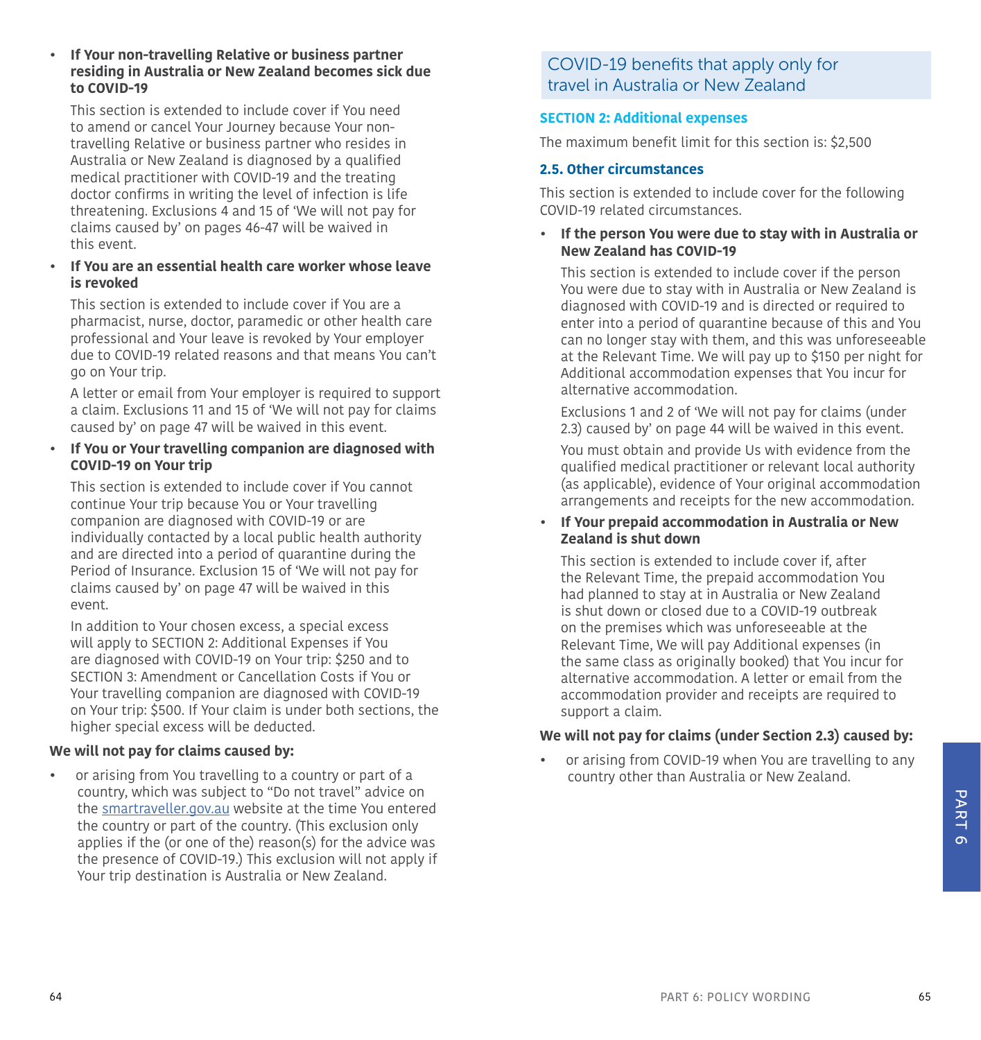- **If Your non-travelling Relative or business partner residing in Australia or New Zealand becomes sick due to COVID-19**

  This section is extended to include cover if You need to amend or cancel Your Journey because Your non-travelling Relative or business partner who resides in Australia or New Zealand is diagnosed by a qualified medical practitioner with COVID-19 and the treating doctor confirms in writing the level of infection is life threatening. Exclusions 4 and 15 of 'We will not pay for claims caused by' on pages 46-47 will be waived in this event.

- **If You are an essential health care worker whose leave is revoked**

  This section is extended to include cover if You are a pharmacist, nurse, doctor, paramedic or other health care professional and Your leave is revoked by Your employer due to COVID-19 related reasons and that means You can't go on Your trip.

  A letter or email from Your employer is required to support a claim. Exclusions 11 and 15 of 'We will not pay for claims caused by' on page 47 will be waived in this event.

- **If You or Your travelling companion are diagnosed with COVID-19 on Your trip**

  This section is extended to include cover if You cannot continue Your trip because You or Your travelling companion are diagnosed with COVID-19 or are individually contacted by a local public health authority and are directed into a period of quarantine during the Period of Insurance. Exclusion 15 of 'We will not pay for claims caused by' on page 47 will be waived in this event.

  In addition to Your chosen excess, a special excess will apply to SECTION 2: Additional Expenses if You are diagnosed with COVID-19 on Your trip: $250 and to SECTION 3: Amendment or Cancellation Costs if You or Your travelling companion are diagnosed with COVID-19 on Your trip: $500. If Your claim is under both sections, the higher special excess will be deducted.

**We will not pay for claims caused by:**

- or arising from You travelling to a country or part of a country, which was subject to "Do not travel" advice on the smartraveller.gov.au website at the time You entered the country or part of the country. (This exclusion only applies if the (or one of the) reason(s) for the advice was the presence of COVID-19.) This exclusion will not apply if Your trip destination is Australia or New Zealand.

## COVID-19 benefits that apply only for travel in Australia or New Zealand

### SECTION 2: Additional expenses

The maximum benefit limit for this section is: $2,500

#### 2.5. Other circumstances

This section is extended to include cover for the following COVID-19 related circumstances.

- **If the person You were due to stay with in Australia or New Zealand has COVID-19**

  This section is extended to include cover if the person You were due to stay with in Australia or New Zealand is diagnosed with COVID-19 and is directed or required to enter into a period of quarantine because of this and You can no longer stay with them, and this was unforeseeable at the Relevant Time. We will pay up to $150 per night for Additional accommodation expenses that You incur for alternative accommodation.

  Exclusions 1 and 2 of 'We will not pay for claims (under 2.3) caused by' on page 44 will be waived in this event.

  You must obtain and provide Us with evidence from the qualified medical practitioner or relevant local authority (as applicable), evidence of Your original accommodation arrangements and receipts for the new accommodation.

- **If Your prepaid accommodation in Australia or New Zealand is shut down**

  This section is extended to include cover if, after the Relevant Time, the prepaid accommodation You had planned to stay at in Australia or New Zealand is shut down or closed due to a COVID-19 outbreak on the premises which was unforeseeable at the Relevant Time, We will pay Additional expenses (in the same class as originally booked) that You incur for alternative accommodation. A letter or email from the accommodation provider and receipts are required to support a claim.

**We will not pay for claims (under Section 2.3) caused by:**

- or arising from COVID-19 when You are travelling to any country other than Australia or New Zealand.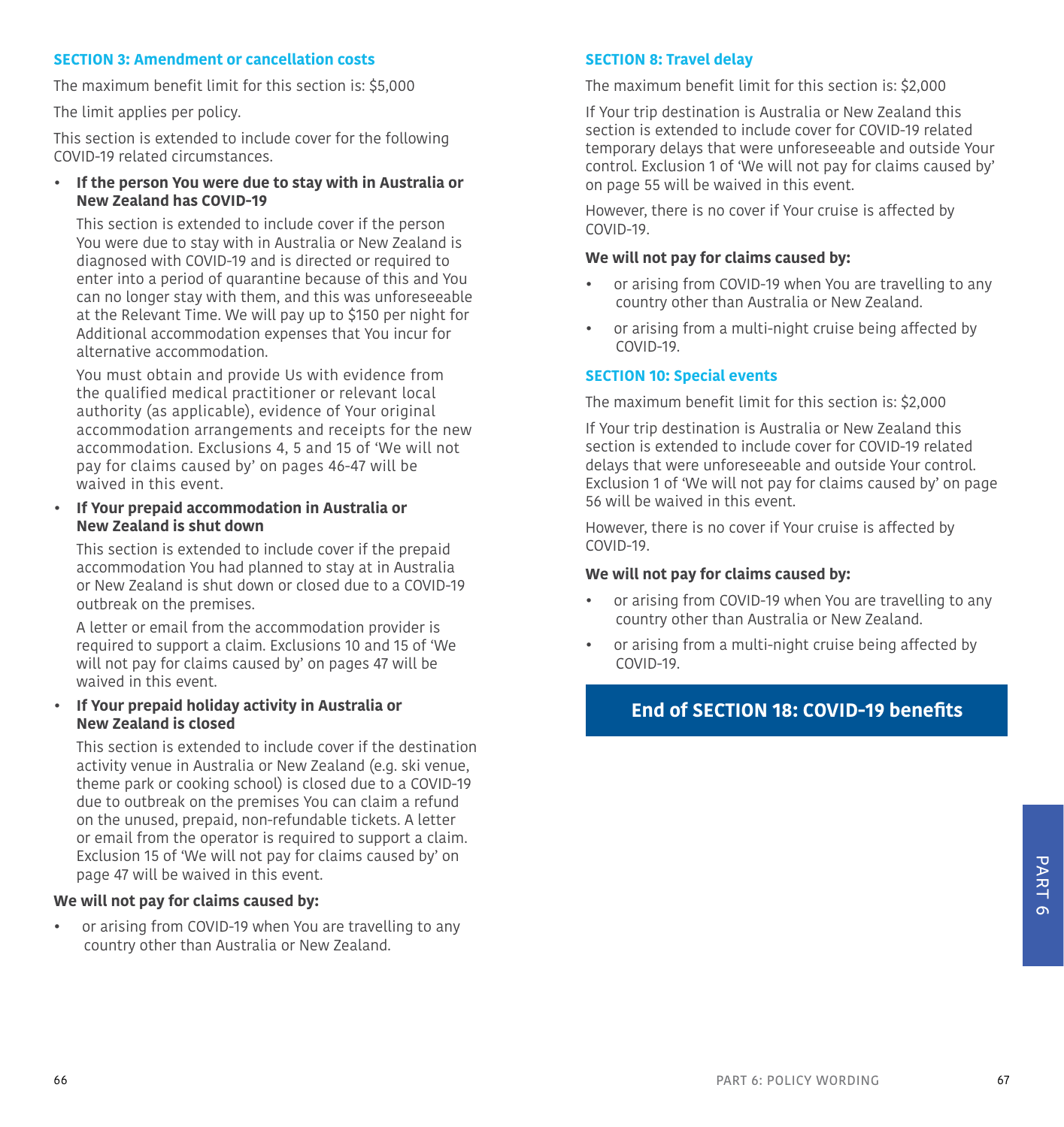### SECTION 3: Amendment or cancellation costs

The maximum benefit limit for this section is: $5,000

The limit applies per policy.

This section is extended to include cover for the following COVID-19 related circumstances.

- **If the person You were due to stay with in Australia or New Zealand has COVID-19**

  This section is extended to include cover if the person You were due to stay with in Australia or New Zealand is diagnosed with COVID-19 and is directed or required to enter into a period of quarantine because of this and You can no longer stay with them, and this was unforeseeable at the Relevant Time. We will pay up to $150 per night for Additional accommodation expenses that You incur for alternative accommodation.

  You must obtain and provide Us with evidence from the qualified medical practitioner or relevant local authority (as applicable), evidence of Your original accommodation arrangements and receipts for the new accommodation. Exclusions 4, 5 and 15 of 'We will not pay for claims caused by' on pages 46-47 will be waived in this event.

- **If Your prepaid accommodation in Australia or New Zealand is shut down**

  This section is extended to include cover if the prepaid accommodation You had planned to stay at in Australia or New Zealand is shut down or closed due to a COVID-19 outbreak on the premises.

  A letter or email from the accommodation provider is required to support a claim. Exclusions 10 and 15 of 'We will not pay for claims caused by' on pages 47 will be waived in this event.

- **If Your prepaid holiday activity in Australia or New Zealand is closed**

  This section is extended to include cover if the destination activity venue in Australia or New Zealand (e.g. ski venue, theme park or cooking school) is closed due to a COVID-19 due to outbreak on the premises You can claim a refund on the unused, prepaid, non-refundable tickets. A letter or email from the operator is required to support a claim. Exclusion 15 of 'We will not pay for claims caused by' on page 47 will be waived in this event.

**We will not pay for claims caused by:**

- or arising from COVID-19 when You are travelling to any country other than Australia or New Zealand.

### SECTION 8: Travel delay

The maximum benefit limit for this section is: $2,000

If Your trip destination is Australia or New Zealand this section is extended to include cover for COVID-19 related temporary delays that were unforeseeable and outside Your control. Exclusion 1 of 'We will not pay for claims caused by' on page 55 will be waived in this event.

However, there is no cover if Your cruise is affected by COVID-19.

**We will not pay for claims caused by:**

- or arising from COVID-19 when You are travelling to any country other than Australia or New Zealand.
- or arising from a multi-night cruise being affected by COVID-19.

### SECTION 10: Special events

The maximum benefit limit for this section is: $2,000

If Your trip destination is Australia or New Zealand this section is extended to include cover for COVID-19 related delays that were unforeseeable and outside Your control. Exclusion 1 of 'We will not pay for claims caused by' on page 56 will be waived in this event.

However, there is no cover if Your cruise is affected by COVID-19.

**We will not pay for claims caused by:**

- or arising from COVID-19 when You are travelling to any country other than Australia or New Zealand.
- or arising from a multi-night cruise being affected by COVID-19.

**End of SECTION 18: COVID-19 benefits**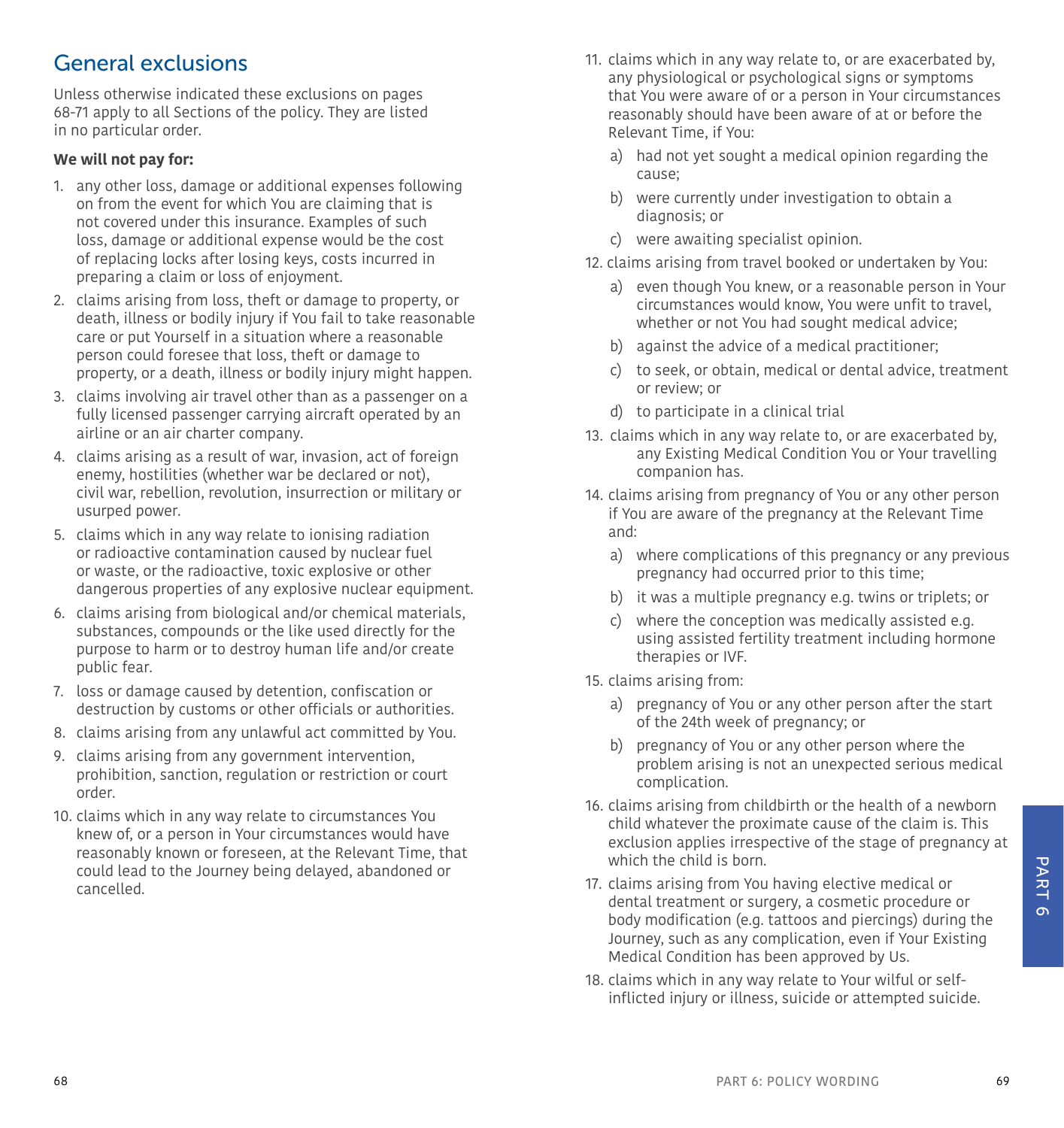## General exclusions

Unless otherwise indicated these exclusions on pages 68-71 apply to all Sections of the policy. They are listed in no particular order.

**We will not pay for:**

1. any other loss, damage or additional expenses following on from the event for which You are claiming that is not covered under this insurance. Examples of such loss, damage or additional expense would be the cost of replacing locks after losing keys, costs incurred in preparing a claim or loss of enjoyment.
2. claims arising from loss, theft or damage to property, or death, illness or bodily injury if You fail to take reasonable care or put Yourself in a situation where a reasonable person could foresee that loss, theft or damage to property, or a death, illness or bodily injury might happen.
3. claims involving air travel other than as a passenger on a fully licensed passenger carrying aircraft operated by an airline or an air charter company.
4. claims arising as a result of war, invasion, act of foreign enemy, hostilities (whether war be declared or not), civil war, rebellion, revolution, insurrection or military or usurped power.
5. claims which in any way relate to ionising radiation or radioactive contamination caused by nuclear fuel or waste, or the radioactive, toxic explosive or other dangerous properties of any explosive nuclear equipment.
6. claims arising from biological and/or chemical materials, substances, compounds or the like used directly for the purpose to harm or to destroy human life and/or create public fear.
7. loss or damage caused by detention, confiscation or destruction by customs or other officials or authorities.
8. claims arising from any unlawful act committed by You.
9. claims arising from any government intervention, prohibition, sanction, regulation or restriction or court order.
10. claims which in any way relate to circumstances You knew of, or a person in Your circumstances would have reasonably known or foreseen, at the Relevant Time, that could lead to the Journey being delayed, abandoned or cancelled.
11. claims which in any way relate to, or are exacerbated by, any physiological or psychological signs or symptoms that You were aware of or a person in Your circumstances reasonably should have been aware of at or before the Relevant Time, if You:
    a) had not yet sought a medical opinion regarding the cause;
    b) were currently under investigation to obtain a diagnosis; or
    c) were awaiting specialist opinion.
12. claims arising from travel booked or undertaken by You:
    a) even though You knew, or a reasonable person in Your circumstances would know, You were unfit to travel, whether or not You had sought medical advice;
    b) against the advice of a medical practitioner;
    c) to seek, or obtain, medical or dental advice, treatment or review; or
    d) to participate in a clinical trial
13. claims which in any way relate to, or are exacerbated by, any Existing Medical Condition You or Your travelling companion has.
14. claims arising from pregnancy of You or any other person if You are aware of the pregnancy at the Relevant Time and:
    a) where complications of this pregnancy or any previous pregnancy had occurred prior to this time;
    b) it was a multiple pregnancy e.g. twins or triplets; or
    c) where the conception was medically assisted e.g. using assisted fertility treatment including hormone therapies or IVF.
15. claims arising from:
    a) pregnancy of You or any other person after the start of the 24th week of pregnancy; or
    b) pregnancy of You or any other person where the problem arising is not an unexpected serious medical complication.
16. claims arising from childbirth or the health of a newborn child whatever the proximate cause of the claim is. This exclusion applies irrespective of the stage of pregnancy at which the child is born.
17. claims arising from You having elective medical or dental treatment or surgery, a cosmetic procedure or body modification (e.g. tattoos and piercings) during the Journey, such as any complication, even if Your Existing Medical Condition has been approved by Us.
18. claims which in any way relate to Your wilful or self-inflicted injury or illness, suicide or attempted suicide.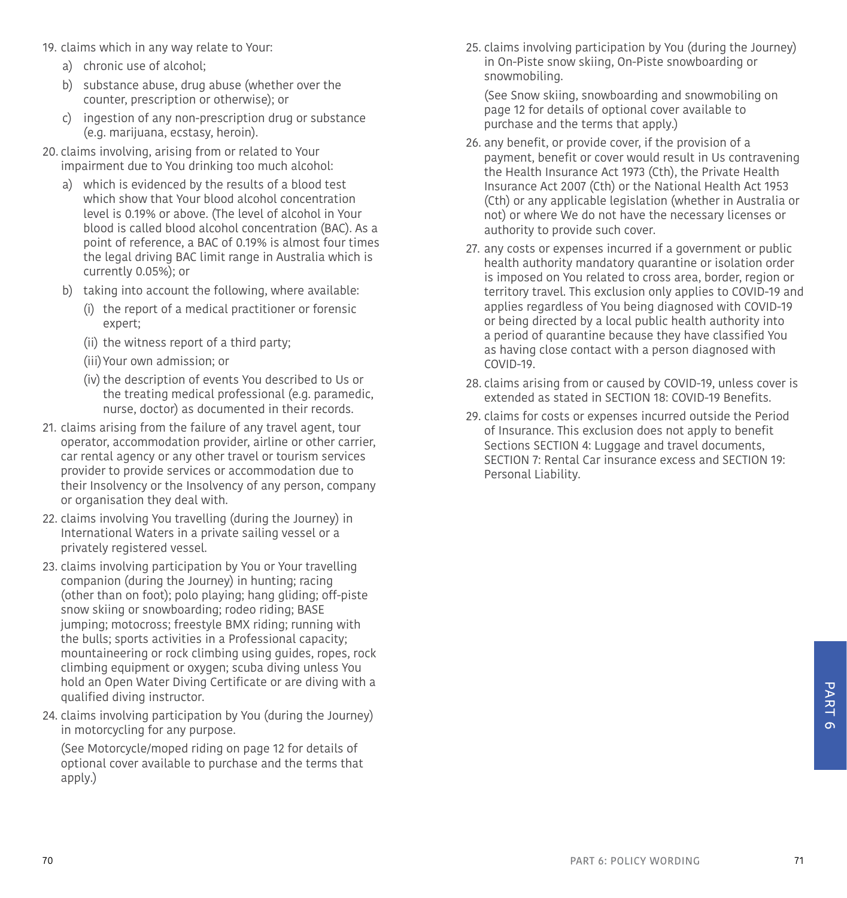19. claims which in any way relate to Your:
    a) chronic use of alcohol;
    b) substance abuse, drug abuse (whether over the counter, prescription or otherwise); or
    c) ingestion of any non-prescription drug or substance (e.g. marijuana, ecstasy, heroin).
20. claims involving, arising from or related to Your impairment due to You drinking too much alcohol:
    a) which is evidenced by the results of a blood test which show that Your blood alcohol concentration level is 0.19% or above. (The level of alcohol in Your blood is called blood alcohol concentration (BAC). As a point of reference, a BAC of 0.19% is almost four times the legal driving BAC limit range in Australia which is currently 0.05%); or
    b) taking into account the following, where available:
       (i) the report of a medical practitioner or forensic expert;
       (ii) the witness report of a third party;
       (iii) Your own admission; or
       (iv) the description of events You described to Us or the treating medical professional (e.g. paramedic, nurse, doctor) as documented in their records.
21. claims arising from the failure of any travel agent, tour operator, accommodation provider, airline or other carrier, car rental agency or any other travel or tourism services provider to provide services or accommodation due to their Insolvency or the Insolvency of any person, company or organisation they deal with.
22. claims involving You travelling (during the Journey) in International Waters in a private sailing vessel or a privately registered vessel.
23. claims involving participation by You or Your travelling companion (during the Journey) in hunting; racing (other than on foot); polo playing; hang gliding; off-piste snow skiing or snowboarding; rodeo riding; BASE jumping; motocross; freestyle BMX riding; running with the bulls; sports activities in a Professional capacity; mountaineering or rock climbing using guides, ropes, rock climbing equipment or oxygen; scuba diving unless You hold an Open Water Diving Certificate or are diving with a qualified diving instructor.
24. claims involving participation by You (during the Journey) in motorcycling for any purpose.

    (See Motorcycle/moped riding on page 12 for details of optional cover available to purchase and the terms that apply.)
25. claims involving participation by You (during the Journey) in On-Piste snow skiing, On-Piste snowboarding or snowmobiling.

    (See Snow skiing, snowboarding and snowmobiling on page 12 for details of optional cover available to purchase and the terms that apply.)
26. any benefit, or provide cover, if the provision of a payment, benefit or cover would result in Us contravening the Health Insurance Act 1973 (Cth), the Private Health Insurance Act 2007 (Cth) or the National Health Act 1953 (Cth) or any applicable legislation (whether in Australia or not) or where We do not have the necessary licenses or authority to provide such cover.
27. any costs or expenses incurred if a government or public health authority mandatory quarantine or isolation order is imposed on You related to cross area, border, region or territory travel. This exclusion only applies to COVID-19 and applies regardless of You being diagnosed with COVID-19 or being directed by a local public health authority into a period of quarantine because they have classified You as having close contact with a person diagnosed with COVID-19.
28. claims arising from or caused by COVID-19, unless cover is extended as stated in SECTION 18: COVID-19 Benefits.
29. claims for costs or expenses incurred outside the Period of Insurance. This exclusion does not apply to benefit Sections SECTION 4: Luggage and travel documents, SECTION 7: Rental Car insurance excess and SECTION 19: Personal Liability.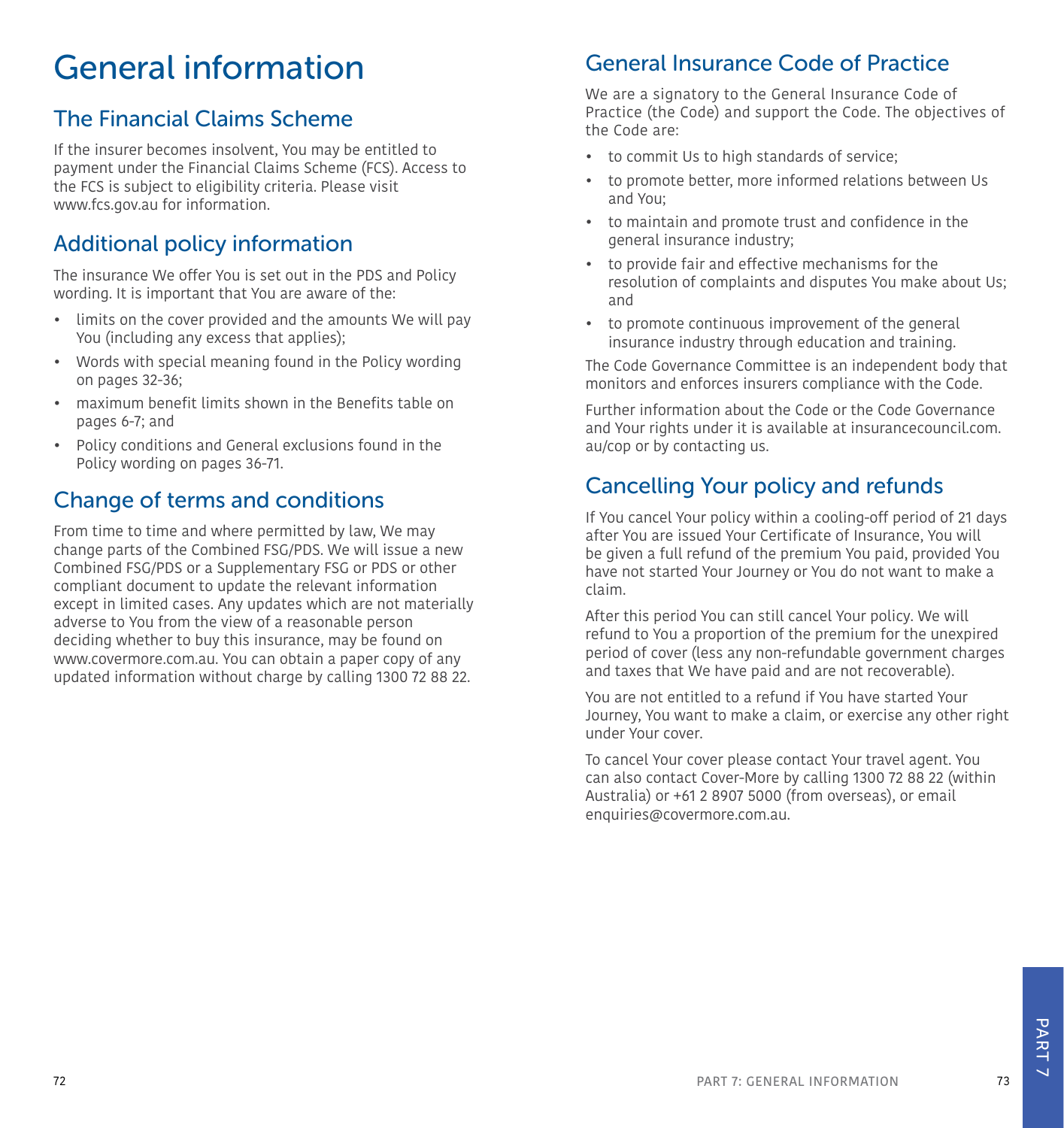# General information

## The Financial Claims Scheme

If the insurer becomes insolvent, You may be entitled to payment under the Financial Claims Scheme (FCS). Access to the FCS is subject to eligibility criteria. Please visit www.fcs.gov.au for information.

## Additional policy information

The insurance We offer You is set out in the PDS and Policy wording. It is important that You are aware of the:

- limits on the cover provided and the amounts We will pay You (including any excess that applies);
- Words with special meaning found in the Policy wording on pages 32-36;
- maximum benefit limits shown in the Benefits table on pages 6-7; and
- Policy conditions and General exclusions found in the Policy wording on pages 36-71.

## Change of terms and conditions

From time to time and where permitted by law, We may change parts of the Combined FSG/PDS. We will issue a new Combined FSG/PDS or a Supplementary FSG or PDS or other compliant document to update the relevant information except in limited cases. Any updates which are not materially adverse to You from the view of a reasonable person deciding whether to buy this insurance, may be found on www.covermore.com.au. You can obtain a paper copy of any updated information without charge by calling 1300 72 88 22.

## General Insurance Code of Practice

We are a signatory to the General Insurance Code of Practice (the Code) and support the Code. The objectives of the Code are:

- to commit Us to high standards of service;
- to promote better, more informed relations between Us and You;
- to maintain and promote trust and confidence in the general insurance industry;
- to provide fair and effective mechanisms for the resolution of complaints and disputes You make about Us; and
- to promote continuous improvement of the general insurance industry through education and training.

The Code Governance Committee is an independent body that monitors and enforces insurers compliance with the Code.

Further information about the Code or the Code Governance and Your rights under it is available at insurancecouncil.com.au/cop or by contacting us.

## Cancelling Your policy and refunds

If You cancel Your policy within a cooling-off period of 21 days after You are issued Your Certificate of Insurance, You will be given a full refund of the premium You paid, provided You have not started Your Journey or You do not want to make a claim.

After this period You can still cancel Your policy. We will refund to You a proportion of the premium for the unexpired period of cover (less any non-refundable government charges and taxes that We have paid and are not recoverable).

You are not entitled to a refund if You have started Your Journey, You want to make a claim, or exercise any other right under Your cover.

To cancel Your cover please contact Your travel agent. You can also contact Cover-More by calling 1300 72 88 22 (within Australia) or +61 2 8907 5000 (from overseas), or email enquiries@covermore.com.au.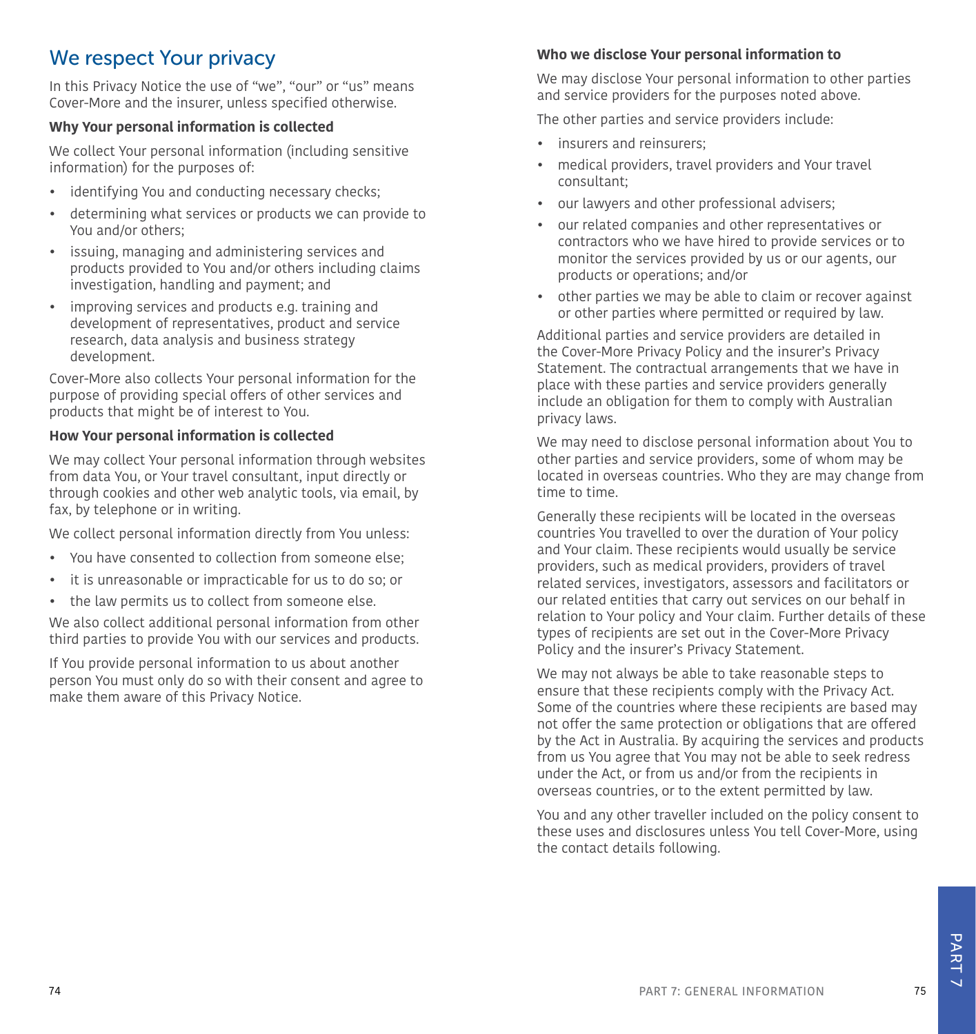## We respect Your privacy

In this Privacy Notice the use of "we", "our" or "us" means Cover-More and the insurer, unless specified otherwise.

**Why Your personal information is collected**

We collect Your personal information (including sensitive information) for the purposes of:

- identifying You and conducting necessary checks;
- determining what services or products we can provide to You and/or others;
- issuing, managing and administering services and products provided to You and/or others including claims investigation, handling and payment; and
- improving services and products e.g. training and development of representatives, product and service research, data analysis and business strategy development.

Cover-More also collects Your personal information for the purpose of providing special offers of other services and products that might be of interest to You.

**How Your personal information is collected**

We may collect Your personal information through websites from data You, or Your travel consultant, input directly or through cookies and other web analytic tools, via email, by fax, by telephone or in writing.

We collect personal information directly from You unless:

- You have consented to collection from someone else;
- it is unreasonable or impracticable for us to do so; or
- the law permits us to collect from someone else.

We also collect additional personal information from other third parties to provide You with our services and products.

If You provide personal information to us about another person You must only do so with their consent and agree to make them aware of this Privacy Notice.

**Who we disclose Your personal information to**

We may disclose Your personal information to other parties and service providers for the purposes noted above.

The other parties and service providers include:

- insurers and reinsurers;
- medical providers, travel providers and Your travel consultant;
- our lawyers and other professional advisers;
- our related companies and other representatives or contractors who we have hired to provide services or to monitor the services provided by us or our agents, our products or operations; and/or
- other parties we may be able to claim or recover against or other parties where permitted or required by law.

Additional parties and service providers are detailed in the Cover-More Privacy Policy and the insurer's Privacy Statement. The contractual arrangements that we have in place with these parties and service providers generally include an obligation for them to comply with Australian privacy laws.

We may need to disclose personal information about You to other parties and service providers, some of whom may be located in overseas countries. Who they are may change from time to time.

Generally these recipients will be located in the overseas countries You travelled to over the duration of Your policy and Your claim. These recipients would usually be service providers, such as medical providers, providers of travel related services, investigators, assessors and facilitators or our related entities that carry out services on our behalf in relation to Your policy and Your claim. Further details of these types of recipients are set out in the Cover-More Privacy Policy and the insurer's Privacy Statement.

We may not always be able to take reasonable steps to ensure that these recipients comply with the Privacy Act. Some of the countries where these recipients are based may not offer the same protection or obligations that are offered by the Act in Australia. By acquiring the services and products from us You agree that You may not be able to seek redress under the Act, or from us and/or from the recipients in overseas countries, or to the extent permitted by law.

You and any other traveller included on the policy consent to these uses and disclosures unless You tell Cover-More, using the contact details following.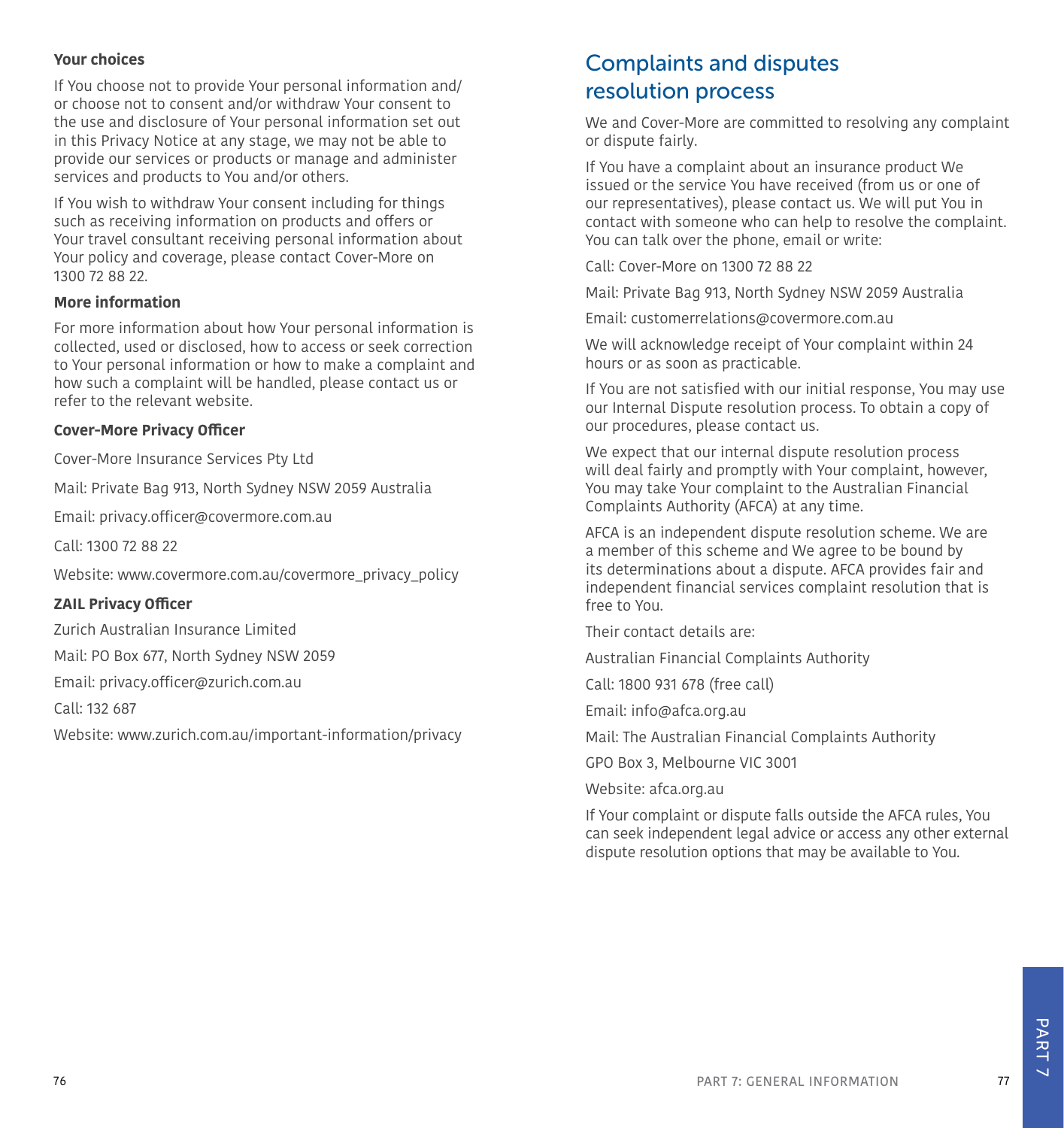### Your choices

If You choose not to provide Your personal information and/or choose not to consent and/or withdraw Your consent to the use and disclosure of Your personal information set out in this Privacy Notice at any stage, we may not be able to provide our services or products or manage and administer services and products to You and/or others.

If You wish to withdraw Your consent including for things such as receiving information on products and offers or Your travel consultant receiving personal information about Your policy and coverage, please contact Cover-More on 1300 72 88 22.

### More information

For more information about how Your personal information is collected, used or disclosed, how to access or seek correction to Your personal information or how to make a complaint and how such a complaint will be handled, please contact us or refer to the relevant website.

### Cover-More Privacy Officer

Cover-More Insurance Services Pty Ltd

Mail: Private Bag 913, North Sydney NSW 2059 Australia

Email: privacy.officer@covermore.com.au

Call: 1300 72 88 22

Website: www.covermore.com.au/covermore_privacy_policy

### ZAIL Privacy Officer

Zurich Australian Insurance Limited

Mail: PO Box 677, North Sydney NSW 2059

Email: privacy.officer@zurich.com.au

Call: 132 687

Website: www.zurich.com.au/important-information/privacy

## Complaints and disputes resolution process

We and Cover-More are committed to resolving any complaint or dispute fairly.

If You have a complaint about an insurance product We issued or the service You have received (from us or one of our representatives), please contact us. We will put You in contact with someone who can help to resolve the complaint. You can talk over the phone, email or write:

Call: Cover-More on 1300 72 88 22

Mail: Private Bag 913, North Sydney NSW 2059 Australia

Email: customerrelations@covermore.com.au

We will acknowledge receipt of Your complaint within 24 hours or as soon as practicable.

If You are not satisfied with our initial response, You may use our Internal Dispute resolution process. To obtain a copy of our procedures, please contact us.

We expect that our internal dispute resolution process will deal fairly and promptly with Your complaint, however, You may take Your complaint to the Australian Financial Complaints Authority (AFCA) at any time.

AFCA is an independent dispute resolution scheme. We are a member of this scheme and We agree to be bound by its determinations about a dispute. AFCA provides fair and independent financial services complaint resolution that is free to You.

Their contact details are:

Australian Financial Complaints Authority

Call: 1800 931 678 (free call)

Email: info@afca.org.au

Mail: The Australian Financial Complaints Authority

GPO Box 3, Melbourne VIC 3001

Website: afca.org.au

If Your complaint or dispute falls outside the AFCA rules, You can seek independent legal advice or access any other external dispute resolution options that may be available to You.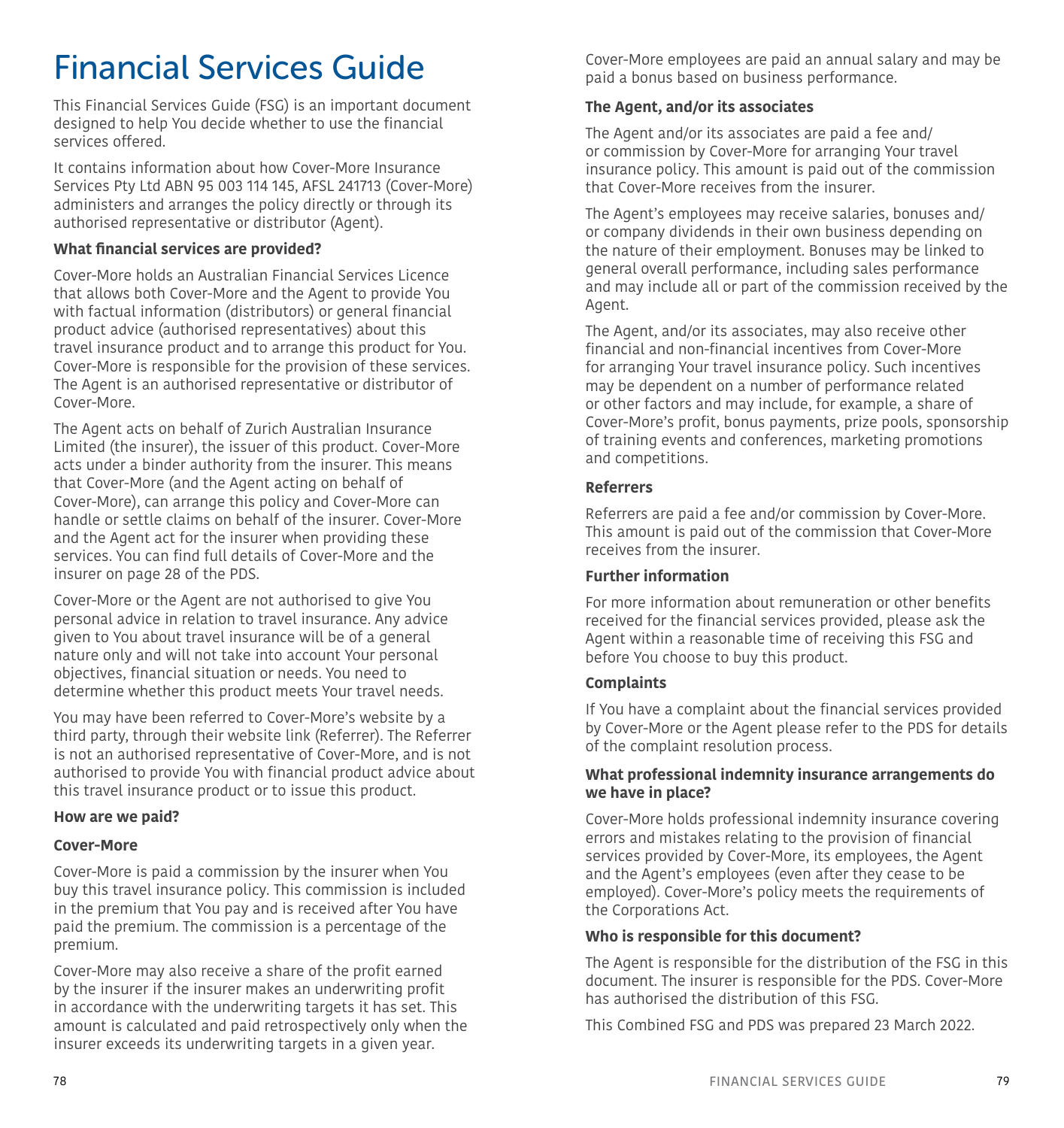# Financial Services Guide

This Financial Services Guide (FSG) is an important document designed to help You decide whether to use the financial services offered.

It contains information about how Cover-More Insurance Services Pty Ltd ABN 95 003 114 145, AFSL 241713 (Cover-More) administers and arranges the policy directly or through its authorised representative or distributor (Agent).

**What financial services are provided?**

Cover-More holds an Australian Financial Services Licence that allows both Cover-More and the Agent to provide You with factual information (distributors) or general financial product advice (authorised representatives) about this travel insurance product and to arrange this product for You. Cover-More is responsible for the provision of these services. The Agent is an authorised representative or distributor of Cover-More.

The Agent acts on behalf of Zurich Australian Insurance Limited (the insurer), the issuer of this product. Cover-More acts under a binder authority from the insurer. This means that Cover-More (and the Agent acting on behalf of Cover-More), can arrange this policy and Cover-More can handle or settle claims on behalf of the insurer. Cover-More and the Agent act for the insurer when providing these services. You can find full details of Cover-More and the insurer on page 28 of the PDS.

Cover-More or the Agent are not authorised to give You personal advice in relation to travel insurance. Any advice given to You about travel insurance will be of a general nature only and will not take into account Your personal objectives, financial situation or needs. You need to determine whether this product meets Your travel needs.

You may have been referred to Cover-More's website by a third party, through their website link (Referrer). The Referrer is not an authorised representative of Cover-More, and is not authorised to provide You with financial product advice about this travel insurance product or to issue this product.

**How are we paid?**

**Cover-More**

Cover-More is paid a commission by the insurer when You buy this travel insurance policy. This commission is included in the premium that You pay and is received after You have paid the premium. The commission is a percentage of the premium.

Cover-More may also receive a share of the profit earned by the insurer if the insurer makes an underwriting profit in accordance with the underwriting targets it has set. This amount is calculated and paid retrospectively only when the insurer exceeds its underwriting targets in a given year.

Cover-More employees are paid an annual salary and may be paid a bonus based on business performance.

**The Agent, and/or its associates**

The Agent and/or its associates are paid a fee and/or commission by Cover-More for arranging Your travel insurance policy. This amount is paid out of the commission that Cover-More receives from the insurer.

The Agent's employees may receive salaries, bonuses and/or company dividends in their own business depending on the nature of their employment. Bonuses may be linked to general overall performance, including sales performance and may include all or part of the commission received by the Agent.

The Agent, and/or its associates, may also receive other financial and non-financial incentives from Cover-More for arranging Your travel insurance policy. Such incentives may be dependent on a number of performance related or other factors and may include, for example, a share of Cover-More's profit, bonus payments, prize pools, sponsorship of training events and conferences, marketing promotions and competitions.

**Referrers**

Referrers are paid a fee and/or commission by Cover-More. This amount is paid out of the commission that Cover-More receives from the insurer.

**Further information**

For more information about remuneration or other benefits received for the financial services provided, please ask the Agent within a reasonable time of receiving this FSG and before You choose to buy this product.

**Complaints**

If You have a complaint about the financial services provided by Cover-More or the Agent please refer to the PDS for details of the complaint resolution process.

**What professional indemnity insurance arrangements do we have in place?**

Cover-More holds professional indemnity insurance covering errors and mistakes relating to the provision of financial services provided by Cover-More, its employees, the Agent and the Agent's employees (even after they cease to be employed). Cover-More's policy meets the requirements of the Corporations Act.

**Who is responsible for this document?**

The Agent is responsible for the distribution of the FSG in this document. The insurer is responsible for the PDS. Cover-More has authorised the distribution of this FSG.

This Combined FSG and PDS was prepared 23 March 2022.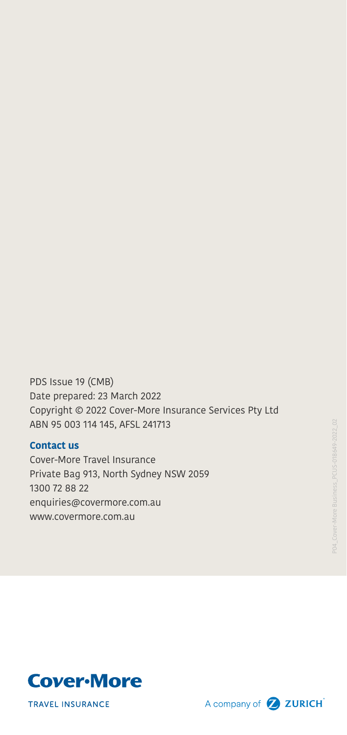PDS Issue 19 (CMB)
Date prepared: 23 March 2022
Copyright © 2022 Cover-More Insurance Services Pty Ltd
ABN 95 003 114 145, AFSL 241713

**Contact us**

Cover-More Travel Insurance
Private Bag 913, North Sydney NSW 2059
1300 72 88 22
enquiries@covermore.com.au
www.covermore.com.au

P04_Cover-More Business_PCUS-018649-2022_02

Cover-More
TRAVEL INSURANCE

A company of ZURICH